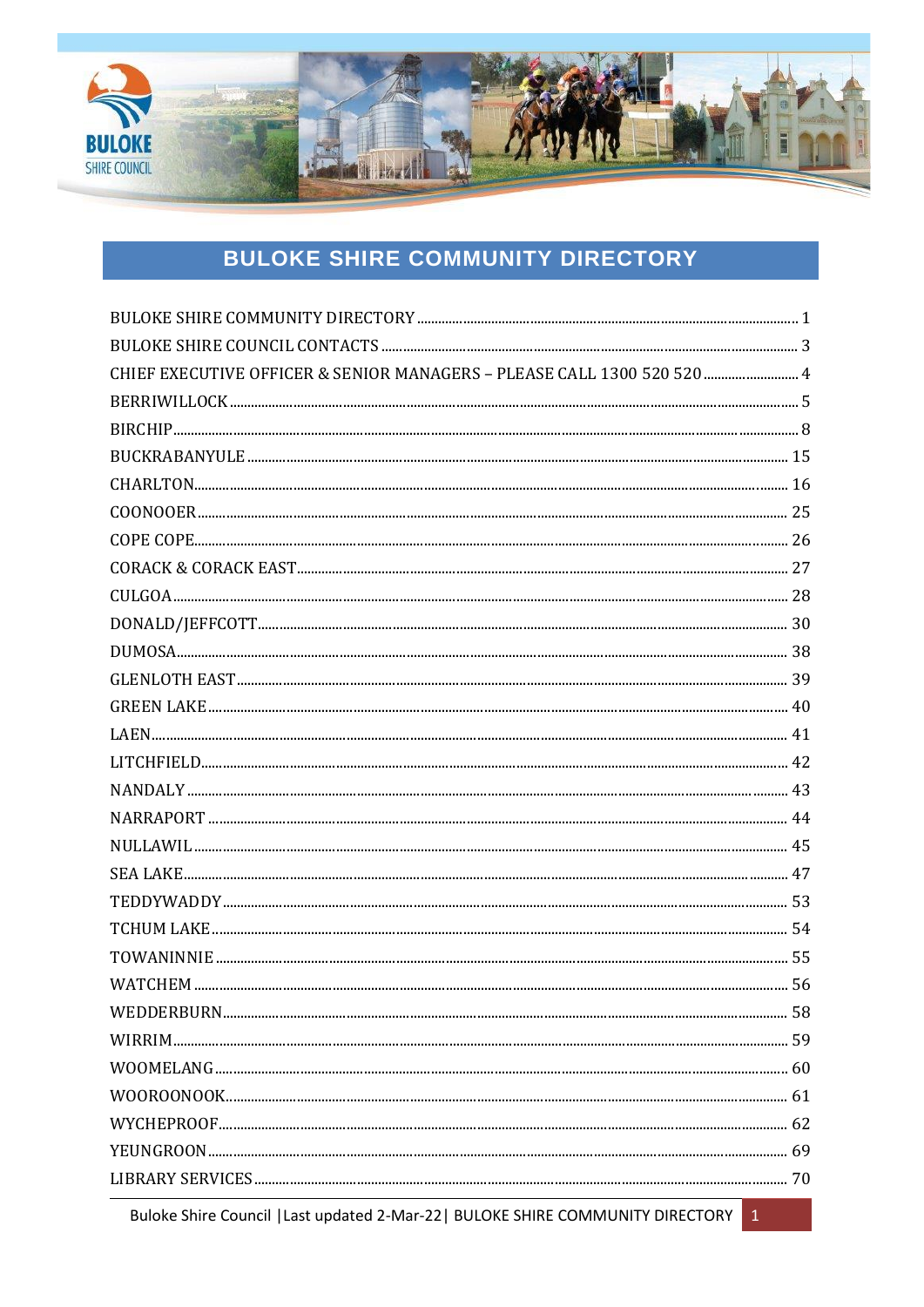# BULOKE SHIRE COMMUNITY DIRECTORY

BULOKE SHIRE COMMUNITY DIRECTORY ..... 1
BULOKE SHIRE COUNCIL CONTACTS ..... 3
CHIEF EXECUTIVE OFFICER & SENIOR MANAGERS – PLEASE CALL 1300 520 520 ..... 4
BERRIWILLOCK ..... 5
BIRCHIP ..... 8
BUCKRABANYULE ..... 15
CHARLTON ..... 16
COONOOER ..... 25
COPE COPE ..... 26
CORACK & CORACK EAST ..... 27
CULGOA ..... 28
DONALD/JEFFCOTT ..... 30
DUMOSA ..... 38
GLENLOTH EAST ..... 39
GREEN LAKE ..... 40
LAEN ..... 41
LITCHFIELD ..... 42
NANDALY ..... 43
NARRAPORT ..... 44
NULLAWIL ..... 45
SEA LAKE ..... 47
TEDDYWADDY ..... 53
TCHUM LAKE ..... 54
TOWANINNIE ..... 55
WATCHEM ..... 56
WEDDERBURN ..... 58
WIRRIM ..... 59
WOOMELANG ..... 60
WOOROONOOK ..... 61
WYCHEPROOF ..... 62
YEUNGROON ..... 69
LIBRARY SERVICES ..... 70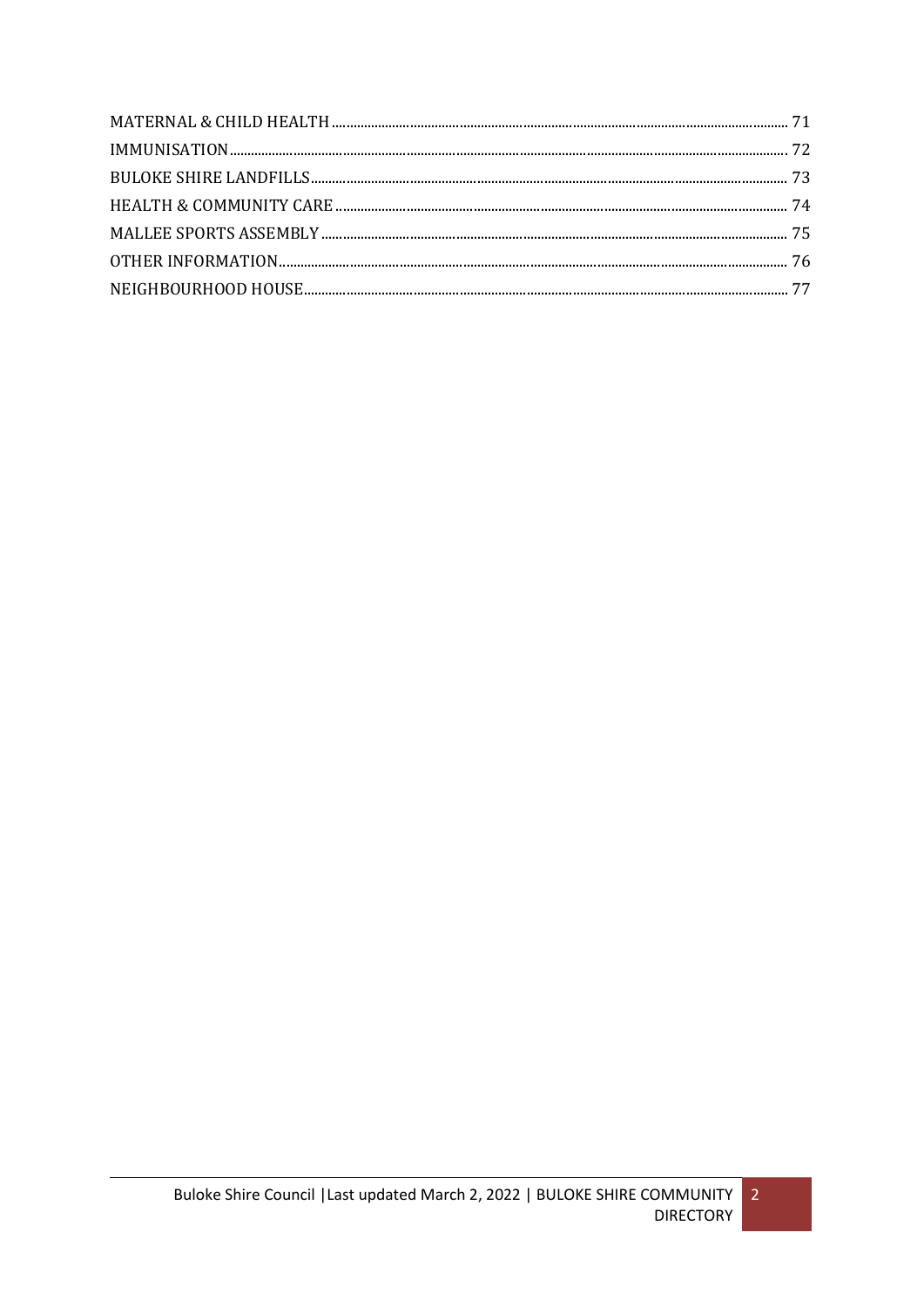MATERNAL & CHILD HEALTH ........................................................................................................................ 71

IMMUNISATION ........................................................................................................................................ 72

BULOKE SHIRE LANDFILLS ....................................................................................................................... 73

HEALTH & COMMUNITY CARE ................................................................................................................ 74

MALLEE SPORTS ASSEMBLY ................................................................................................................... 75

OTHER INFORMATION ............................................................................................................................. 76

NEIGHBOURHOOD HOUSE ...................................................................................................................... 77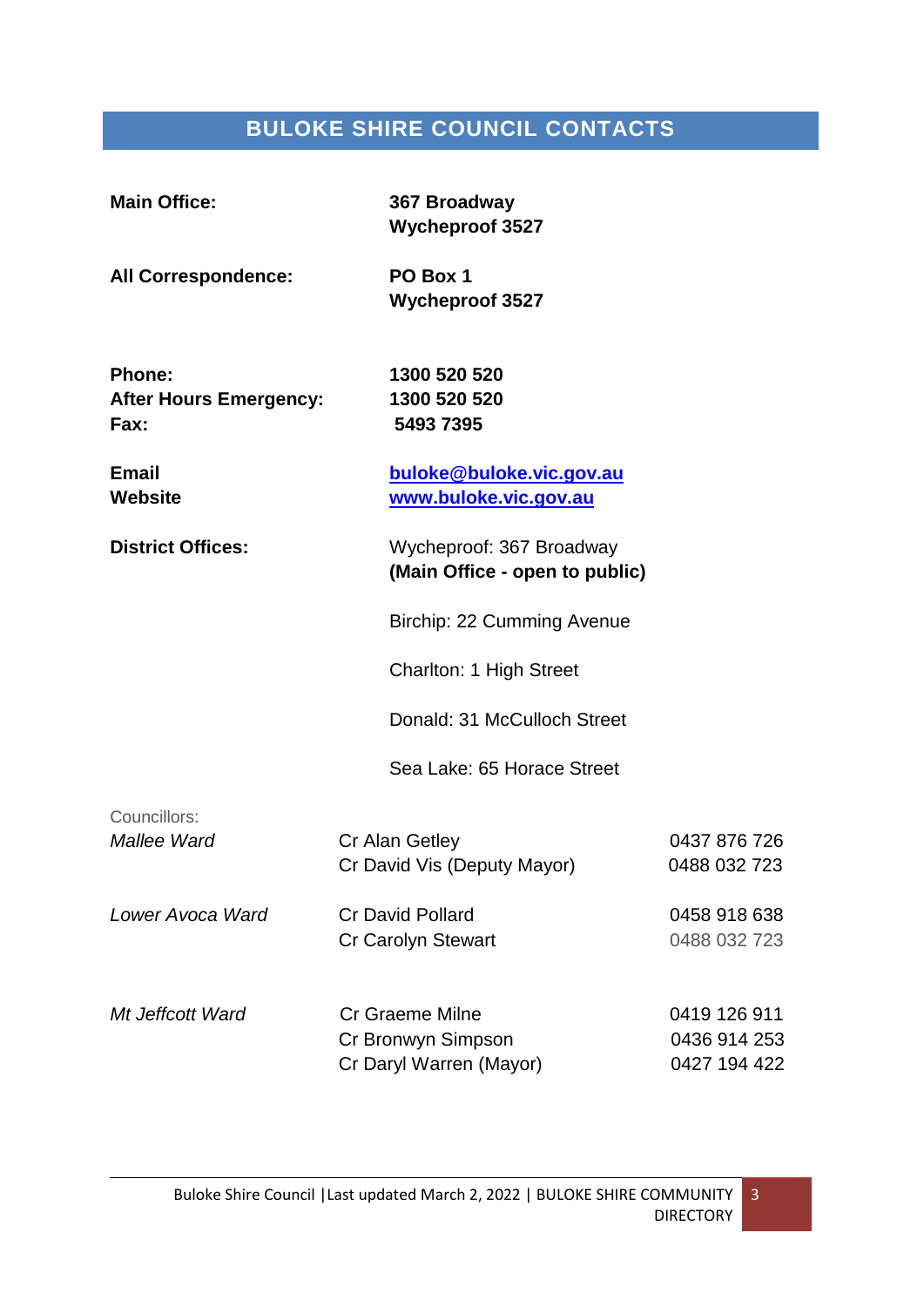## BULOKE SHIRE COUNCIL CONTACTS

| | |
|---|---|
| **Main Office:** | **367 Broadway**<br>**Wycheproof 3527** |
| **All Correspondence:** | **PO Box 1**<br>**Wycheproof 3527** |
| **Phone:** | **1300 520 520** |
| **After Hours Emergency:** | **1300 520 520** |
| **Fax:** | **5493 7395** |
| **Email** | **buloke@buloke.vic.gov.au** |
| **Website** | **www.buloke.vic.gov.au** |
| **District Offices:** | Wycheproof: 367 Broadway<br>**(Main Office - open to public)** |
| | Birchip: 22 Cumming Avenue |
| | Charlton: 1 High Street |
| | Donald: 31 McCulloch Street |
| | Sea Lake: 65 Horace Street |

Councillors:

| | | |
|---|---|---|
| *Mallee Ward* | Cr Alan Getley | 0437 876 726 |
| | Cr David Vis (Deputy Mayor) | 0488 032 723 |
| *Lower Avoca Ward* | Cr David Pollard | 0458 918 638 |
| | Cr Carolyn Stewart | 0488 032 723 |
| *Mt Jeffcott Ward* | Cr Graeme Milne | 0419 126 911 |
| | Cr Bronwyn Simpson | 0436 914 253 |
| | Cr Daryl Warren (Mayor) | 0427 194 422 |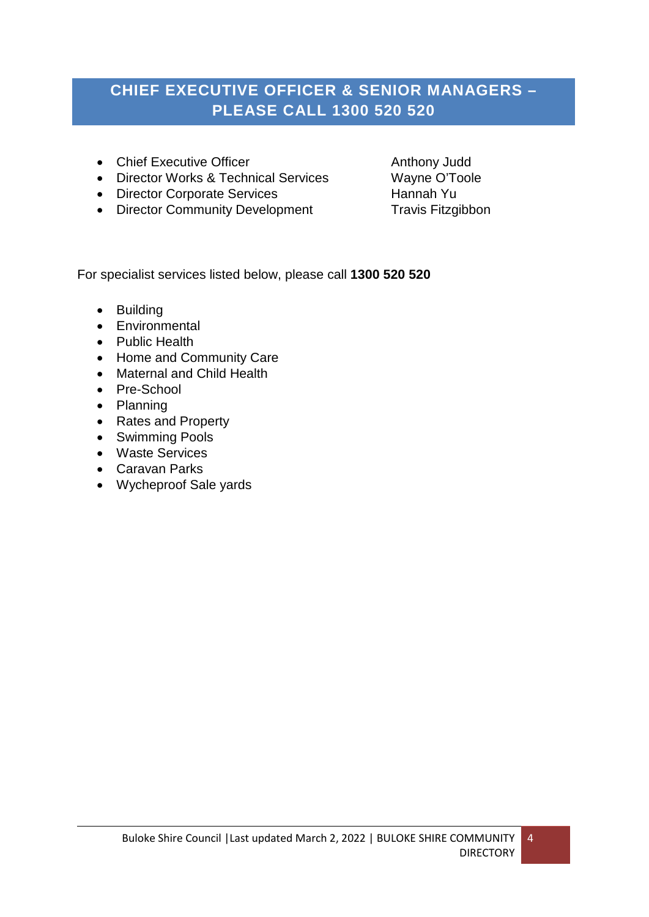## CHIEF EXECUTIVE OFFICER & SENIOR MANAGERS – PLEASE CALL 1300 520 520

- Chief Executive Officer — Anthony Judd
- Director Works & Technical Services — Wayne O'Toole
- Director Corporate Services — Hannah Yu
- Director Community Development — Travis Fitzgibbon

For specialist services listed below, please call **1300 520 520**

- Building
- Environmental
- Public Health
- Home and Community Care
- Maternal and Child Health
- Pre-School
- Planning
- Rates and Property
- Swimming Pools
- Waste Services
- Caravan Parks
- Wycheproof Sale yards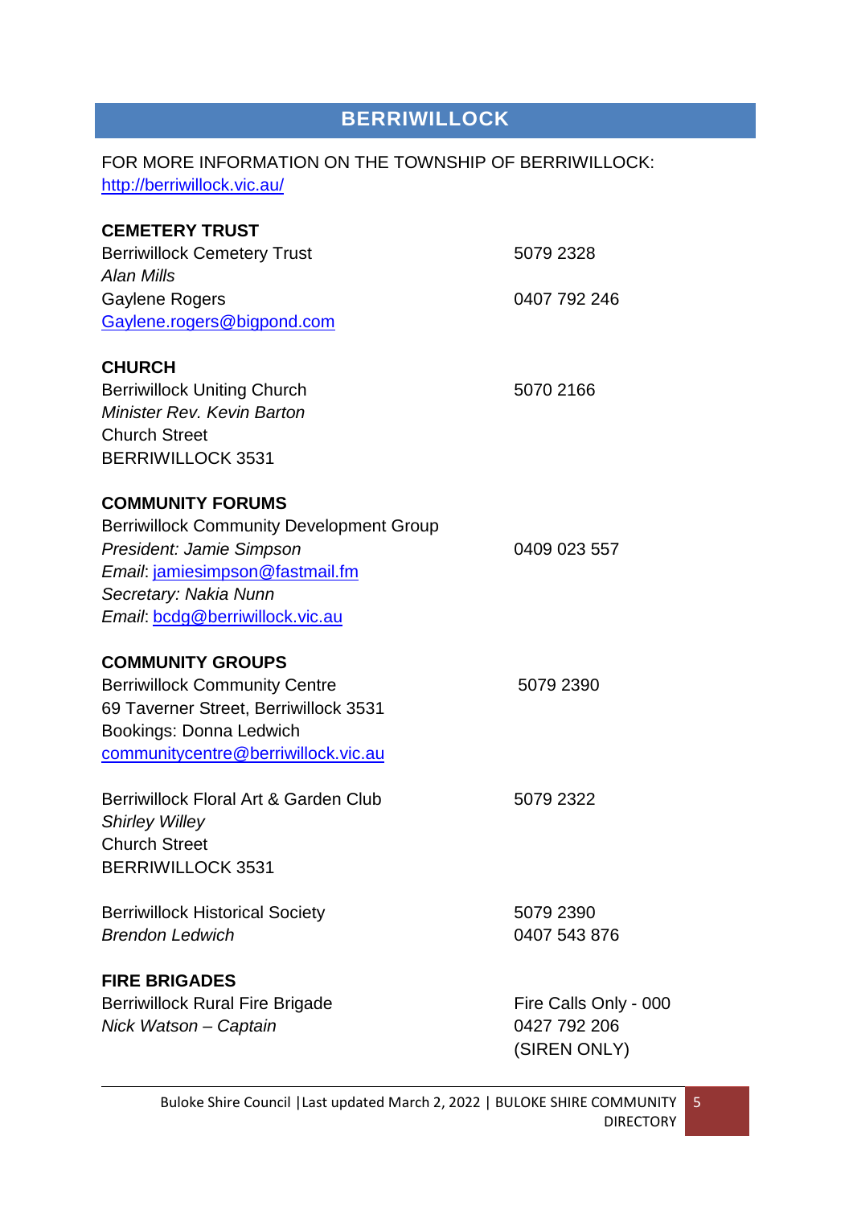# BERRIWILLOCK

FOR MORE INFORMATION ON THE TOWNSHIP OF BERRIWILLOCK:
http://berriwillock.vic.au/

**CEMETERY TRUST**

Berriwillock Cemetery Trust — 5079 2328
*Alan Mills*
Gaylene Rogers — 0407 792 246
Gaylene.rogers@bigpond.com

**CHURCH**

Berriwillock Uniting Church — 5070 2166
*Minister Rev. Kevin Barton*
Church Street
BERRIWILLOCK 3531

**COMMUNITY FORUMS**

Berriwillock Community Development Group
*President: Jamie Simpson* — 0409 023 557
*Email*: jamiesimpson@fastmail.fm
*Secretary: Nakia Nunn*
*Email*: bcdg@berriwillock.vic.au

**COMMUNITY GROUPS**

Berriwillock Community Centre — 5079 2390
69 Taverner Street, Berriwillock 3531
Bookings: Donna Ledwich
communitycentre@berriwillock.vic.au

Berriwillock Floral Art & Garden Club — 5079 2322
*Shirley Willey*
Church Street
BERRIWILLOCK 3531

Berriwillock Historical Society — 5079 2390
*Brendon Ledwich* — 0407 543 876

**FIRE BRIGADES**

Berriwillock Rural Fire Brigade — Fire Calls Only - 000
*Nick Watson – Captain* — 0427 792 206
(SIREN ONLY)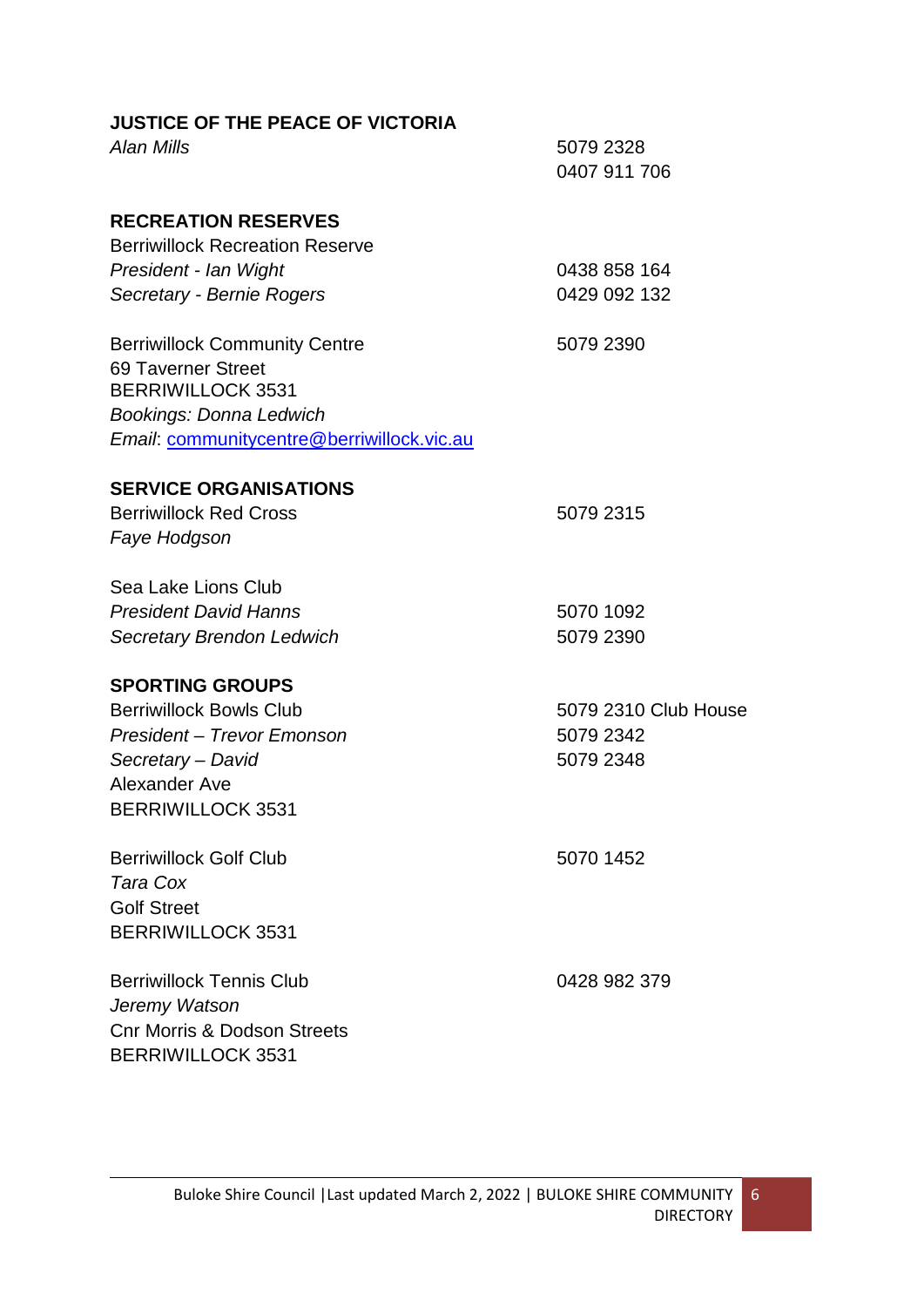## JUSTICE OF THE PEACE OF VICTORIA

*Alan Mills* 5079 2328
0407 911 706

## RECREATION RESERVES

Berriwillock Recreation Reserve
*President - Ian Wight* 0438 858 164
*Secretary - Bernie Rogers* 0429 092 132

Berriwillock Community Centre 5079 2390
69 Taverner Street
BERRIWILLOCK 3531
*Bookings: Donna Ledwich*
*Email*: communitycentre@berriwillock.vic.au

## SERVICE ORGANISATIONS

Berriwillock Red Cross 5079 2315
*Faye Hodgson*

Sea Lake Lions Club
*President David Hanns* 5070 1092
*Secretary Brendon Ledwich* 5079 2390

## SPORTING GROUPS

Berriwillock Bowls Club 5079 2310 Club House
*President – Trevor Emonson* 5079 2342
*Secretary – David* 5079 2348
Alexander Ave
BERRIWILLOCK 3531

Berriwillock Golf Club 5070 1452
*Tara Cox*
Golf Street
BERRIWILLOCK 3531

Berriwillock Tennis Club 0428 982 379
*Jeremy Watson*
Cnr Morris & Dodson Streets
BERRIWILLOCK 3531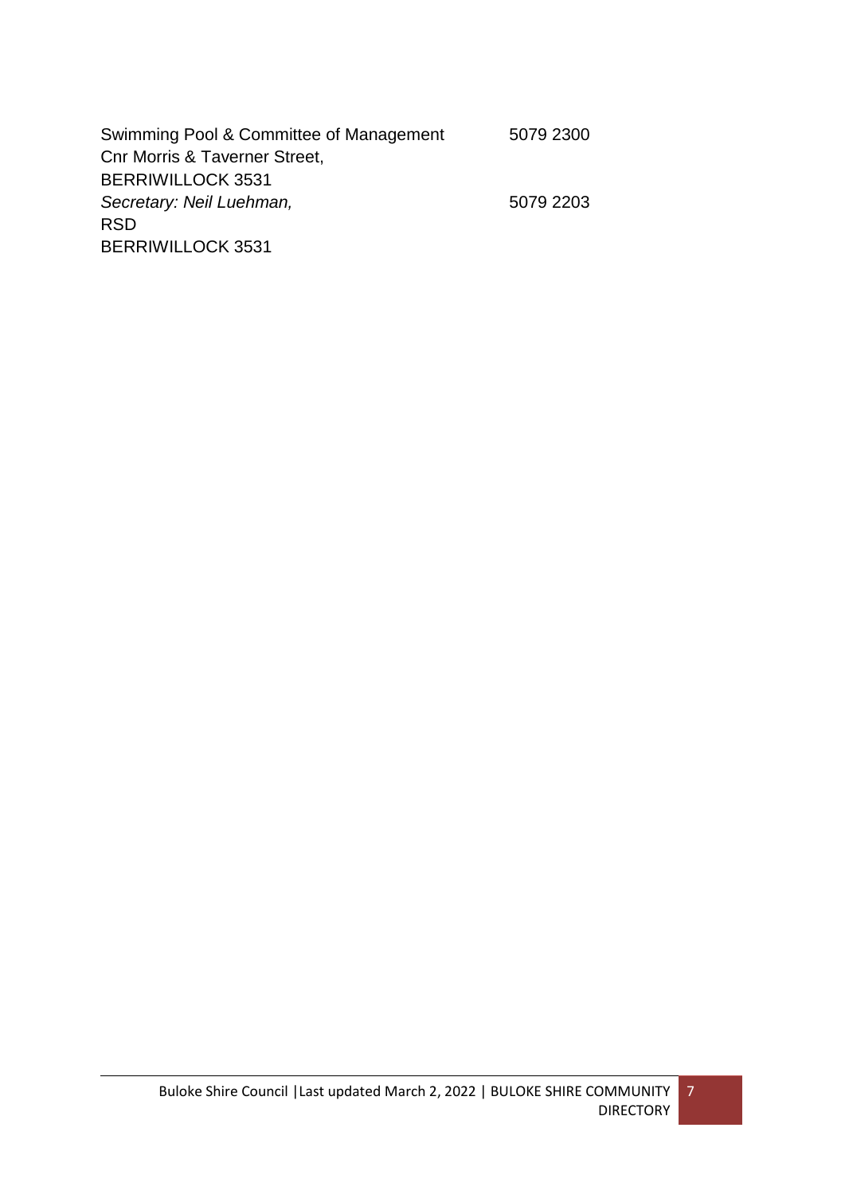Swimming Pool & Committee of Management 5079 2300
Cnr Morris & Taverner Street,
BERRIWILLOCK 3531
*Secretary: Neil Luehman,* 5079 2203
RSD
BERRIWILLOCK 3531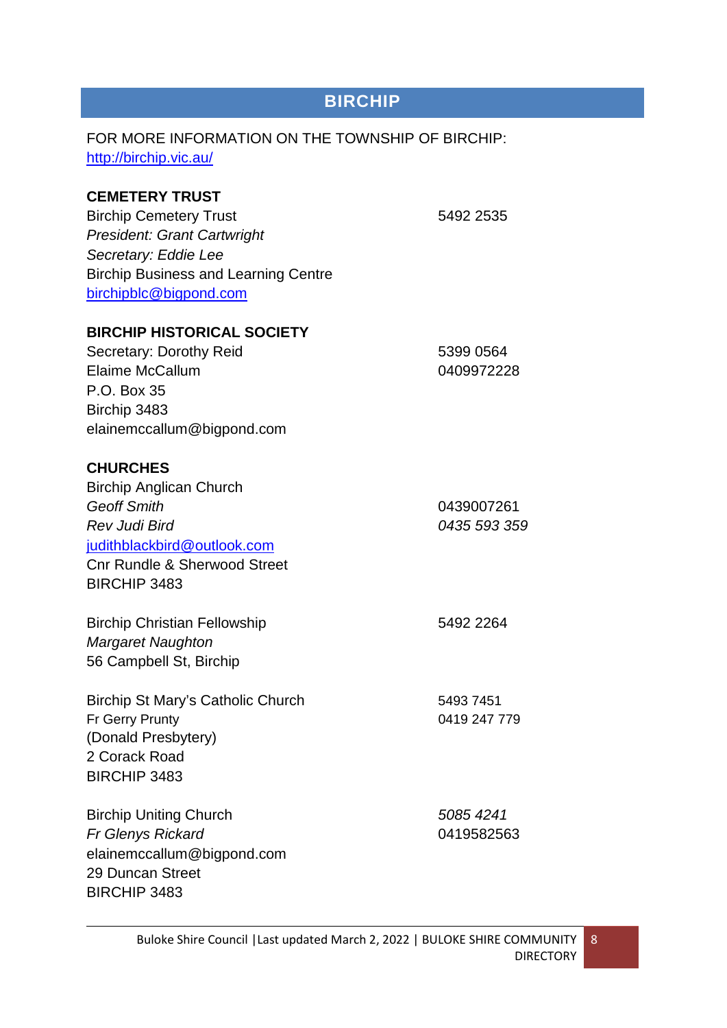# BIRCHIP

FOR MORE INFORMATION ON THE TOWNSHIP OF BIRCHIP:
http://birchip.vic.au/

**CEMETERY TRUST**

Birchip Cemetery Trust — 5492 2535
*President: Grant Cartwright*
*Secretary: Eddie Lee*
Birchip Business and Learning Centre
birchipblc@bigpond.com

**BIRCHIP HISTORICAL SOCIETY**

Secretary: Dorothy Reid — 5399 0564
Elaime McCallum — 0409972228
P.O. Box 35
Birchip 3483
elainemccallum@bigpond.com

**CHURCHES**

Birchip Anglican Church
*Geoff Smith* — 0439007261
*Rev Judi Bird* — *0435 593 359*
judithblackbird@outlook.com
Cnr Rundle & Sherwood Street
BIRCHIP 3483

Birchip Christian Fellowship — 5492 2264
*Margaret Naughton*
56 Campbell St, Birchip

Birchip St Mary's Catholic Church — 5493 7451
Fr Gerry Prunty — 0419 247 779
(Donald Presbytery)
2 Corack Road
BIRCHIP 3483

Birchip Uniting Church — *5085 4241*
*Fr Glenys Rickard* — 0419582563
elainemccallum@bigpond.com
29 Duncan Street
BIRCHIP 3483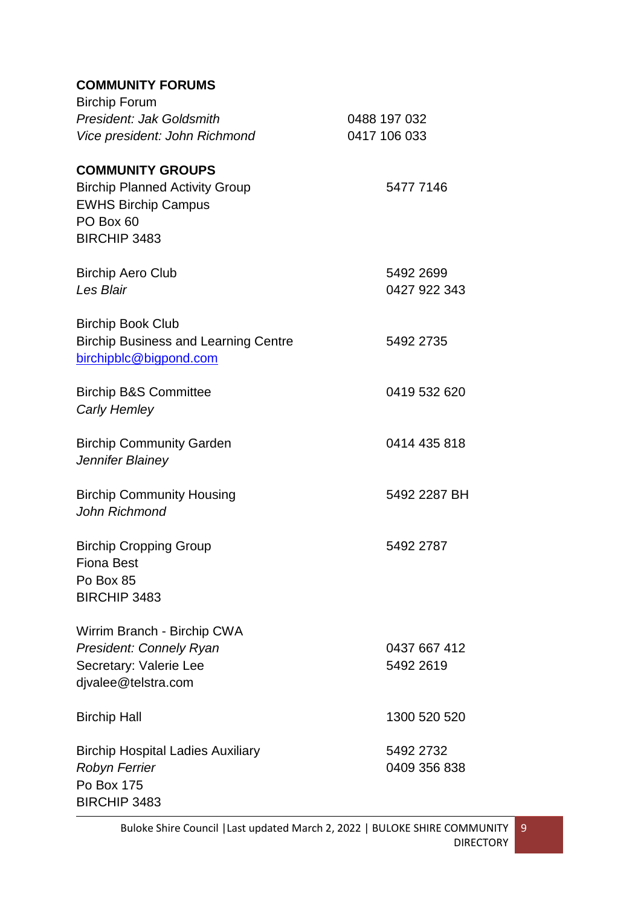**COMMUNITY FORUMS**

Birchip Forum
*President: Jak Goldsmith* 0488 197 032
*Vice president: John Richmond* 0417 106 033

**COMMUNITY GROUPS**

Birchip Planned Activity Group 5477 7146
EWHS Birchip Campus
PO Box 60
BIRCHIP 3483

Birchip Aero Club 5492 2699
*Les Blair* 0427 922 343

Birchip Book Club
Birchip Business and Learning Centre 5492 2735
birchipblc@bigpond.com

Birchip B&S Committee 0419 532 620
*Carly Hemley*

Birchip Community Garden 0414 435 818
*Jennifer Blainey*

Birchip Community Housing 5492 2287 BH
*John Richmond*

Birchip Cropping Group 5492 2787
Fiona Best
Po Box 85
BIRCHIP 3483

Wirrim Branch - Birchip CWA
*President: Connely Ryan* 0437 667 412
Secretary: Valerie Lee 5492 2619
djvalee@telstra.com

Birchip Hall 1300 520 520

Birchip Hospital Ladies Auxiliary 5492 2732
*Robyn Ferrier* 0409 356 838
Po Box 175
BIRCHIP 3483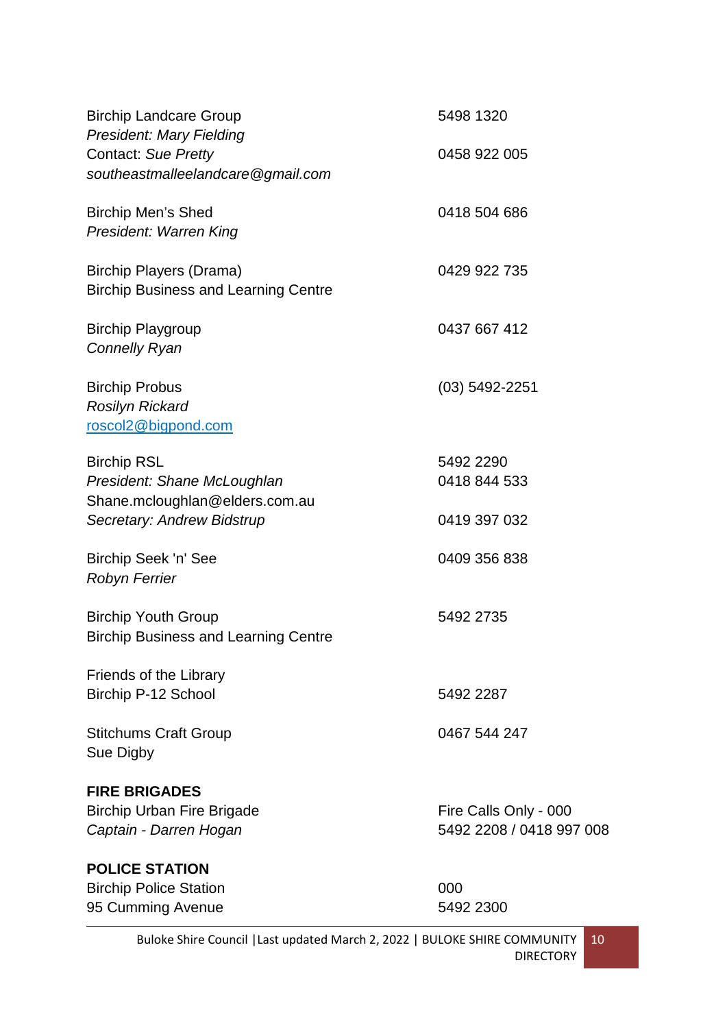Birchip Landcare Group 5498 1320
*President: Mary Fielding*
Contact: *Sue Pretty* 0458 922 005
*southeastmalleelandcare@gmail.com*

Birchip Men's Shed 0418 504 686
*President: Warren King*

Birchip Players (Drama) 0429 922 735
Birchip Business and Learning Centre

Birchip Playgroup 0437 667 412
*Connelly Ryan*

Birchip Probus (03) 5492-2251
*Rosilyn Rickard*
[roscol2@bigpond.com](mailto:roscol2@bigpond.com)

Birchip RSL 5492 2290
*President: Shane McLoughlan* 0418 844 533
Shane.mcloughlan@elders.com.au
*Secretary: Andrew Bidstrup* 0419 397 032

Birchip Seek 'n' See 0409 356 838
*Robyn Ferrier*

Birchip Youth Group 5492 2735
Birchip Business and Learning Centre

Friends of the Library
Birchip P-12 School 5492 2287

Stitchums Craft Group 0467 544 247
Sue Digby

**FIRE BRIGADES**

Birchip Urban Fire Brigade Fire Calls Only - 000
*Captain - Darren Hogan* 5492 2208 / 0418 997 008

**POLICE STATION**

Birchip Police Station 000
95 Cumming Avenue 5492 2300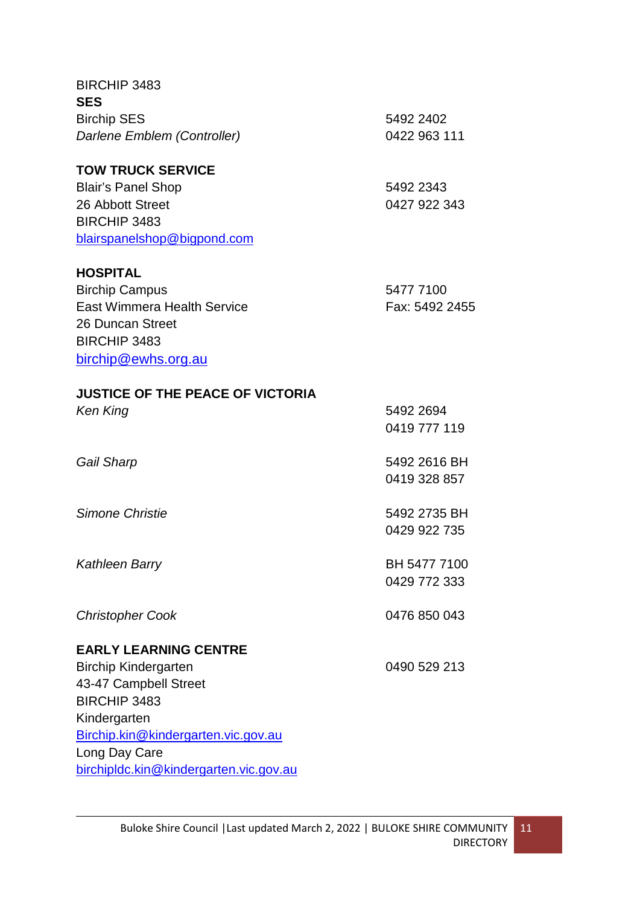BIRCHIP 3483

**SES**

Birchip SES — 5492 2402

*Darlene Emblem (Controller)* — 0422 963 111

**TOW TRUCK SERVICE**

Blair's Panel Shop — 5492 2343
26 Abbott Street — 0427 922 343
BIRCHIP 3483
blairspanelshop@bigpond.com

**HOSPITAL**

Birchip Campus — 5477 7100
East Wimmera Health Service — Fax: 5492 2455
26 Duncan Street
BIRCHIP 3483
birchip@ewhs.org.au

**JUSTICE OF THE PEACE OF VICTORIA**

*Ken King* — 5492 2694
0419 777 119

*Gail Sharp* — 5492 2616 BH
0419 328 857

*Simone Christie* — 5492 2735 BH
0429 922 735

*Kathleen Barry* — BH 5477 7100
0429 772 333

*Christopher Cook* — 0476 850 043

**EARLY LEARNING CENTRE**

Birchip Kindergarten — 0490 529 213
43-47 Campbell Street
BIRCHIP 3483
Kindergarten
Birchip.kin@kindergarten.vic.gov.au
Long Day Care
birchipldc.kin@kindergarten.vic.gov.au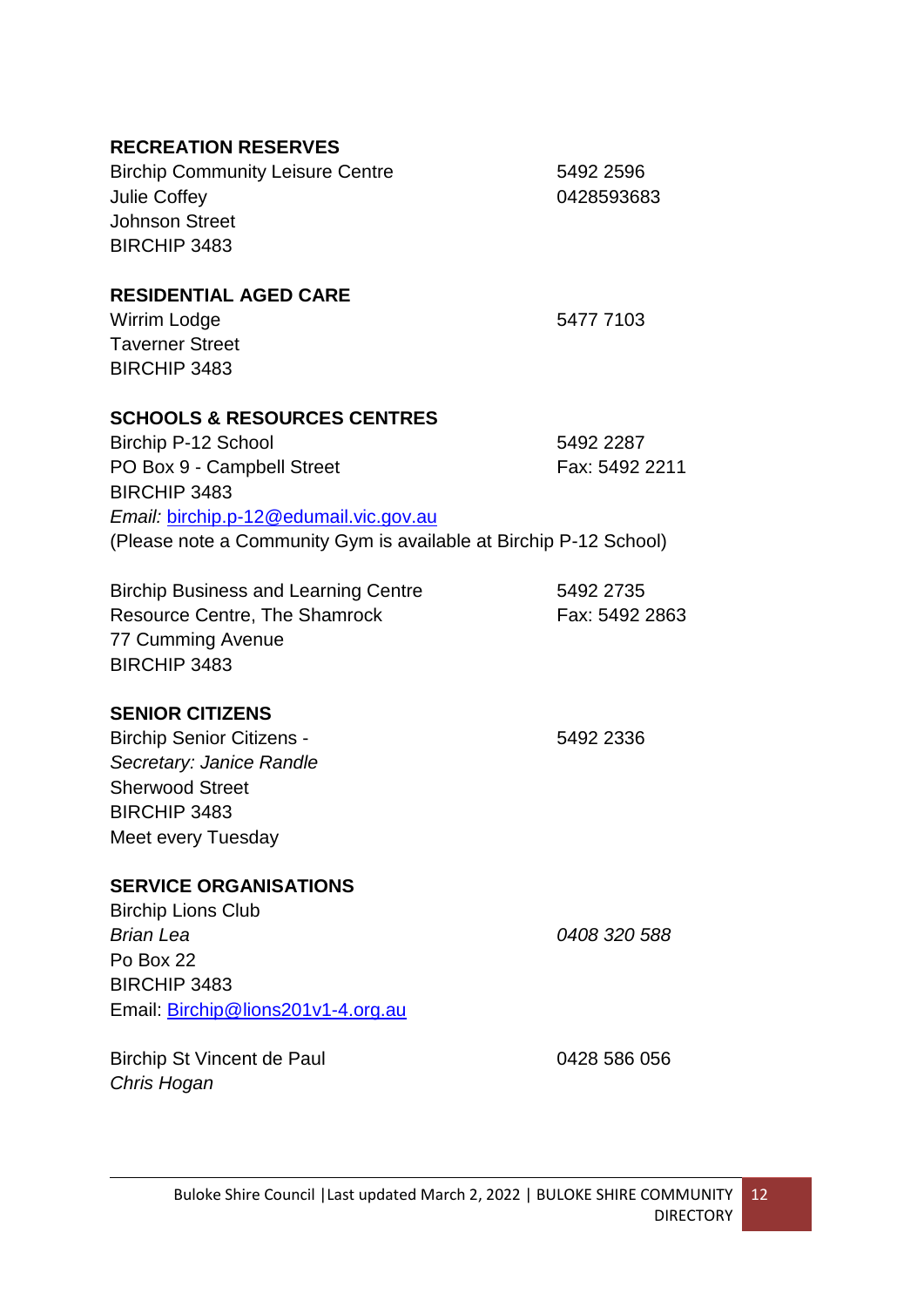## RECREATION RESERVES

Birchip Community Leisure Centre 5492 2596
Julie Coffey 0428593683
Johnson Street
BIRCHIP 3483

## RESIDENTIAL AGED CARE

Wirrim Lodge 5477 7103
Taverner Street
BIRCHIP 3483

## SCHOOLS & RESOURCES CENTRES

Birchip P-12 School 5492 2287
PO Box 9 - Campbell Street Fax: 5492 2211
BIRCHIP 3483
*Email:* birchip.p-12@edumail.vic.gov.au
(Please note a Community Gym is available at Birchip P-12 School)

Birchip Business and Learning Centre 5492 2735
Resource Centre, The Shamrock Fax: 5492 2863
77 Cumming Avenue
BIRCHIP 3483

## SENIOR CITIZENS

Birchip Senior Citizens - 5492 2336
*Secretary: Janice Randle*
Sherwood Street
BIRCHIP 3483
Meet every Tuesday

## SERVICE ORGANISATIONS

Birchip Lions Club
*Brian Lea* *0408 320 588*
Po Box 22
BIRCHIP 3483
Email: Birchip@lions201v1-4.org.au

Birchip St Vincent de Paul 0428 586 056
*Chris Hogan*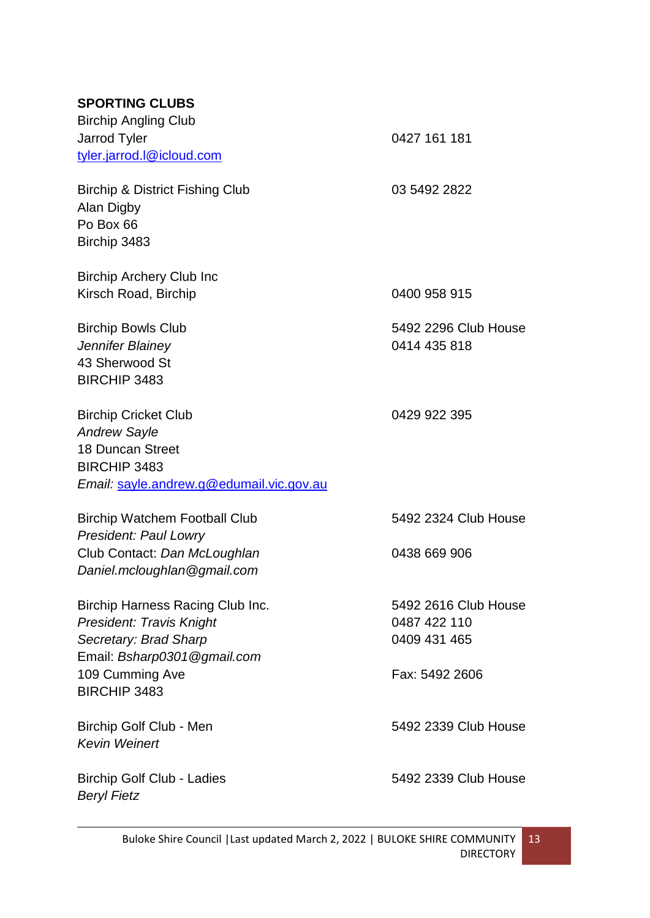**SPORTING CLUBS**

Birchip Angling Club
Jarrod Tyler — 0427 161 181
tyler.jarrod.l@icloud.com

Birchip & District Fishing Club — 03 5492 2822
Alan Digby
Po Box 66
Birchip 3483

Birchip Archery Club Inc
Kirsch Road, Birchip — 0400 958 915

Birchip Bowls Club — 5492 2296 Club House
*Jennifer Blainey* — 0414 435 818
43 Sherwood St
BIRCHIP 3483

Birchip Cricket Club — 0429 922 395
*Andrew Sayle*
18 Duncan Street
BIRCHIP 3483
*Email:* sayle.andrew.g@edumail.vic.gov.au

Birchip Watchem Football Club — 5492 2324 Club House
*President: Paul Lowry*
Club Contact: *Dan McLoughlan* — 0438 669 906
*Daniel.mcloughlan@gmail.com*

Birchip Harness Racing Club Inc. — 5492 2616 Club House
*President: Travis Knight* — 0487 422 110
*Secretary: Brad Sharp* — 0409 431 465
Email: *Bsharp0301@gmail.com*
109 Cumming Ave — Fax: 5492 2606
BIRCHIP 3483

Birchip Golf Club - Men — 5492 2339 Club House
*Kevin Weinert*

Birchip Golf Club - Ladies — 5492 2339 Club House
*Beryl Fietz*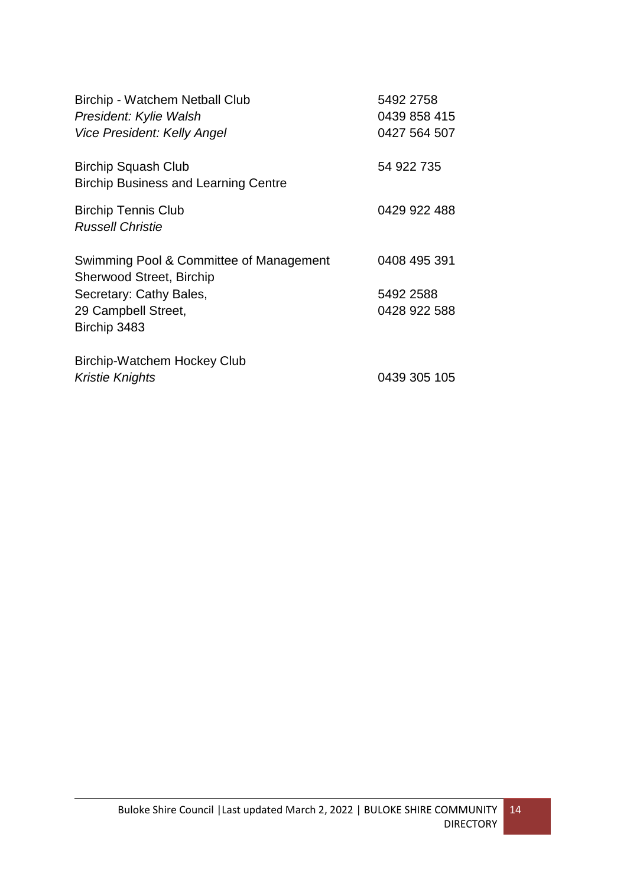| | |
|---|---|
| Birchip - Watchem Netball Club | 5492 2758 |
| *President: Kylie Walsh* | 0439 858 415 |
| *Vice President: Kelly Angel* | 0427 564 507 |
| | |
| Birchip Squash Club | 54 922 735 |
| Birchip Business and Learning Centre | |
| | |
| Birchip Tennis Club | 0429 922 488 |
| *Russell Christie* | |
| | |
| Swimming Pool & Committee of Management | 0408 495 391 |
| Sherwood Street, Birchip | |
| Secretary: Cathy Bales, | 5492 2588 |
| 29 Campbell Street, | 0428 922 588 |
| Birchip 3483 | |
| | |
| Birchip-Watchem Hockey Club | |
| *Kristie Knights* | 0439 305 105 |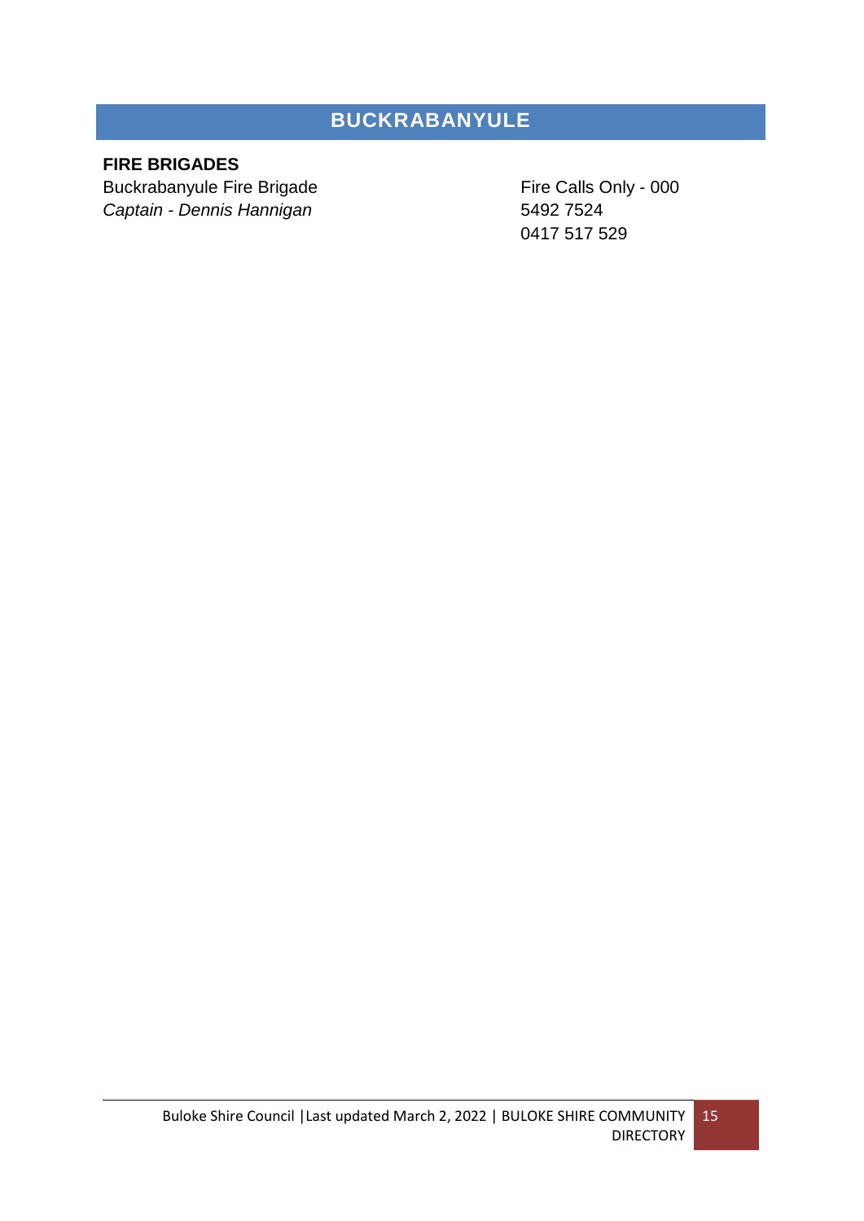# BUCKRABANYULE

**FIRE BRIGADES**

Buckrabanyule Fire Brigade — Fire Calls Only - 000

*Captain - Dennis Hannigan* — 5492 7524

0417 517 529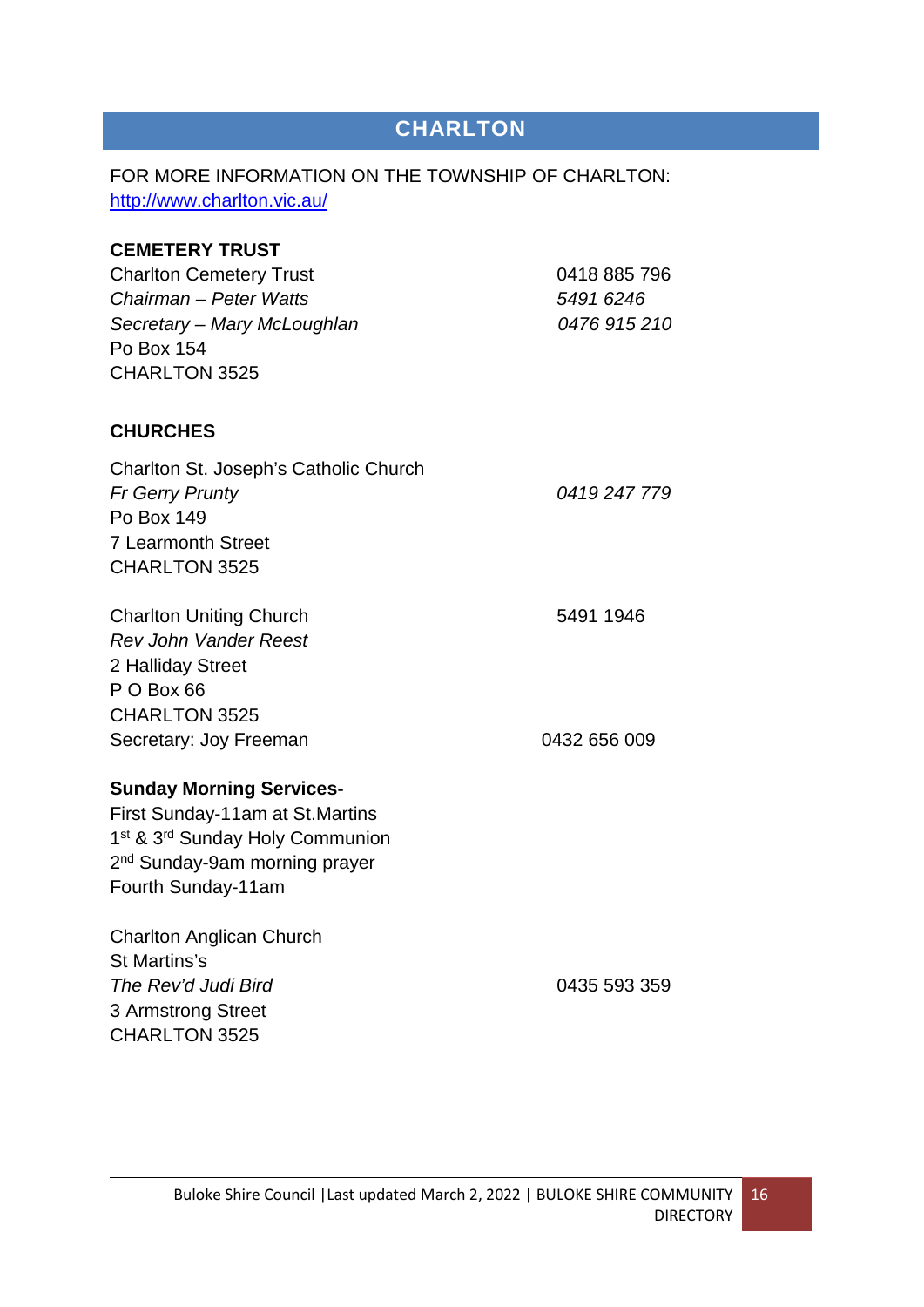# CHARLTON

FOR MORE INFORMATION ON THE TOWNSHIP OF CHARLTON: http://www.charlton.vic.au/

**CEMETERY TRUST**

Charlton Cemetery Trust 0418 885 796
*Chairman – Peter Watts* *5491 6246*
*Secretary – Mary McLoughlan* *0476 915 210*
Po Box 154
CHARLTON 3525

**CHURCHES**

Charlton St. Joseph's Catholic Church
*Fr Gerry Prunty* *0419 247 779*
Po Box 149
7 Learmonth Street
CHARLTON 3525

Charlton Uniting Church 5491 1946
*Rev John Vander Reest*
2 Halliday Street
P O Box 66
CHARLTON 3525
Secretary: Joy Freeman 0432 656 009

**Sunday Morning Services-**
First Sunday-11am at St.Martins
1st & 3rd Sunday Holy Communion
2nd Sunday-9am morning prayer
Fourth Sunday-11am

Charlton Anglican Church
St Martins's
*The Rev'd Judi Bird* 0435 593 359
3 Armstrong Street
CHARLTON 3525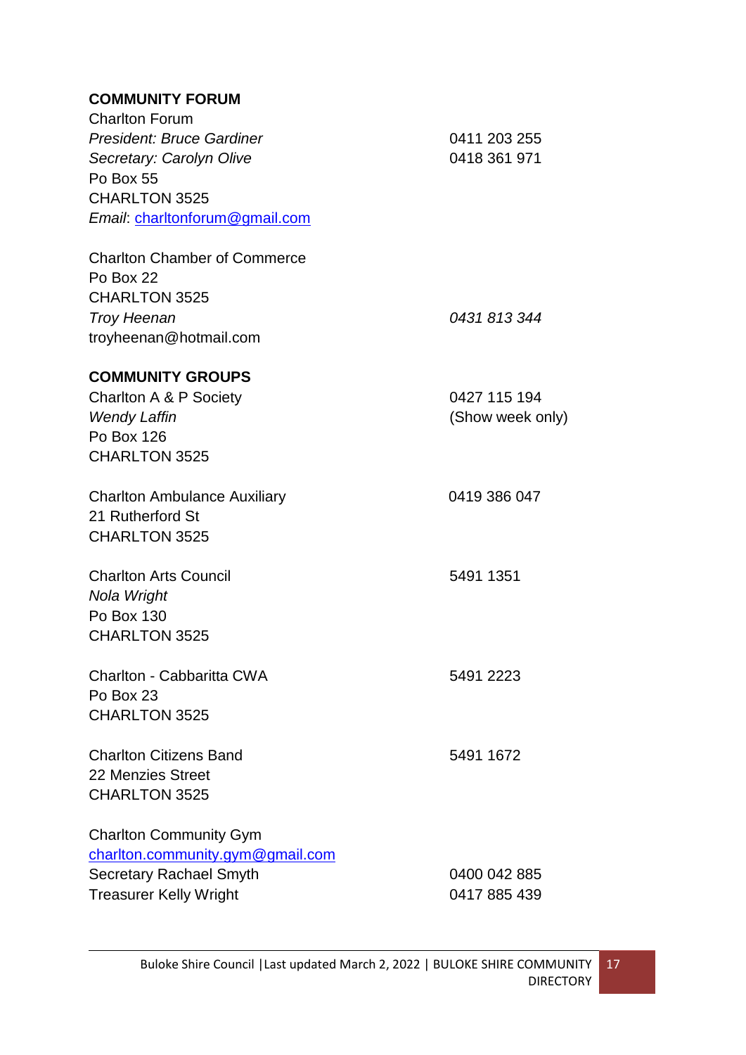**COMMUNITY FORUM**

Charlton Forum
*President: Bruce Gardiner* 0411 203 255
*Secretary: Carolyn Olive* 0418 361 971
Po Box 55
CHARLTON 3525
*Email*: charltonforum@gmail.com

Charlton Chamber of Commerce
Po Box 22
CHARLTON 3525
*Troy Heenan* *0431 813 344*
troyheenan@hotmail.com

**COMMUNITY GROUPS**

Charlton A & P Society 0427 115 194
*Wendy Laffin* (Show week only)
Po Box 126
CHARLTON 3525

Charlton Ambulance Auxiliary 0419 386 047
21 Rutherford St
CHARLTON 3525

Charlton Arts Council 5491 1351
*Nola Wright*
Po Box 130
CHARLTON 3525

Charlton - Cabbaritta CWA 5491 2223
Po Box 23
CHARLTON 3525

Charlton Citizens Band 5491 1672
22 Menzies Street
CHARLTON 3525

Charlton Community Gym
charlton.community.gym@gmail.com
Secretary Rachael Smyth 0400 042 885
Treasurer Kelly Wright 0417 885 439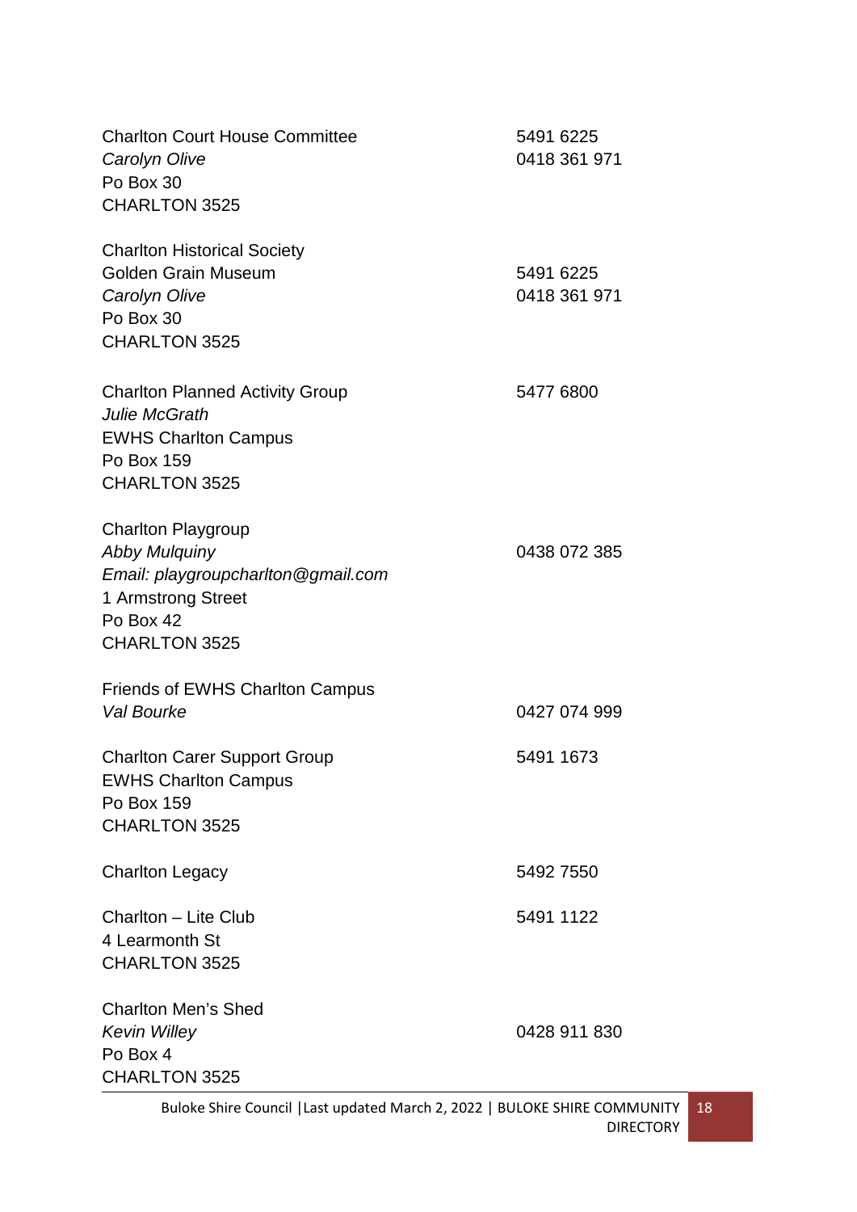Charlton Court House Committee
*Carolyn Olive*
Po Box 30
CHARLTON 3525

5491 6225
0418 361 971

Charlton Historical Society
Golden Grain Museum
*Carolyn Olive*
Po Box 30
CHARLTON 3525

5491 6225
0418 361 971

Charlton Planned Activity Group
*Julie McGrath*
EWHS Charlton Campus
Po Box 159
CHARLTON 3525

5477 6800

Charlton Playgroup
*Abby Mulquiny*
*Email: playgroupcharlton@gmail.com*
1 Armstrong Street
Po Box 42
CHARLTON 3525

0438 072 385

Friends of EWHS Charlton Campus
*Val Bourke*

0427 074 999

Charlton Carer Support Group
EWHS Charlton Campus
Po Box 159
CHARLTON 3525

5491 1673

Charlton Legacy

5492 7550

Charlton – Lite Club
4 Learmonth St
CHARLTON 3525

5491 1122

Charlton Men's Shed
*Kevin Willey*
Po Box 4
CHARLTON 3525

0428 911 830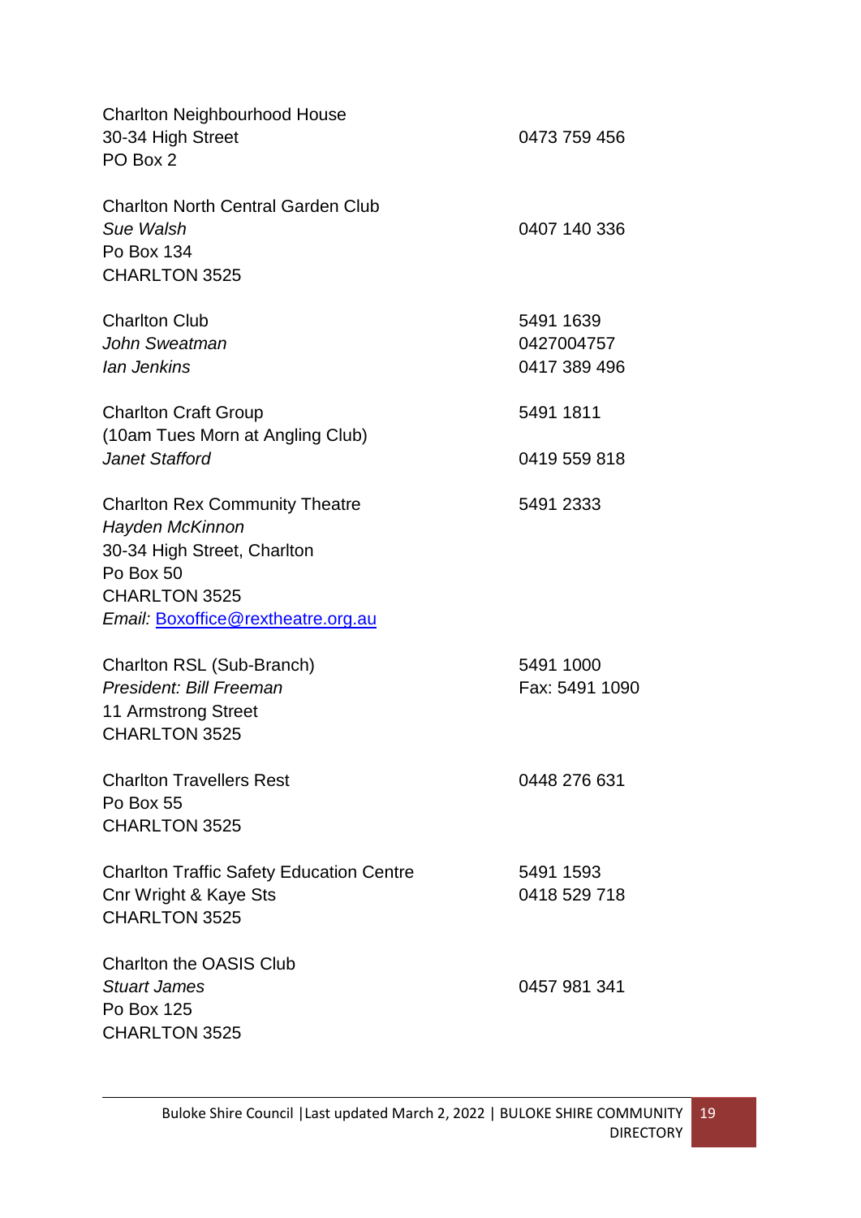Charlton Neighbourhood House
30-34 High Street — 0473 759 456
PO Box 2

Charlton North Central Garden Club
*Sue Walsh* — 0407 140 336
Po Box 134
CHARLTON 3525

Charlton Club — 5491 1639
*John Sweatman* — 0427004757
*Ian Jenkins* — 0417 389 496

Charlton Craft Group — 5491 1811
(10am Tues Morn at Angling Club)
*Janet Stafford* — 0419 559 818

Charlton Rex Community Theatre — 5491 2333
*Hayden McKinnon*
30-34 High Street, Charlton
Po Box 50
CHARLTON 3525
*Email:* Boxoffice@rextheatre.org.au

Charlton RSL (Sub-Branch) — 5491 1000
*President: Bill Freeman* — Fax: 5491 1090
11 Armstrong Street
CHARLTON 3525

Charlton Travellers Rest — 0448 276 631
Po Box 55
CHARLTON 3525

Charlton Traffic Safety Education Centre — 5491 1593
Cnr Wright & Kaye Sts — 0418 529 718
CHARLTON 3525

Charlton the OASIS Club
*Stuart James* — 0457 981 341
Po Box 125
CHARLTON 3525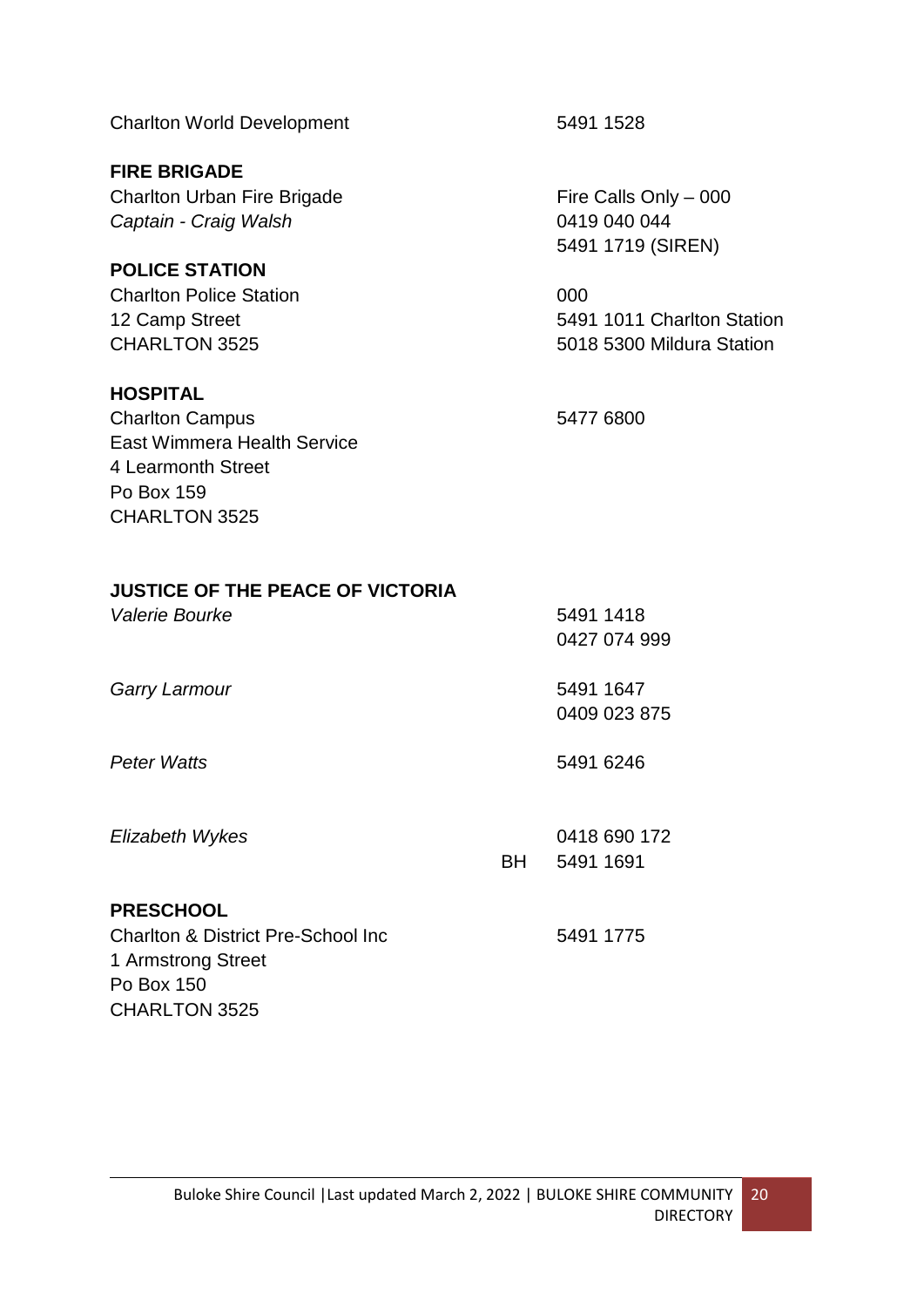Charlton World Development 5491 1528

**FIRE BRIGADE**

Charlton Urban Fire Brigade — Fire Calls Only – 000

*Captain - Craig Walsh* — 0419 040 044

5491 1719 (SIREN)

**POLICE STATION**

Charlton Police Station — 000

12 Camp Street — 5491 1011 Charlton Station

CHARLTON 3525 — 5018 5300 Mildura Station

**HOSPITAL**

Charlton Campus — 5477 6800

East Wimmera Health Service

4 Learmonth Street

Po Box 159

CHARLTON 3525

**JUSTICE OF THE PEACE OF VICTORIA**

*Valerie Bourke* — 5491 1418

0427 074 999

*Garry Larmour* — 5491 1647

0409 023 875

*Peter Watts* — 5491 6246

*Elizabeth Wykes* — 0418 690 172

BH 5491 1691

**PRESCHOOL**

Charlton & District Pre-School Inc — 5491 1775

1 Armstrong Street

Po Box 150

CHARLTON 3525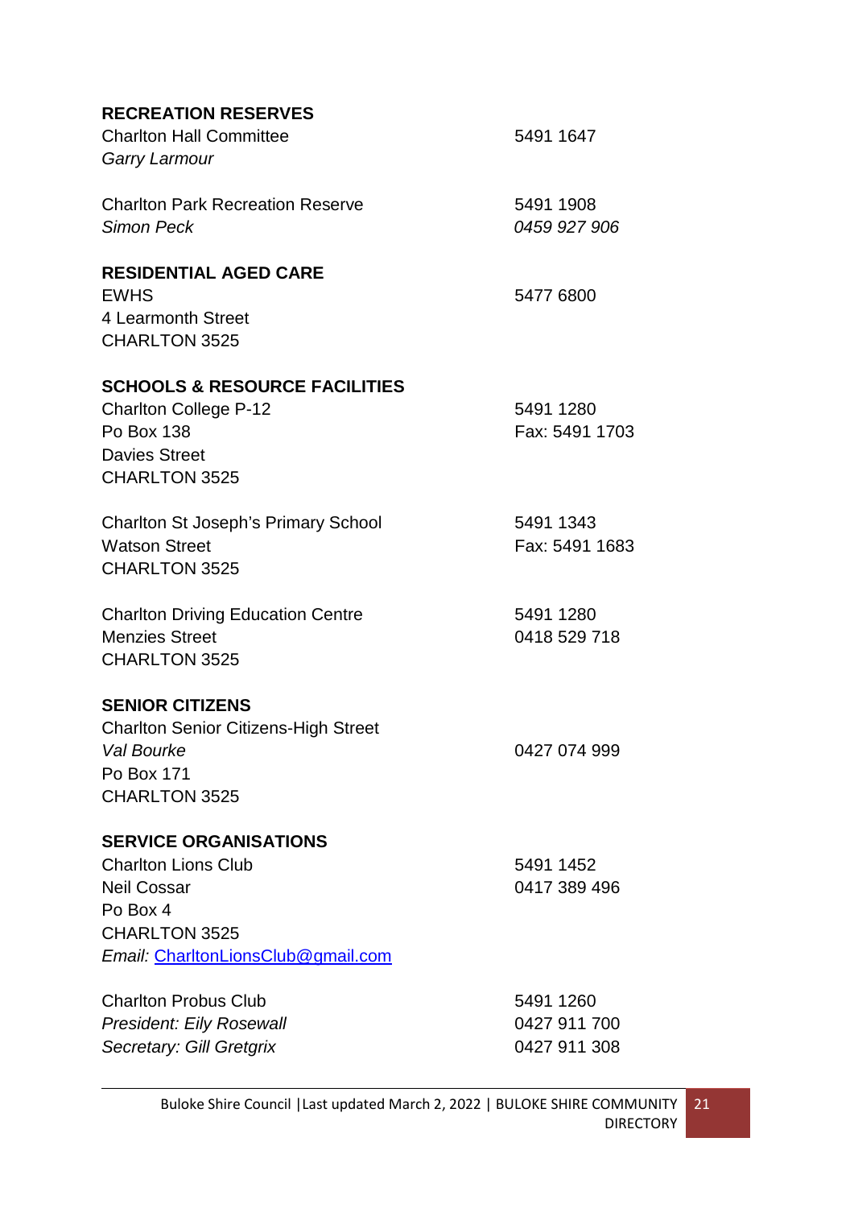## RECREATION RESERVES

Charlton Hall Committee — 5491 1647
*Garry Larmour*

Charlton Park Recreation Reserve — 5491 1908
*Simon Peck* — *0459 927 906*

## RESIDENTIAL AGED CARE

EWHS — 5477 6800
4 Learmonth Street
CHARLTON 3525

## SCHOOLS & RESOURCE FACILITIES

Charlton College P-12 — 5491 1280
Po Box 138 — Fax: 5491 1703
Davies Street
CHARLTON 3525

Charlton St Joseph's Primary School — 5491 1343
Watson Street — Fax: 5491 1683
CHARLTON 3525

Charlton Driving Education Centre — 5491 1280
Menzies Street — 0418 529 718
CHARLTON 3525

## SENIOR CITIZENS

Charlton Senior Citizens-High Street
*Val Bourke* — 0427 074 999
Po Box 171
CHARLTON 3525

## SERVICE ORGANISATIONS

Charlton Lions Club — 5491 1452
Neil Cossar — 0417 389 496
Po Box 4
CHARLTON 3525
*Email:* CharltonLionsClub@gmail.com

Charlton Probus Club — 5491 1260
*President: Eily Rosewall* — 0427 911 700
*Secretary: Gill Gretgrix* — 0427 911 308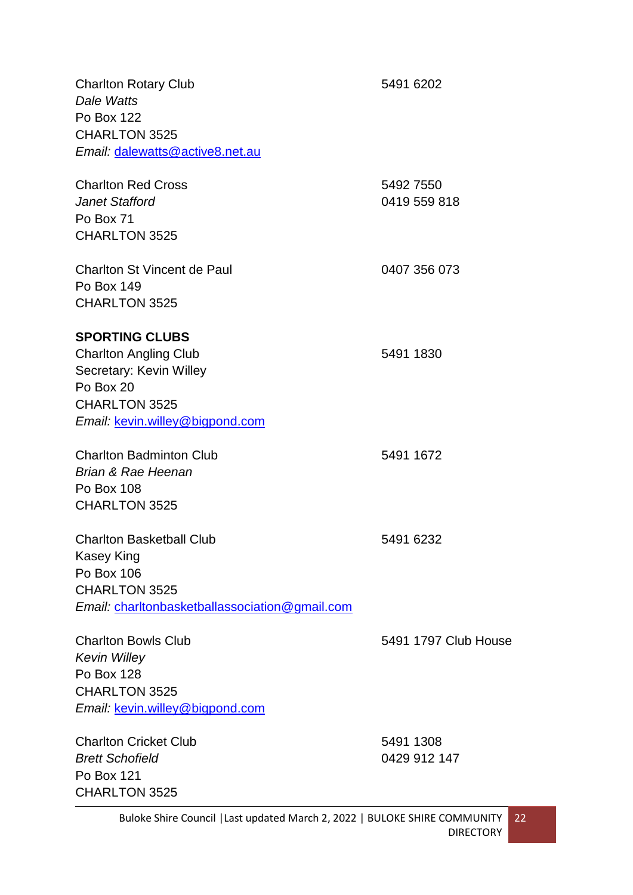Charlton Rotary Club — 5491 6202
*Dale Watts*
Po Box 122
CHARLTON 3525
*Email:* dalewatts@active8.net.au

Charlton Red Cross — 5492 7550, 0419 559 818
*Janet Stafford*
Po Box 71
CHARLTON 3525

Charlton St Vincent de Paul — 0407 356 073
Po Box 149
CHARLTON 3525

**SPORTING CLUBS**

Charlton Angling Club — 5491 1830
Secretary: Kevin Willey
Po Box 20
CHARLTON 3525
*Email:* kevin.willey@bigpond.com

Charlton Badminton Club — 5491 1672
*Brian & Rae Heenan*
Po Box 108
CHARLTON 3525

Charlton Basketball Club — 5491 6232
Kasey King
Po Box 106
CHARLTON 3525
*Email:* charltonbasketballassociation@gmail.com

Charlton Bowls Club — 5491 1797 Club House
*Kevin Willey*
Po Box 128
CHARLTON 3525
*Email:* kevin.willey@bigpond.com

Charlton Cricket Club — 5491 1308, 0429 912 147
*Brett Schofield*
Po Box 121
CHARLTON 3525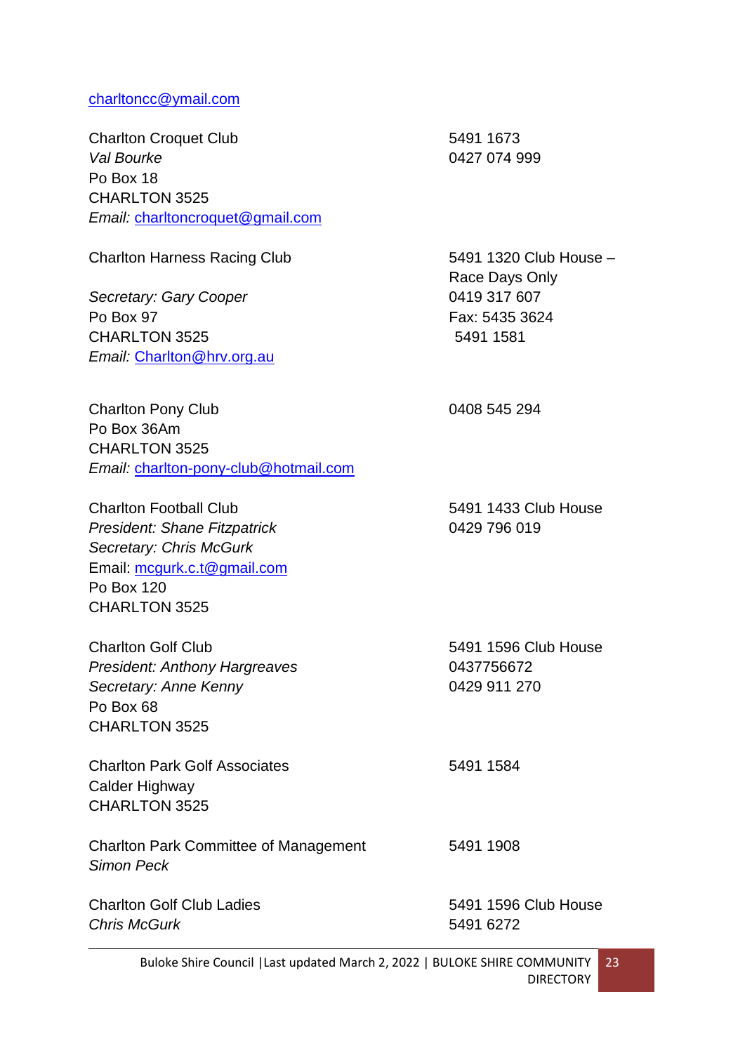charltoncc@ymail.com

Charlton Croquet Club
*Val Bourke*
Po Box 18
CHARLTON 3525
*Email:* charltoncroquet@gmail.com

5491 1673
0427 074 999

Charlton Harness Racing Club

*Secretary: Gary Cooper*
Po Box 97
CHARLTON 3525
*Email:* Charlton@hrv.org.au

5491 1320 Club House – Race Days Only
0419 317 607
Fax: 5435 3624
5491 1581

Charlton Pony Club
Po Box 36Am
CHARLTON 3525
*Email:* charlton-pony-club@hotmail.com

0408 545 294

Charlton Football Club
*President: Shane Fitzpatrick*
*Secretary: Chris McGurk*
Email: mcgurk.c.t@gmail.com
Po Box 120
CHARLTON 3525

5491 1433 Club House
0429 796 019

Charlton Golf Club
*President: Anthony Hargreaves*
*Secretary: Anne Kenny*
Po Box 68
CHARLTON 3525

5491 1596 Club House
0437756672
0429 911 270

Charlton Park Golf Associates
Calder Highway
CHARLTON 3525

5491 1584

Charlton Park Committee of Management
*Simon Peck*

5491 1908

Charlton Golf Club Ladies
*Chris McGurk*

5491 1596 Club House
5491 6272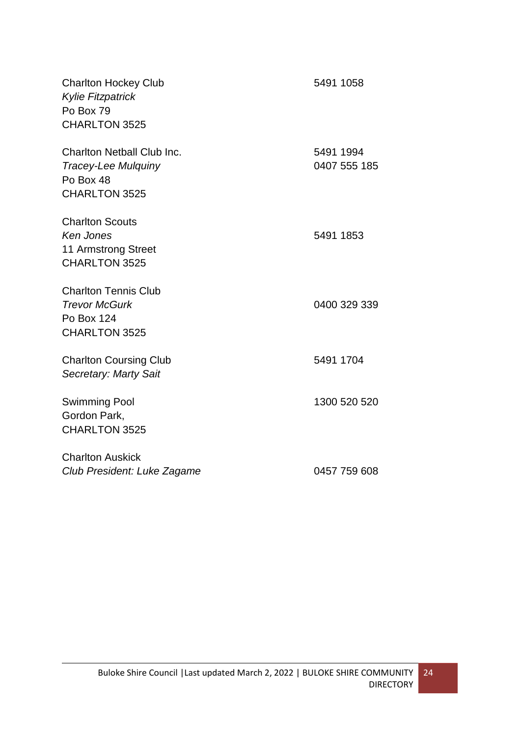Charlton Hockey Club
*Kylie Fitzpatrick*
Po Box 79
CHARLTON 3525

5491 1058

Charlton Netball Club Inc.
*Tracey-Lee Mulquiny*
Po Box 48
CHARLTON 3525

5491 1994
0407 555 185

Charlton Scouts
*Ken Jones*
11 Armstrong Street
CHARLTON 3525

5491 1853

Charlton Tennis Club
*Trevor McGurk*
Po Box 124
CHARLTON 3525

0400 329 339

Charlton Coursing Club
*Secretary: Marty Sait*

5491 1704

Swimming Pool
Gordon Park,
CHARLTON 3525

1300 520 520

Charlton Auskick
*Club President: Luke Zagame*

0457 759 608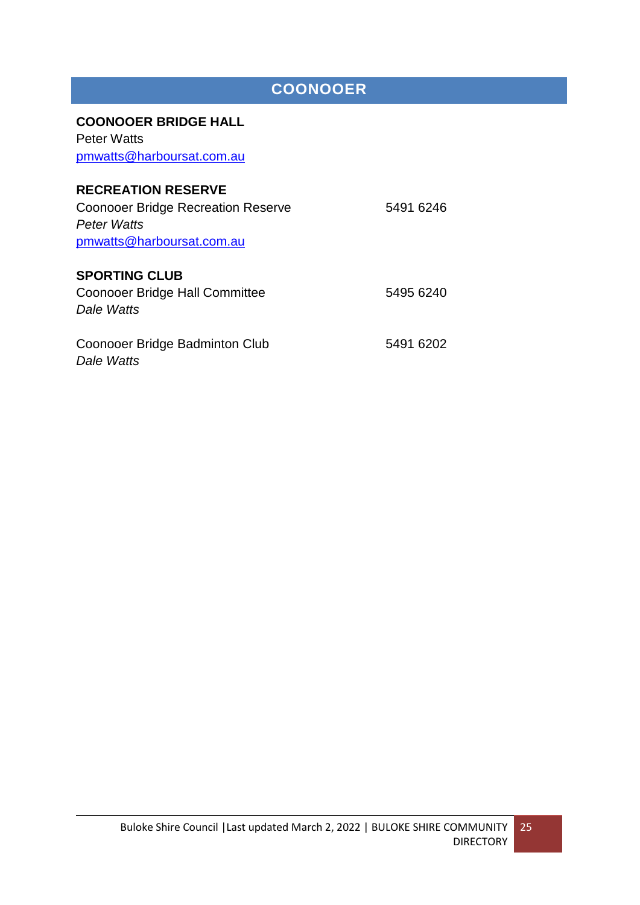# COONOOER

**COONOOER BRIDGE HALL**
Peter Watts
pmwatts@harboursat.com.au

**RECREATION RESERVE**
Coonooer Bridge Recreation Reserve 5491 6246
*Peter Watts*
pmwatts@harboursat.com.au

**SPORTING CLUB**
Coonooer Bridge Hall Committee 5495 6240
*Dale Watts*

Coonooer Bridge Badminton Club 5491 6202
*Dale Watts*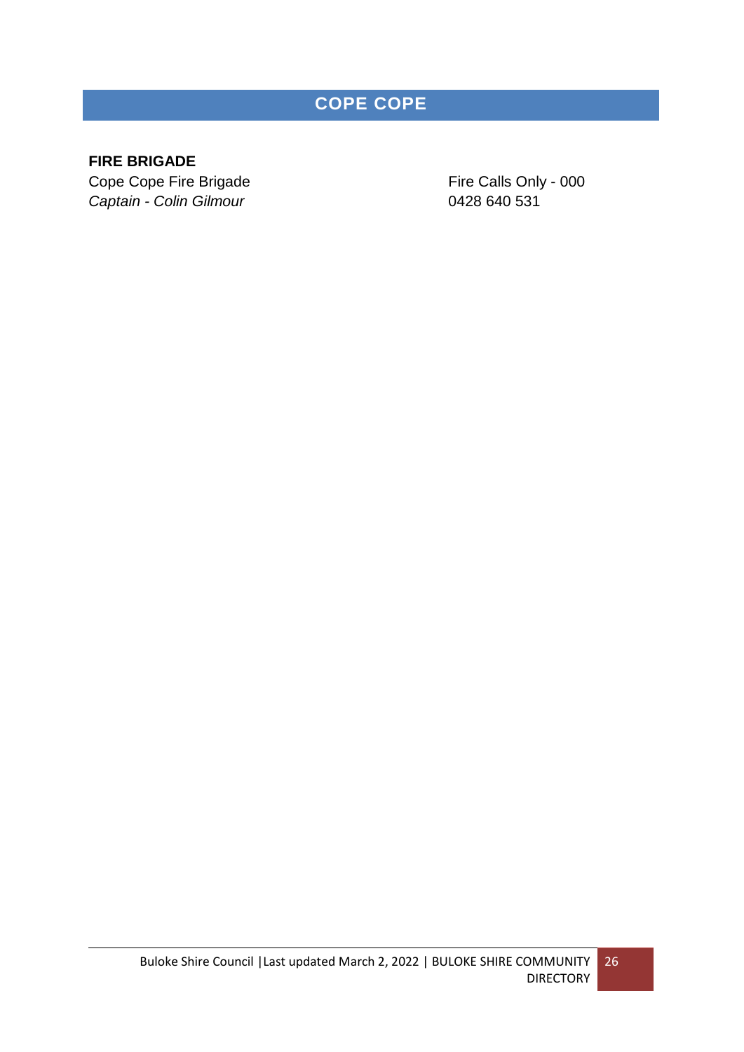# COPE COPE

**FIRE BRIGADE**

Cope Cope Fire Brigade — Fire Calls Only - 000

*Captain - Colin Gilmour* — 0428 640 531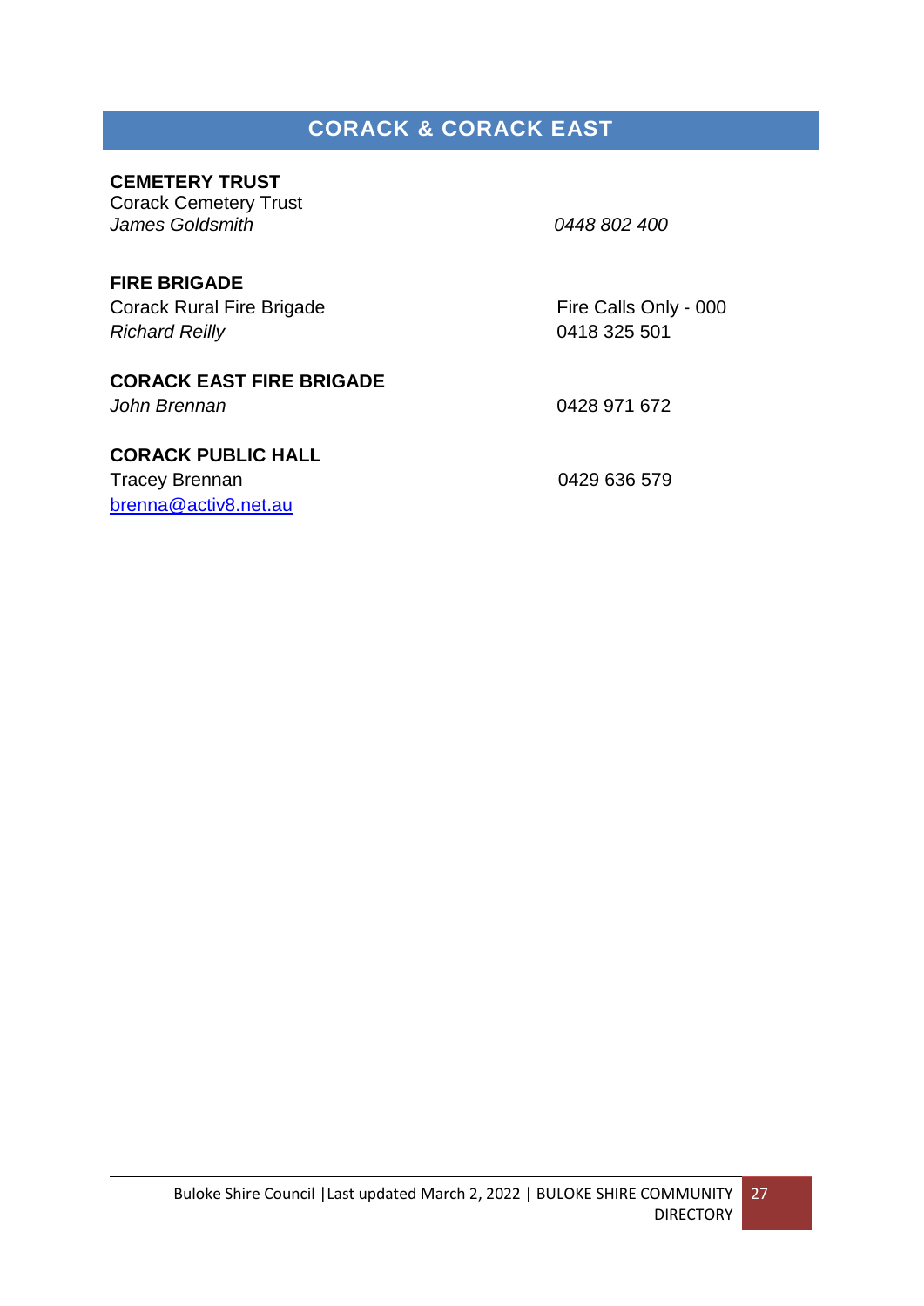## CORACK & CORACK EAST

**CEMETERY TRUST**
Corack Cemetery Trust
*James Goldsmith* — *0448 802 400*

**FIRE BRIGADE**
Corack Rural Fire Brigade — Fire Calls Only - 000
*Richard Reilly* — 0418 325 501

**CORACK EAST FIRE BRIGADE**
*John Brennan* — 0428 971 672

**CORACK PUBLIC HALL**
Tracey Brennan — 0429 636 579
brenna@activ8.net.au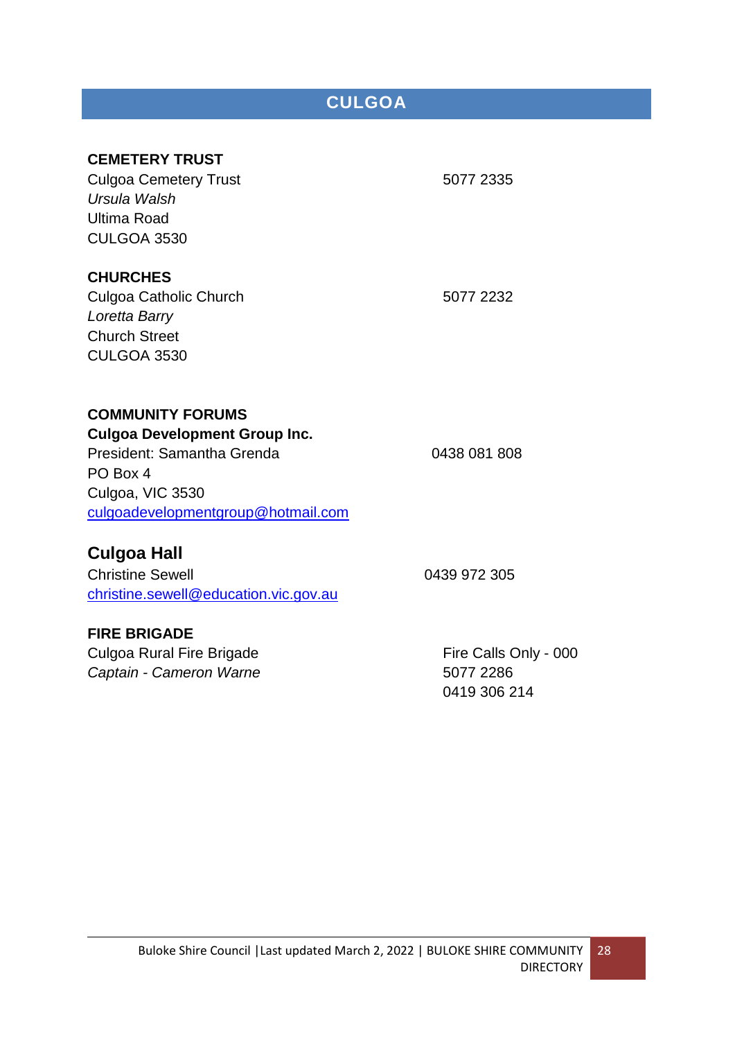# CULGOA

### CEMETERY TRUST

Culgoa Cemetery Trust — 5077 2335
*Ursula Walsh*
Ultima Road
CULGOA 3530

### CHURCHES

Culgoa Catholic Church — 5077 2232
*Loretta Barry*
Church Street
CULGOA 3530

### COMMUNITY FORUMS

**Culgoa Development Group Inc.**
President: Samantha Grenda — 0438 081 808
PO Box 4
Culgoa, VIC 3530
culgoadevelopmentgroup@hotmail.com

## Culgoa Hall

Christine Sewell — 0439 972 305
christine.sewell@education.vic.gov.au

### FIRE BRIGADE

Culgoa Rural Fire Brigade — Fire Calls Only - 000
*Captain - Cameron Warne* — 5077 2286
0419 306 214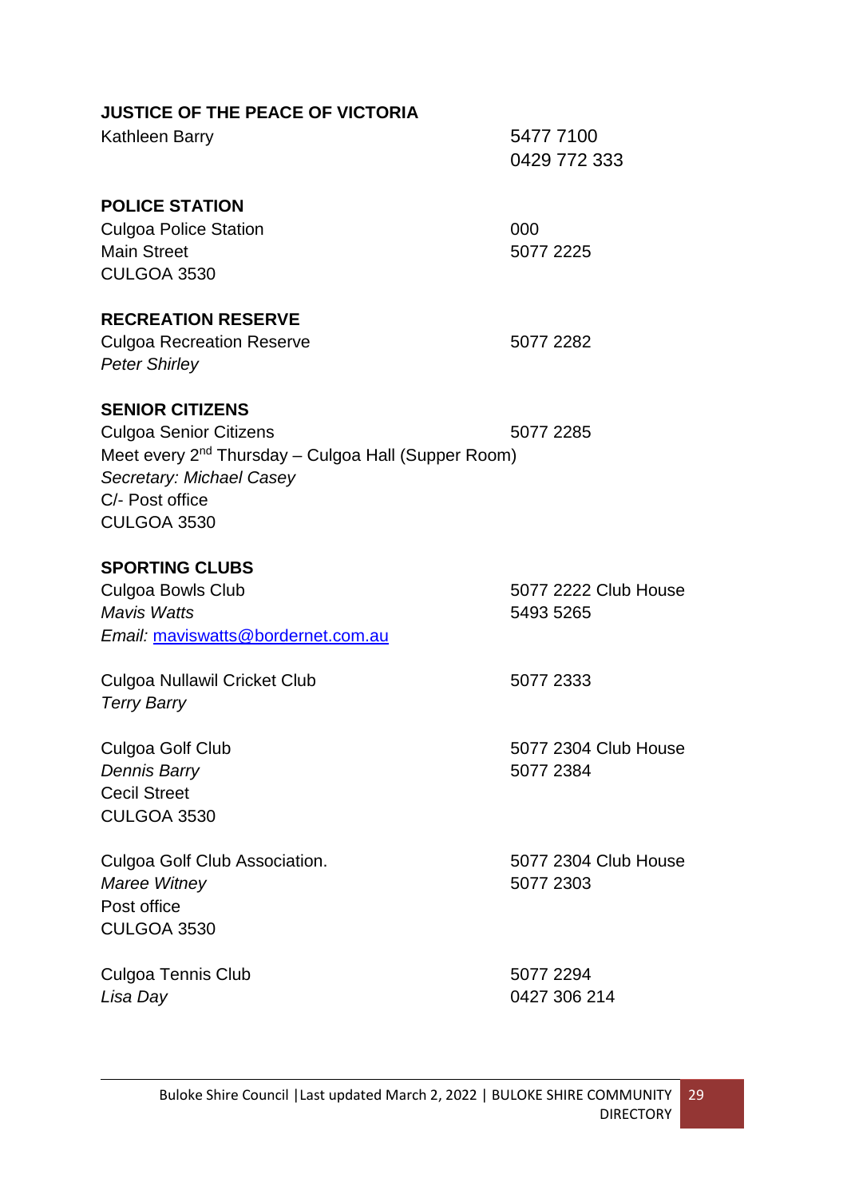## JUSTICE OF THE PEACE OF VICTORIA

Kathleen Barry — 5477 7100, 0429 772 333

## POLICE STATION

Culgoa Police Station — 000, 5077 2225
Main Street
CULGOA 3530

## RECREATION RESERVE

Culgoa Recreation Reserve — 5077 2282
*Peter Shirley*

## SENIOR CITIZENS

Culgoa Senior Citizens — 5077 2285
Meet every 2nd Thursday – Culgoa Hall (Supper Room)
*Secretary: Michael Casey*
C/- Post office
CULGOA 3530

## SPORTING CLUBS

Culgoa Bowls Club — 5077 2222 Club House
*Mavis Watts* — 5493 5265
*Email:* [maviswatts@bordernet.com.au](mailto:maviswatts@bordernet.com.au)

Culgoa Nullawil Cricket Club — 5077 2333
*Terry Barry*

Culgoa Golf Club — 5077 2304 Club House
*Dennis Barry* — 5077 2384
Cecil Street
CULGOA 3530

Culgoa Golf Club Association. — 5077 2304 Club House
*Maree Witney* — 5077 2303
Post office
CULGOA 3530

Culgoa Tennis Club — 5077 2294
*Lisa Day* — 0427 306 214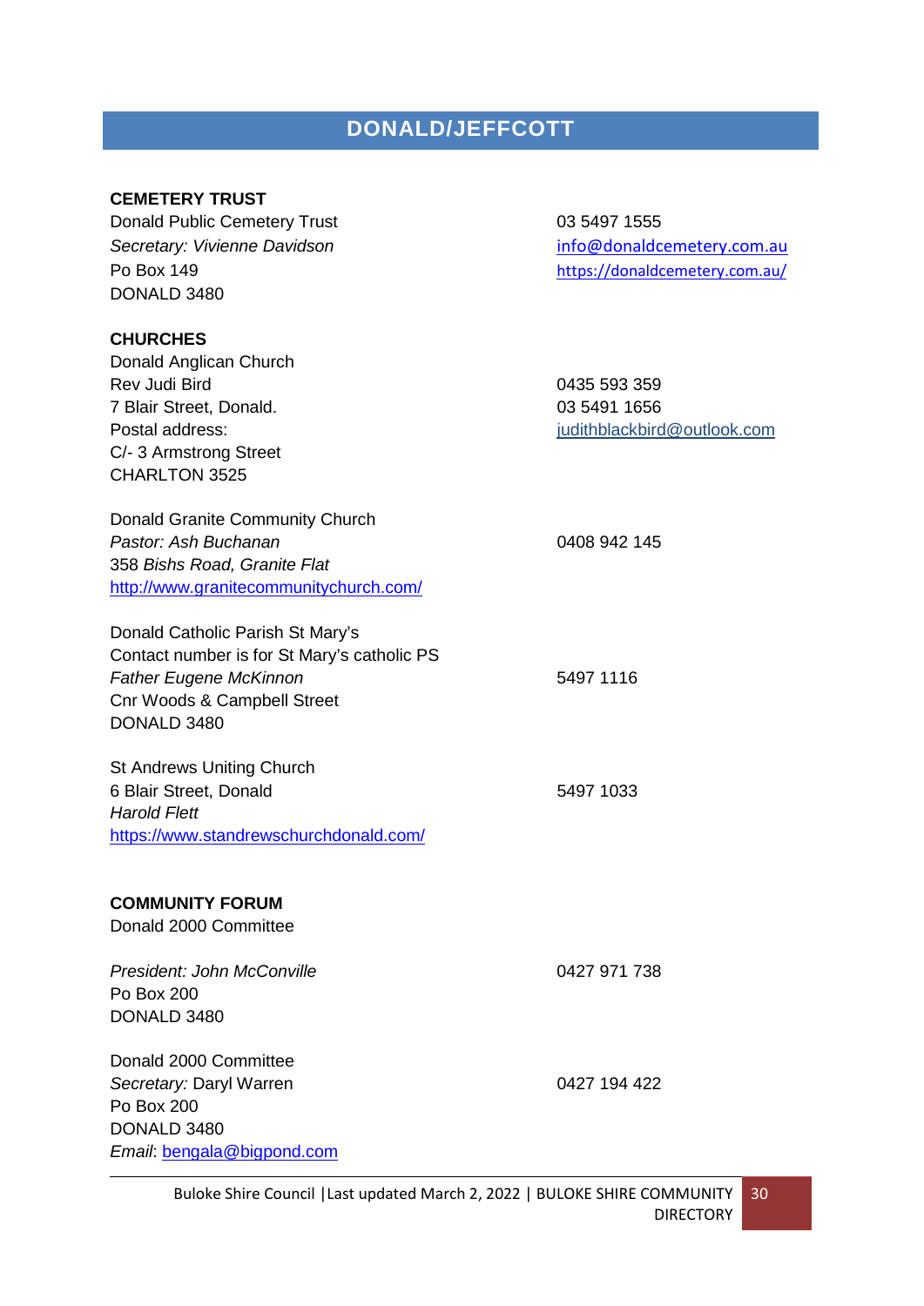# DONALD/JEFFCOTT

**CEMETERY TRUST**

Donald Public Cemetery Trust
*Secretary: Vivienne Davidson*
Po Box 149
DONALD 3480

03 5497 1555
info@donaldcemetery.com.au
https://donaldcemetery.com.au/

**CHURCHES**

Donald Anglican Church
Rev Judi Bird
7 Blair Street, Donald.
Postal address:
C/- 3 Armstrong Street
CHARLTON 3525

0435 593 359
03 5491 1656
judithblackbird@outlook.com

Donald Granite Community Church
*Pastor: Ash Buchanan*
358 *Bishs Road, Granite Flat*
http://www.granitecommunitychurch.com/

0408 942 145

Donald Catholic Parish St Mary's
Contact number is for St Mary's catholic PS
*Father Eugene McKinnon*
Cnr Woods & Campbell Street
DONALD 3480

5497 1116

St Andrews Uniting Church
6 Blair Street, Donald
*Harold Flett*
https://www.standrewschurchdonald.com/

5497 1033

**COMMUNITY FORUM**

Donald 2000 Committee

*President: John McConville*
Po Box 200
DONALD 3480

0427 971 738

Donald 2000 Committee
*Secretary:* Daryl Warren
Po Box 200
DONALD 3480
*Email*: bengala@bigpond.com

0427 194 422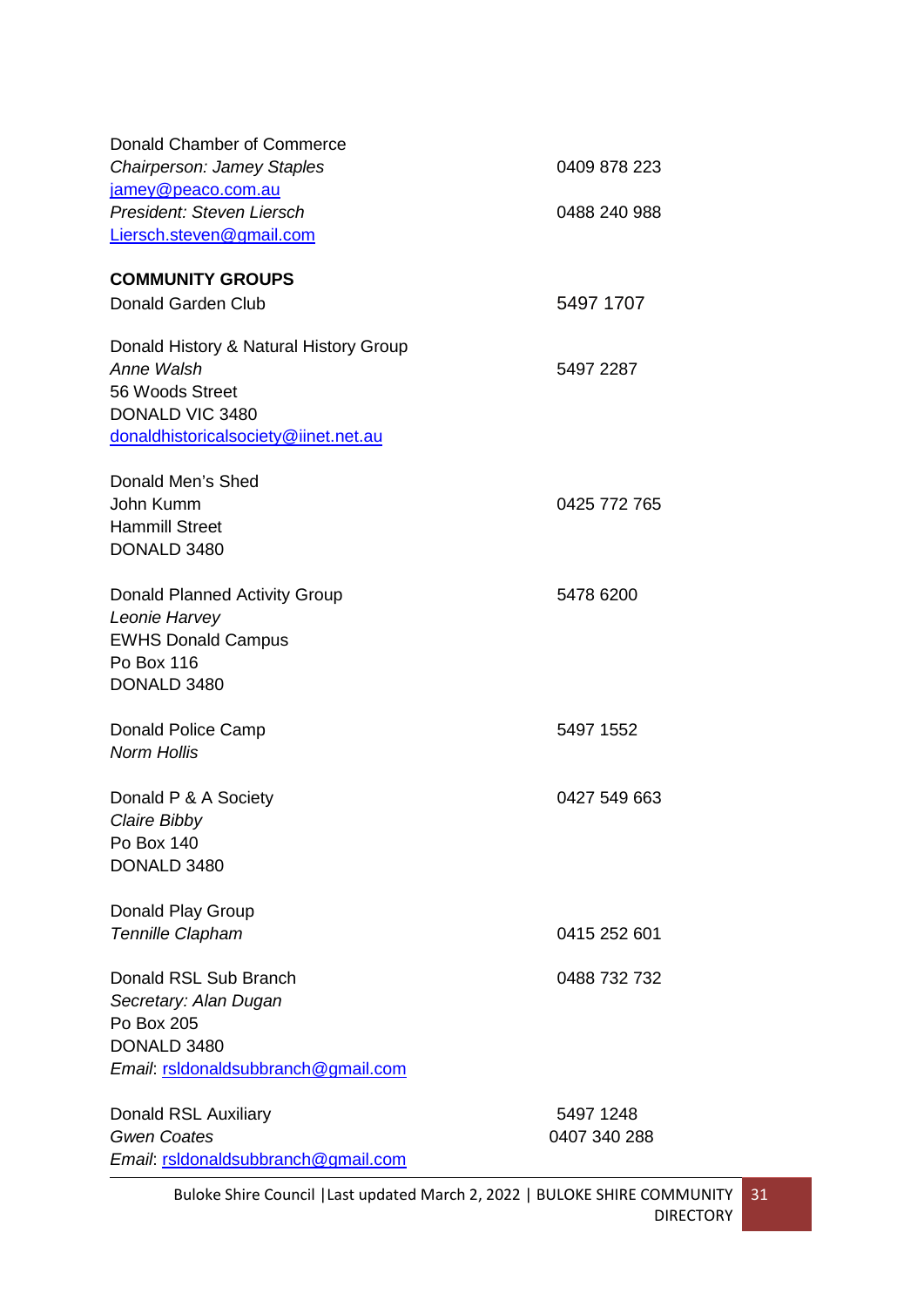Donald Chamber of Commerce
*Chairperson: Jamey Staples* 0409 878 223
jamey@peaco.com.au
*President: Steven Liersch* 0488 240 988
Liersch.steven@gmail.com

**COMMUNITY GROUPS**

Donald Garden Club 5497 1707

Donald History & Natural History Group
*Anne Walsh* 5497 2287
56 Woods Street
DONALD VIC 3480
donaldhistoricalsociety@iinet.net.au

Donald Men's Shed
John Kumm 0425 772 765
Hammill Street
DONALD 3480

Donald Planned Activity Group 5478 6200
*Leonie Harvey*
EWHS Donald Campus
Po Box 116
DONALD 3480

Donald Police Camp 5497 1552
*Norm Hollis*

Donald P & A Society 0427 549 663
*Claire Bibby*
Po Box 140
DONALD 3480

Donald Play Group
*Tennille Clapham* 0415 252 601

Donald RSL Sub Branch 0488 732 732
*Secretary: Alan Dugan*
Po Box 205
DONALD 3480
*Email*: rsldonaldsubbranch@gmail.com

Donald RSL Auxiliary 5497 1248
*Gwen Coates* 0407 340 288
*Email*: rsldonaldsubbranch@gmail.com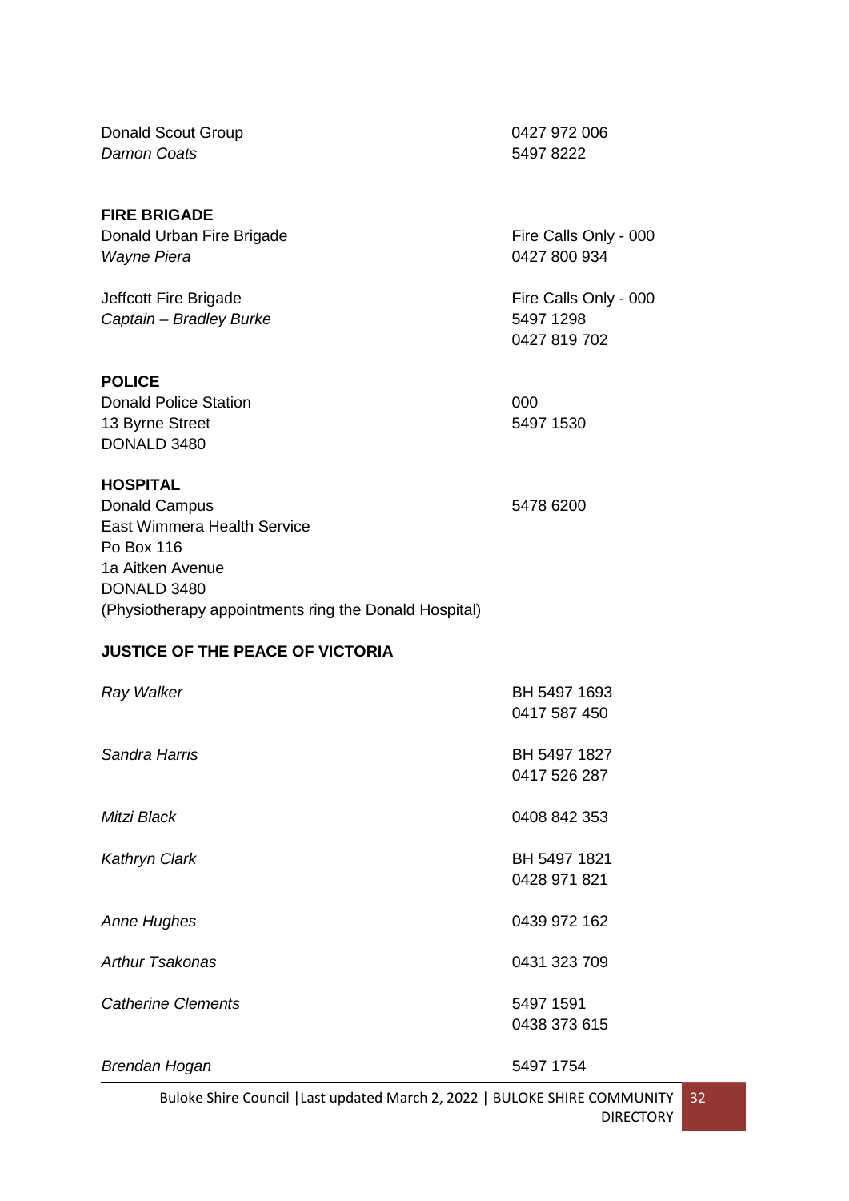Donald Scout Group — 0427 972 006
*Damon Coats* — 5497 8222

**FIRE BRIGADE**

Donald Urban Fire Brigade — Fire Calls Only - 000
*Wayne Piera* — 0427 800 934

Jeffcott Fire Brigade — Fire Calls Only - 000
*Captain – Bradley Burke* — 5497 1298
0427 819 702

**POLICE**

Donald Police Station — 000
13 Byrne Street — 5497 1530
DONALD 3480

**HOSPITAL**

Donald Campus — 5478 6200
East Wimmera Health Service
Po Box 116
1a Aitken Avenue
DONALD 3480
(Physiotherapy appointments ring the Donald Hospital)

**JUSTICE OF THE PEACE OF VICTORIA**

*Ray Walker* — BH 5497 1693
0417 587 450

*Sandra Harris* — BH 5497 1827
0417 526 287

*Mitzi Black* — 0408 842 353

*Kathryn Clark* — BH 5497 1821
0428 971 821

*Anne Hughes* — 0439 972 162

*Arthur Tsakonas* — 0431 323 709

*Catherine Clements* — 5497 1591
0438 373 615

*Brendan Hogan* — 5497 1754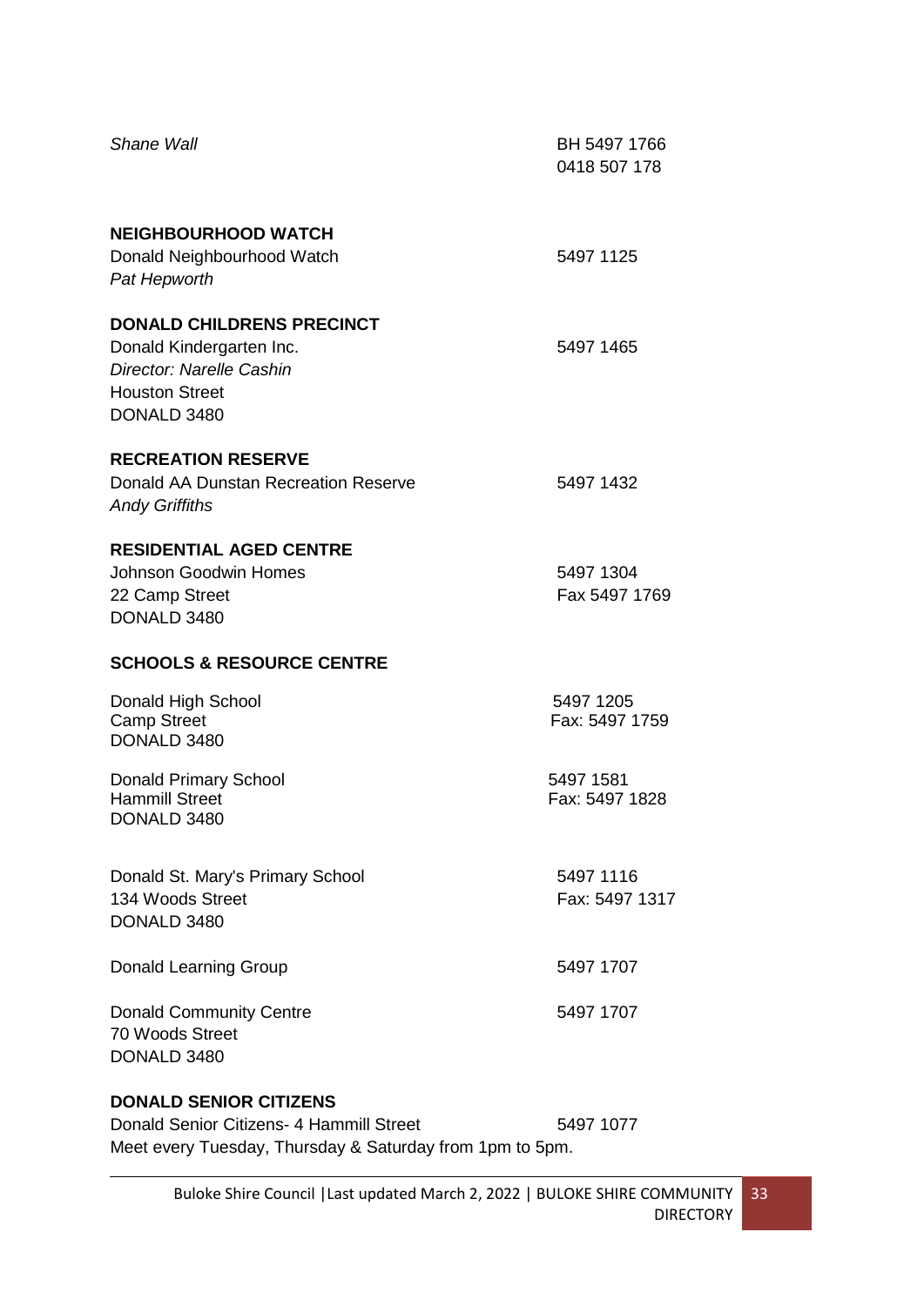*Shane Wall* BH 5497 1766
0418 507 178

**NEIGHBOURHOOD WATCH**

Donald Neighbourhood Watch 5497 1125
*Pat Hepworth*

**DONALD CHILDRENS PRECINCT**

Donald Kindergarten Inc. 5497 1465
*Director: Narelle Cashin*
Houston Street
DONALD 3480

**RECREATION RESERVE**

Donald AA Dunstan Recreation Reserve 5497 1432
*Andy Griffiths*

**RESIDENTIAL AGED CENTRE**

Johnson Goodwin Homes 5497 1304
22 Camp Street Fax 5497 1769
DONALD 3480

**SCHOOLS & RESOURCE CENTRE**

Donald High School 5497 1205
Camp Street Fax: 5497 1759
DONALD 3480

Donald Primary School 5497 1581
Hammill Street Fax: 5497 1828
DONALD 3480

Donald St. Mary's Primary School 5497 1116
134 Woods Street Fax: 5497 1317
DONALD 3480

Donald Learning Group 5497 1707

Donald Community Centre 5497 1707
70 Woods Street
DONALD 3480

**DONALD SENIOR CITIZENS**

Donald Senior Citizens- 4 Hammill Street 5497 1077
Meet every Tuesday, Thursday & Saturday from 1pm to 5pm.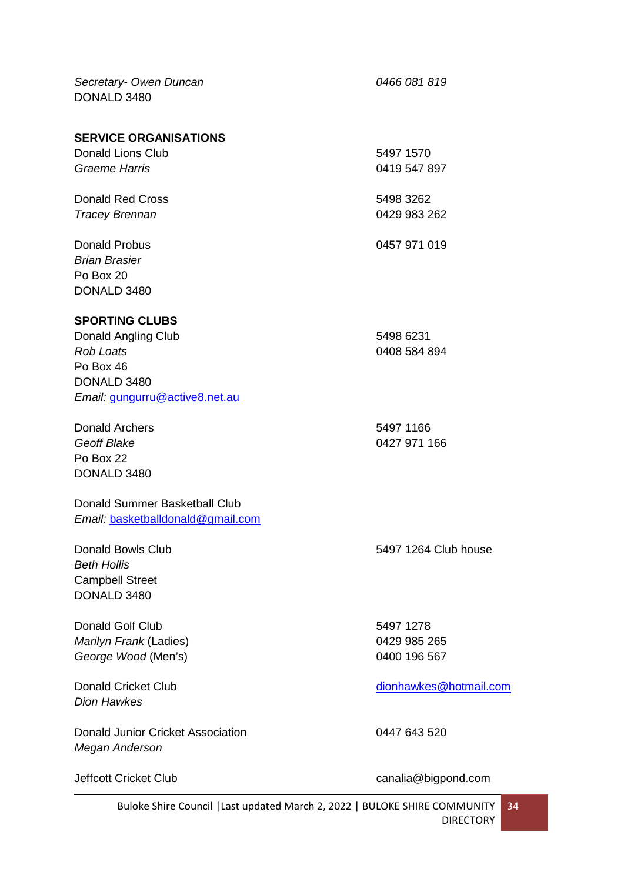*Secretary- Owen Duncan* *0466 081 819*
DONALD 3480

**SERVICE ORGANISATIONS**

Donald Lions Club 5497 1570
*Graeme Harris* 0419 547 897

Donald Red Cross 5498 3262
*Tracey Brennan* 0429 983 262

Donald Probus 0457 971 019
*Brian Brasier*
Po Box 20
DONALD 3480

**SPORTING CLUBS**

Donald Angling Club 5498 6231
*Rob Loats* 0408 584 894
Po Box 46
DONALD 3480
*Email:* gungurru@active8.net.au

Donald Archers 5497 1166
*Geoff Blake* 0427 971 166
Po Box 22
DONALD 3480

Donald Summer Basketball Club
*Email:* basketballdonald@gmail.com

Donald Bowls Club 5497 1264 Club house
*Beth Hollis*
Campbell Street
DONALD 3480

Donald Golf Club 5497 1278
*Marilyn Frank* (Ladies) 0429 985 265
*George Wood* (Men's) 0400 196 567

Donald Cricket Club dionhawkes@hotmail.com
*Dion Hawkes*

Donald Junior Cricket Association 0447 643 520
*Megan Anderson*

Jeffcott Cricket Club canalia@bigpond.com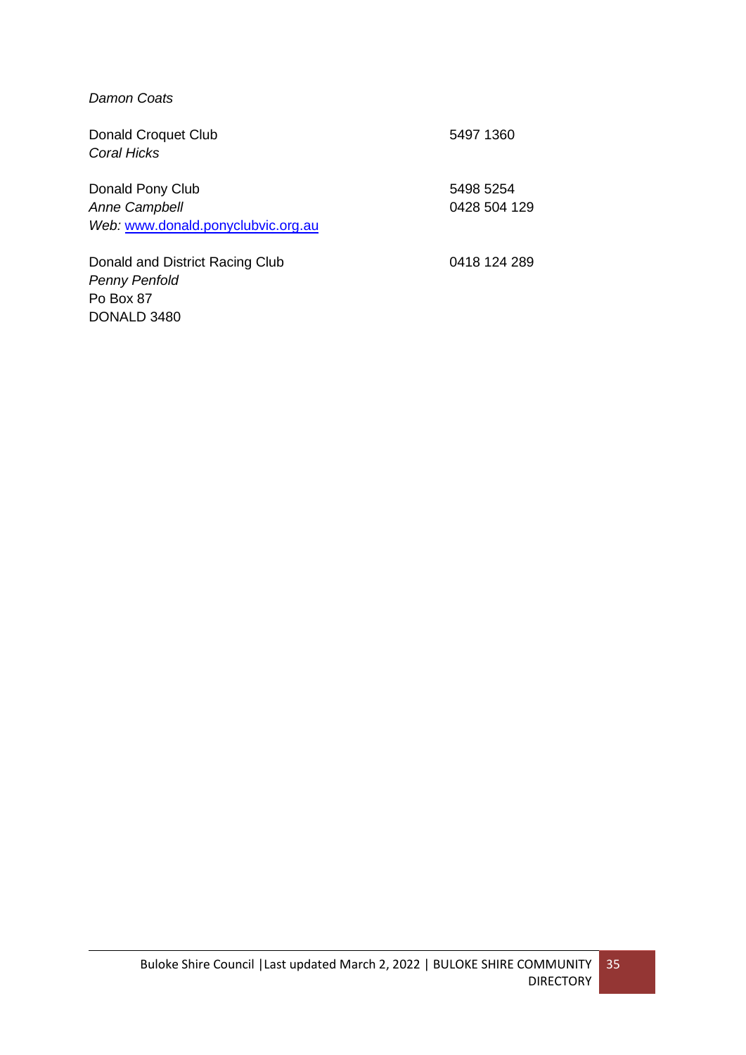*Damon Coats*

Donald Croquet Club — 5497 1360
*Coral Hicks*

Donald Pony Club — 5498 5254
*Anne Campbell* — 0428 504 129
*Web:* [www.donald.ponyclubvic.org.au](http://www.donald.ponyclubvic.org.au)

Donald and District Racing Club — 0418 124 289
*Penny Penfold*
Po Box 87
DONALD 3480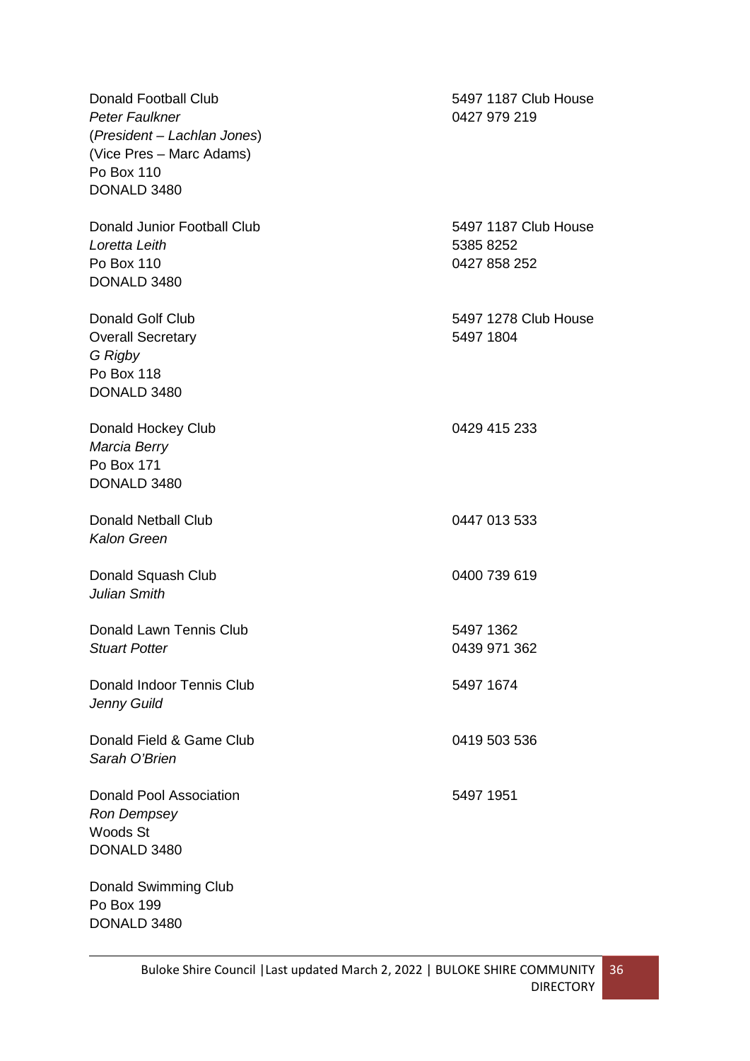Donald Football Club  
*Peter Faulkner*  
(*President – Lachlan Jones*)  
(Vice Pres – Marc Adams)  
Po Box 110  
DONALD 3480  
5497 1187 Club House  
0427 979 219

Donald Junior Football Club  
*Loretta Leith*  
Po Box 110  
DONALD 3480  
5497 1187 Club House  
5385 8252  
0427 858 252

Donald Golf Club  
Overall Secretary  
*G Rigby*  
Po Box 118  
DONALD 3480  
5497 1278 Club House  
5497 1804

Donald Hockey Club  
*Marcia Berry*  
Po Box 171  
DONALD 3480  
0429 415 233

Donald Netball Club  
*Kalon Green*  
0447 013 533

Donald Squash Club  
*Julian Smith*  
0400 739 619

Donald Lawn Tennis Club  
*Stuart Potter*  
5497 1362  
0439 971 362

Donald Indoor Tennis Club  
*Jenny Guild*  
5497 1674

Donald Field & Game Club  
*Sarah O'Brien*  
0419 503 536

Donald Pool Association  
*Ron Dempsey*  
Woods St  
DONALD 3480  
5497 1951

Donald Swimming Club  
Po Box 199  
DONALD 3480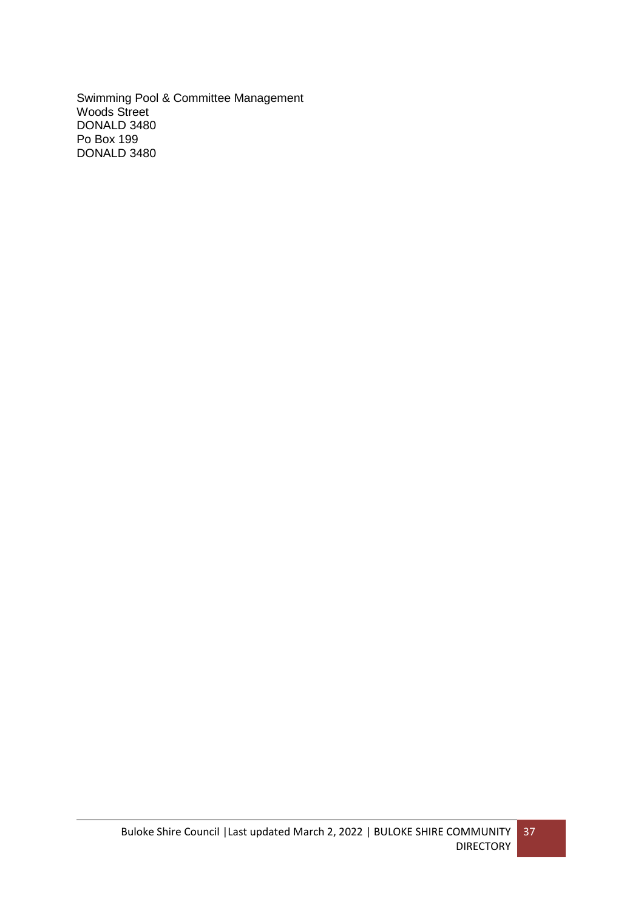Swimming Pool & Committee Management
Woods Street
DONALD 3480
Po Box 199
DONALD 3480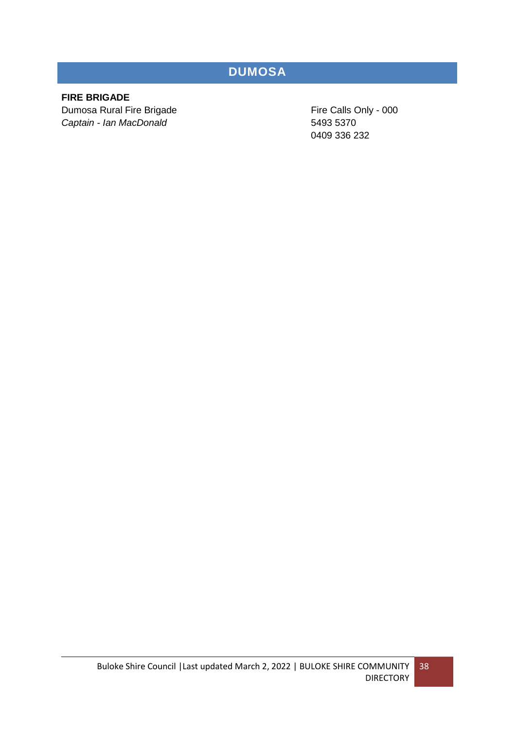# DUMOSA

**FIRE BRIGADE**

Dumosa Rural Fire Brigade
*Captain - Ian MacDonald*

Fire Calls Only - 000
5493 5370
0409 336 232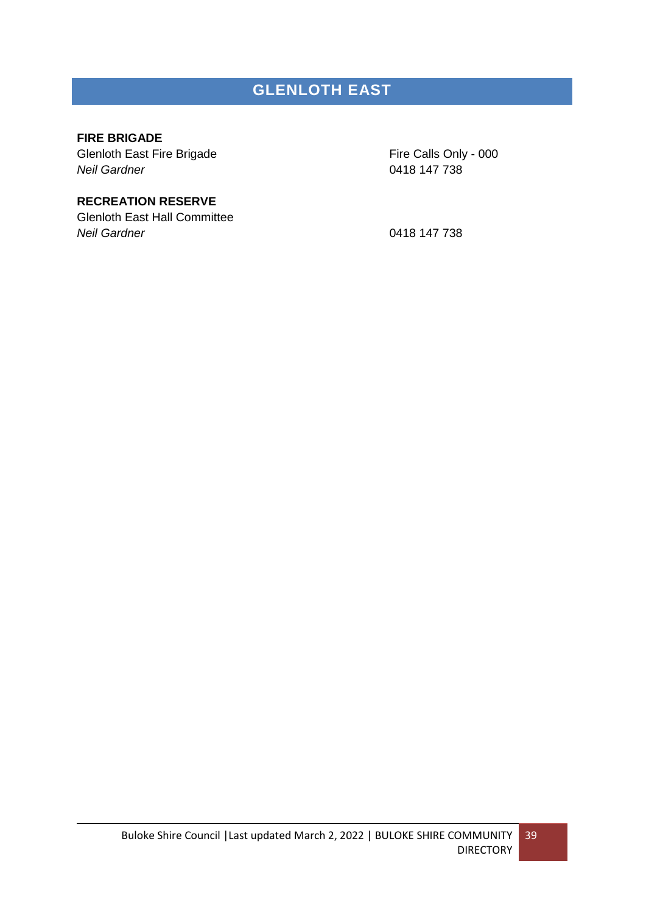# GLENLOTH EAST

**FIRE BRIGADE**

Glenloth East Fire Brigade — Fire Calls Only - 000
*Neil Gardner* — 0418 147 738

**RECREATION RESERVE**

Glenloth East Hall Committee
*Neil Gardner* — 0418 147 738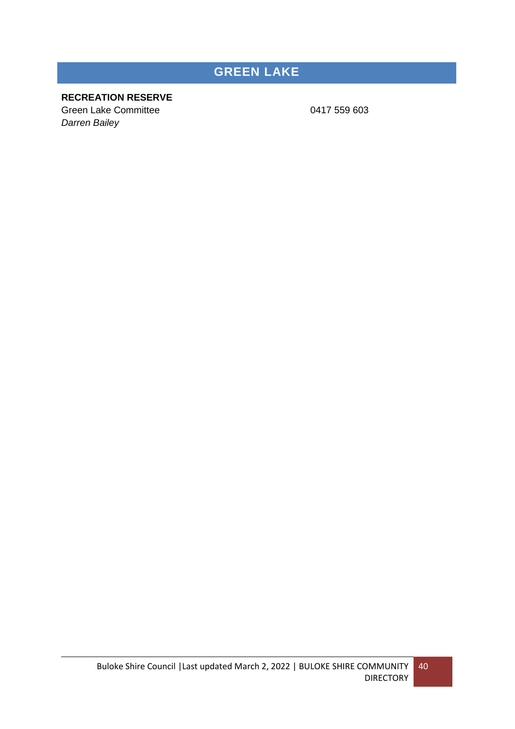# GREEN LAKE

**RECREATION RESERVE**

Green Lake Committee 0417 559 603

*Darren Bailey*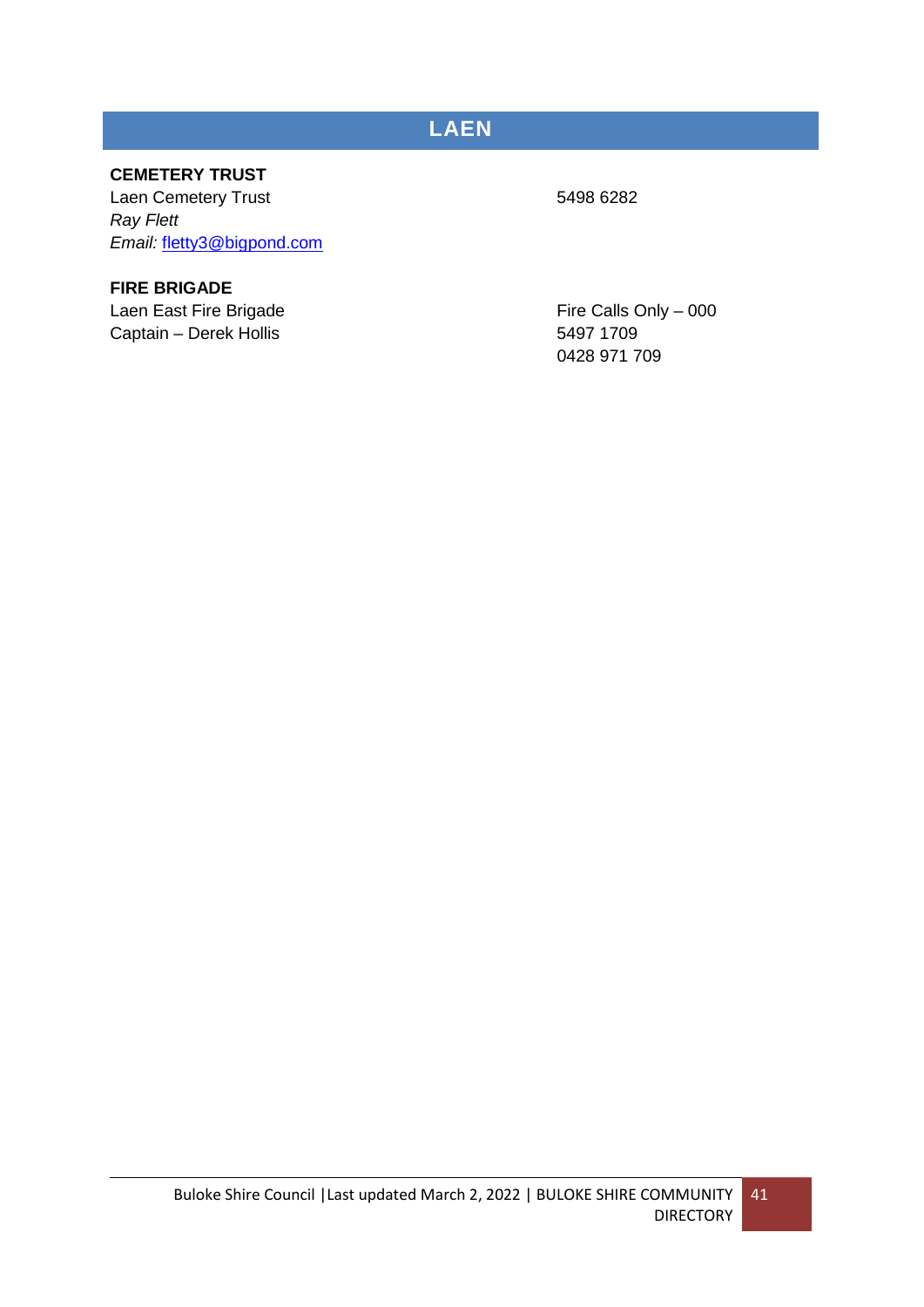# LAEN

## CEMETERY TRUST

Laen Cemetery Trust — 5498 6282

*Ray Flett*

*Email:* fletty3@bigpond.com

## FIRE BRIGADE

Laen East Fire Brigade — Fire Calls Only – 000

Captain – Derek Hollis — 5497 1709

0428 971 709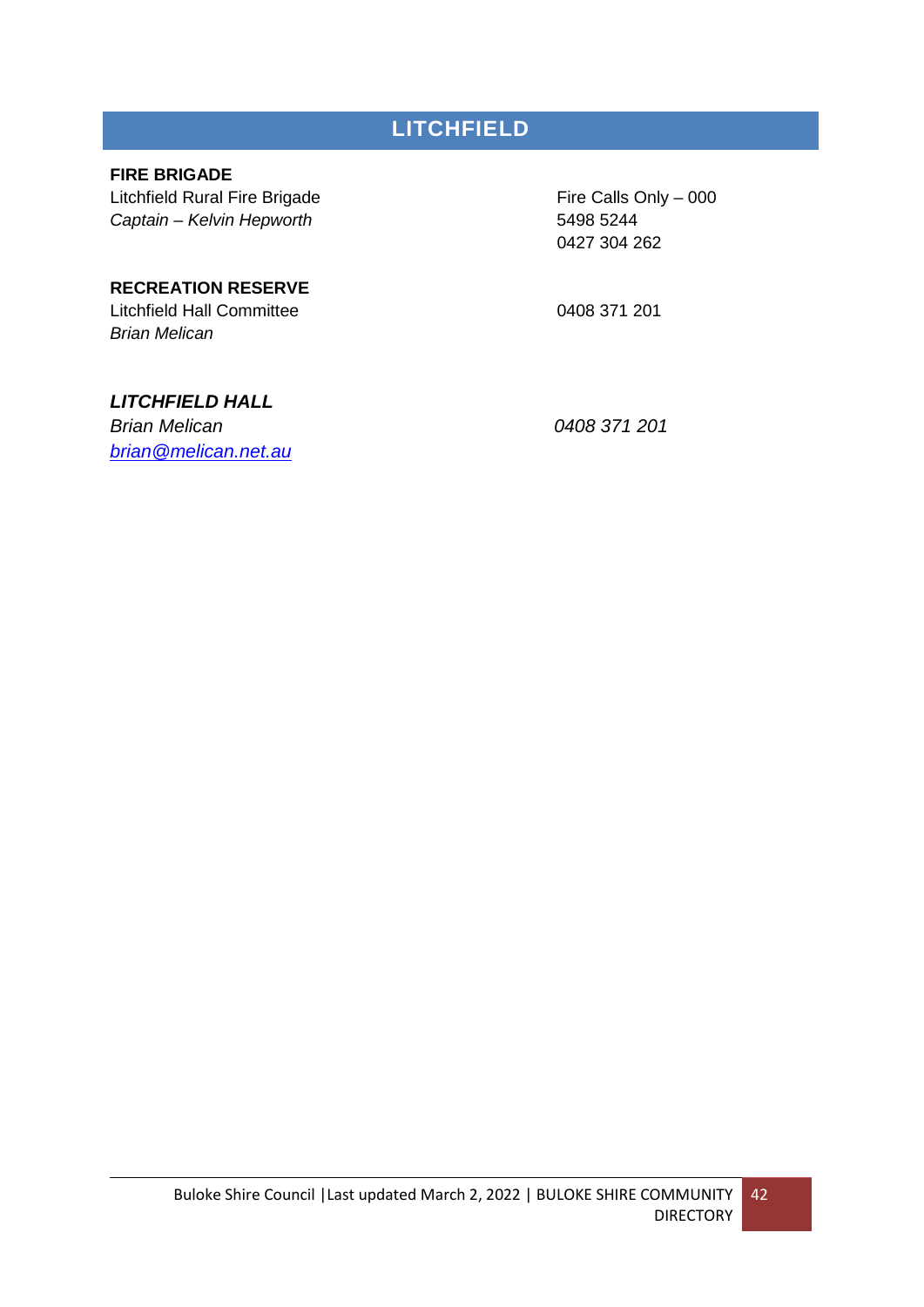# LITCHFIELD

**FIRE BRIGADE**

Litchfield Rural Fire Brigade — Fire Calls Only – 000

*Captain – Kelvin Hepworth* — 5498 5244

0427 304 262

**RECREATION RESERVE**

Litchfield Hall Committee — 0408 371 201

*Brian Melican*

***LITCHFIELD HALL***

*Brian Melican* — *0408 371 201*

*brian@melican.net.au*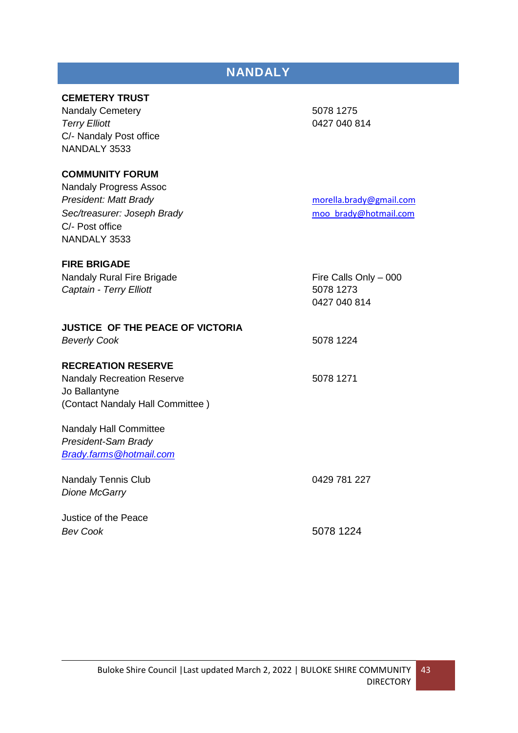# NANDALY

**CEMETERY TRUST**

Nandaly Cemetery
*Terry Elliott*
C/- Nandaly Post office
NANDALY 3533

5078 1275
0427 040 814

**COMMUNITY FORUM**

Nandaly Progress Assoc
*President: Matt Brady*
*Sec/treasurer: Joseph Brady*
C/- Post office
NANDALY 3533

morella.brady@gmail.com
moo_brady@hotmail.com

**FIRE BRIGADE**

Nandaly Rural Fire Brigade
*Captain - Terry Elliott*

Fire Calls Only – 000
5078 1273
0427 040 814

**JUSTICE OF THE PEACE OF VICTORIA**

*Beverly Cook*

5078 1224

**RECREATION RESERVE**

Nandaly Recreation Reserve
Jo Ballantyne
(Contact Nandaly Hall Committee )

5078 1271

Nandaly Hall Committee
*President-Sam Brady*
*Brady.farms@hotmail.com*

Nandaly Tennis Club
*Dione McGarry*

0429 781 227

Justice of the Peace
*Bev Cook*

5078 1224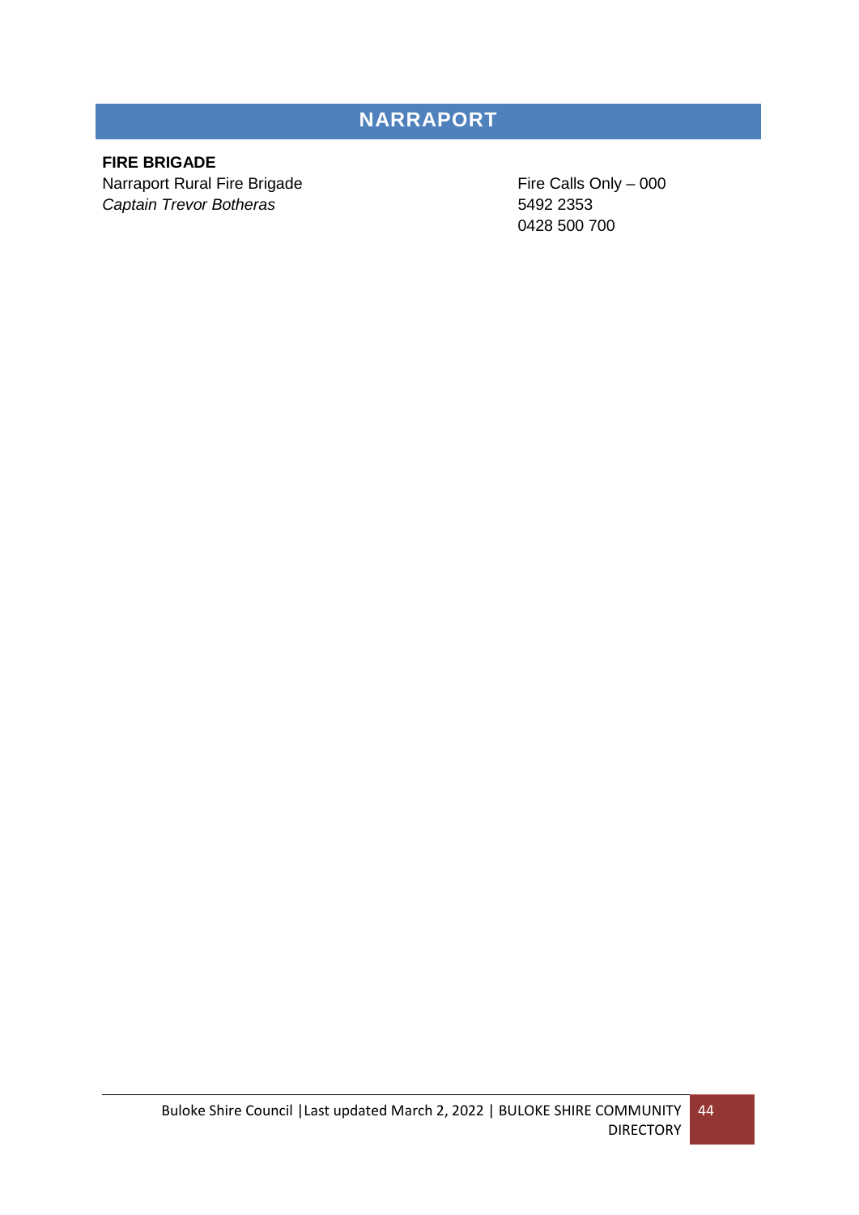# NARRAPORT

**FIRE BRIGADE**

Narraport Rural Fire Brigade
*Captain Trevor Botheras*

Fire Calls Only – 000
5492 2353
0428 500 700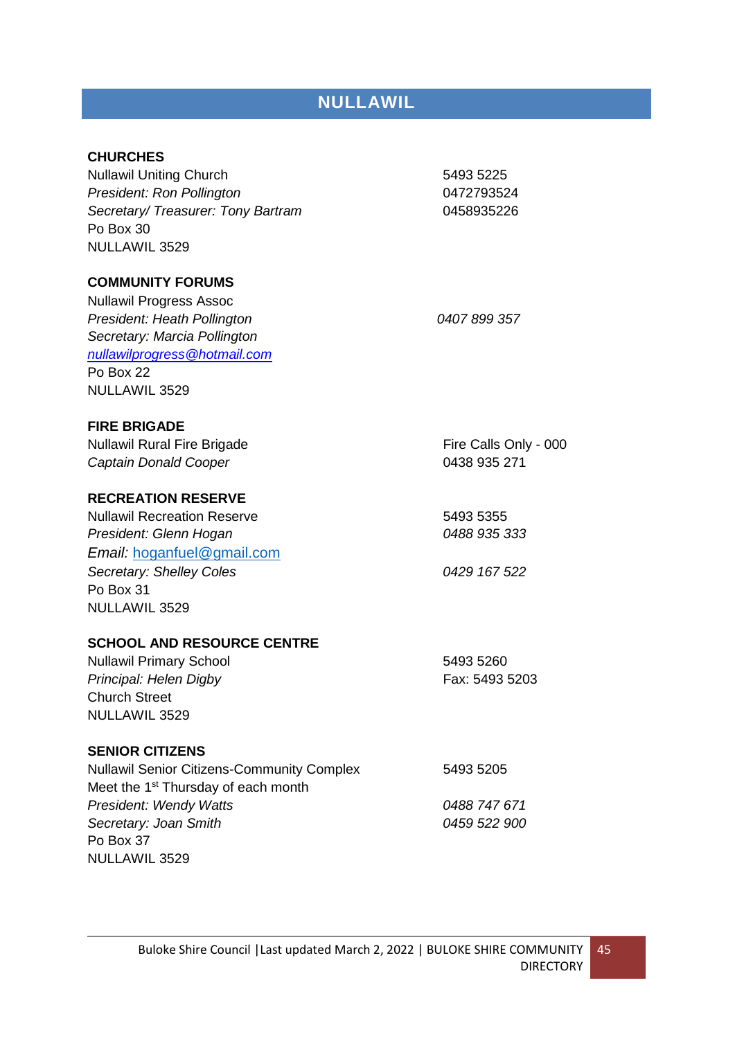# NULLAWIL

**CHURCHES**
Nullawil Uniting Church — 5493 5225
*President: Ron Pollington* — 0472793524
*Secretary/ Treasurer: Tony Bartram* — 0458935226
Po Box 30
NULLAWIL 3529

**COMMUNITY FORUMS**
Nullawil Progress Assoc
*President: Heath Pollington* — *0407 899 357*
*Secretary: Marcia Pollington*
*nullawilprogress@hotmail.com*
Po Box 22
NULLAWIL 3529

**FIRE BRIGADE**
Nullawil Rural Fire Brigade — Fire Calls Only - 000
*Captain Donald Cooper* — 0438 935 271

**RECREATION RESERVE**
Nullawil Recreation Reserve — 5493 5355
*President: Glenn Hogan* — *0488 935 333*
*Email:* hoganfuel@gmail.com
*Secretary: Shelley Coles* — *0429 167 522*
Po Box 31
NULLAWIL 3529

**SCHOOL AND RESOURCE CENTRE**
Nullawil Primary School — 5493 5260
*Principal: Helen Digby* — Fax: 5493 5203
Church Street
NULLAWIL 3529

**SENIOR CITIZENS**
Nullawil Senior Citizens-Community Complex — 5493 5205
Meet the 1st Thursday of each month
*President: Wendy Watts* — *0488 747 671*
*Secretary: Joan Smith* — *0459 522 900*
Po Box 37
NULLAWIL 3529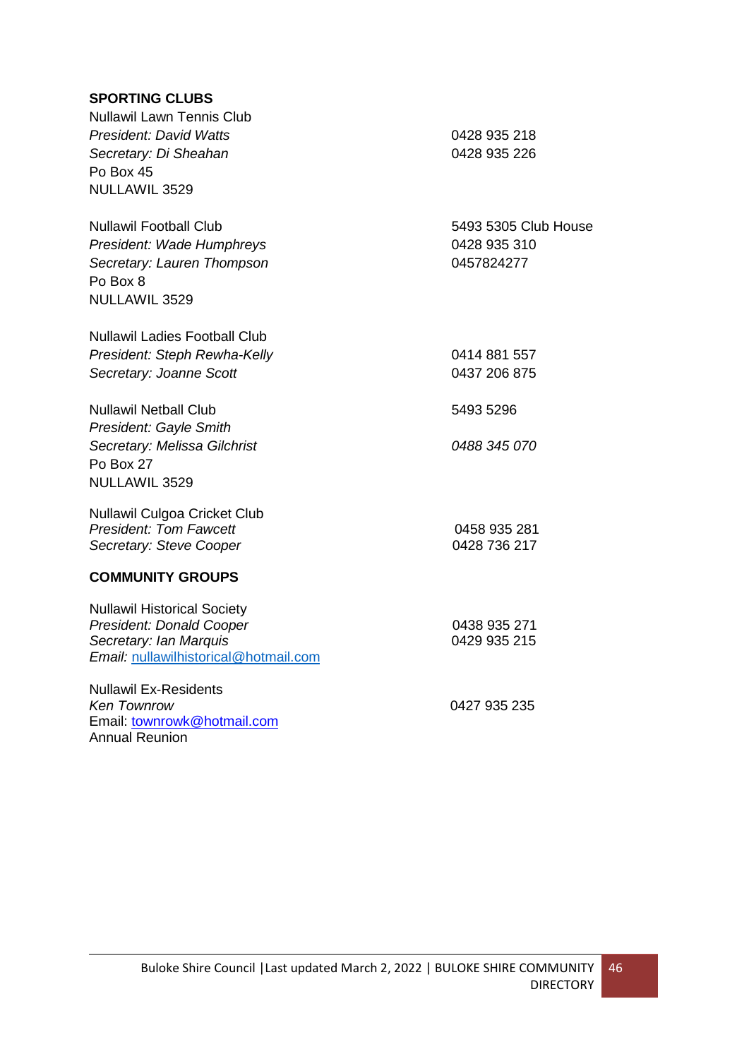**SPORTING CLUBS**

Nullawil Lawn Tennis Club
*President: David Watts* 0428 935 218
*Secretary: Di Sheahan* 0428 935 226
Po Box 45
NULLAWIL 3529

Nullawil Football Club 5493 5305 Club House
*President: Wade Humphreys* 0428 935 310
*Secretary: Lauren Thompson* 0457824277
Po Box 8
NULLAWIL 3529

Nullawil Ladies Football Club
*President: Steph Rewha-Kelly* 0414 881 557
*Secretary: Joanne Scott* 0437 206 875

Nullawil Netball Club 5493 5296
*President: Gayle Smith*
*Secretary: Melissa Gilchrist* *0488 345 070*
Po Box 27
NULLAWIL 3529

Nullawil Culgoa Cricket Club
*President: Tom Fawcett* 0458 935 281
*Secretary: Steve Cooper* 0428 736 217

**COMMUNITY GROUPS**

Nullawil Historical Society
*President: Donald Cooper* 0438 935 271
*Secretary: Ian Marquis* 0429 935 215
*Email:* nullawilhistorical@hotmail.com

Nullawil Ex-Residents
*Ken Townrow* 0427 935 235
Email: townrowk@hotmail.com
Annual Reunion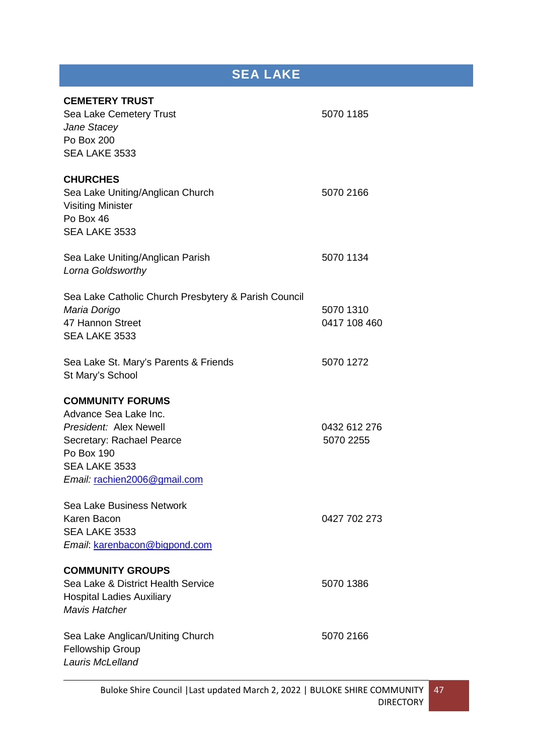# SEA LAKE

**CEMETERY TRUST**

Sea Lake Cemetery Trust — 5070 1185
*Jane Stacey*
Po Box 200
SEA LAKE 3533

**CHURCHES**

Sea Lake Uniting/Anglican Church — 5070 2166
Visiting Minister
Po Box 46
SEA LAKE 3533

Sea Lake Uniting/Anglican Parish — 5070 1134
*Lorna Goldsworthy*

Sea Lake Catholic Church Presbytery & Parish Council
*Maria Dorigo* — 5070 1310
47 Hannon Street — 0417 108 460
SEA LAKE 3533

Sea Lake St. Mary's Parents & Friends — 5070 1272
St Mary's School

**COMMUNITY FORUMS**

Advance Sea Lake Inc.
*President:* Alex Newell — 0432 612 276
Secretary: Rachael Pearce — 5070 2255
Po Box 190
SEA LAKE 3533
*Email:* rachien2006@gmail.com

Sea Lake Business Network
Karen Bacon — 0427 702 273
SEA LAKE 3533
*Email*: karenbacon@bigpond.com

**COMMUNITY GROUPS**

Sea Lake & District Health Service — 5070 1386
Hospital Ladies Auxiliary
*Mavis Hatcher*

Sea Lake Anglican/Uniting Church — 5070 2166
Fellowship Group
*Lauris McLelland*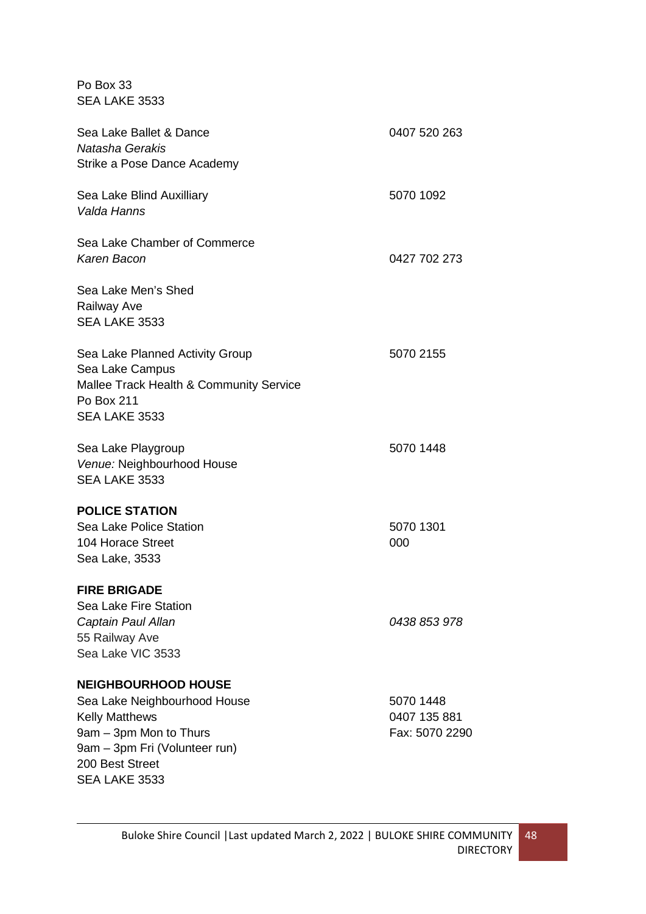Po Box 33
SEA LAKE 3533

Sea Lake Ballet & Dance — 0407 520 263
*Natasha Gerakis*
Strike a Pose Dance Academy

Sea Lake Blind Auxilliary — 5070 1092
*Valda Hanns*

Sea Lake Chamber of Commerce
*Karen Bacon* — 0427 702 273

Sea Lake Men's Shed
Railway Ave
SEA LAKE 3533

Sea Lake Planned Activity Group — 5070 2155
Sea Lake Campus
Mallee Track Health & Community Service
Po Box 211
SEA LAKE 3533

Sea Lake Playgroup — 5070 1448
*Venue:* Neighbourhood House
SEA LAKE 3533

**POLICE STATION**

Sea Lake Police Station — 5070 1301
104 Horace Street — 000
Sea Lake, 3533

**FIRE BRIGADE**

Sea Lake Fire Station
*Captain Paul Allan* — *0438 853 978*
55 Railway Ave
Sea Lake VIC 3533

**NEIGHBOURHOOD HOUSE**

Sea Lake Neighbourhood House — 5070 1448
Kelly Matthews — 0407 135 881
9am – 3pm Mon to Thurs — Fax: 5070 2290
9am – 3pm Fri (Volunteer run)
200 Best Street
SEA LAKE 3533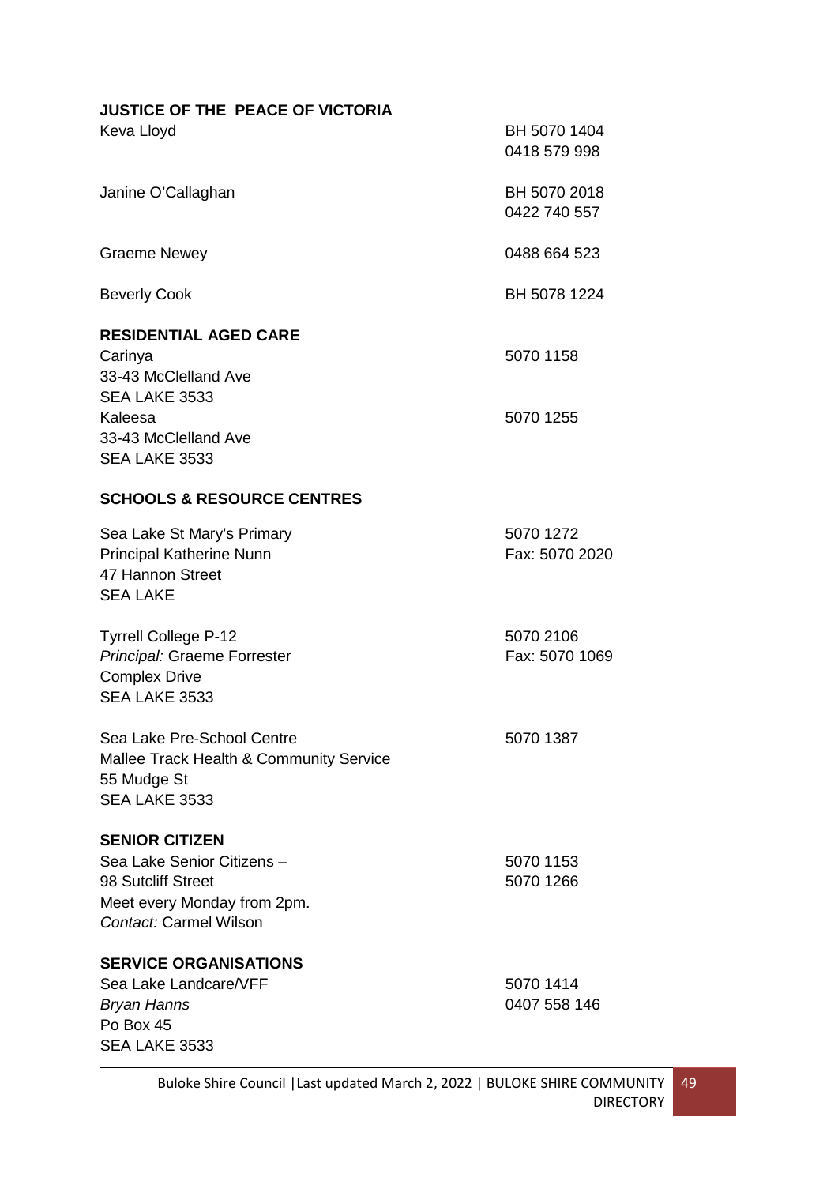## JUSTICE OF THE PEACE OF VICTORIA

| | |
|---|---|
| Keva Lloyd | BH 5070 1404<br>0418 579 998 |
| Janine O'Callaghan | BH 5070 2018<br>0422 740 557 |
| Graeme Newey | 0488 664 523 |
| Beverly Cook | BH 5078 1224 |

## RESIDENTIAL AGED CARE

| | |
|---|---|
| Carinya<br>33-43 McClelland Ave<br>SEA LAKE 3533 | 5070 1158 |
| Kaleesa<br>33-43 McClelland Ave<br>SEA LAKE 3533 | 5070 1255 |

## SCHOOLS & RESOURCE CENTRES

| | |
|---|---|
| Sea Lake St Mary's Primary<br>Principal Katherine Nunn<br>47 Hannon Street<br>SEA LAKE | 5070 1272<br>Fax: 5070 2020 |
| Tyrrell College P-12<br>*Principal:* Graeme Forrester<br>Complex Drive<br>SEA LAKE 3533 | 5070 2106<br>Fax: 5070 1069 |
| Sea Lake Pre-School Centre<br>Mallee Track Health & Community Service<br>55 Mudge St<br>SEA LAKE 3533 | 5070 1387 |

## SENIOR CITIZEN

| | |
|---|---|
| Sea Lake Senior Citizens –<br>98 Sutcliff Street<br>Meet every Monday from 2pm.<br>*Contact:* Carmel Wilson | 5070 1153<br>5070 1266 |

## SERVICE ORGANISATIONS

| | |
|---|---|
| Sea Lake Landcare/VFF<br>*Bryan Hanns*<br>Po Box 45<br>SEA LAKE 3533 | 5070 1414<br>0407 558 146 |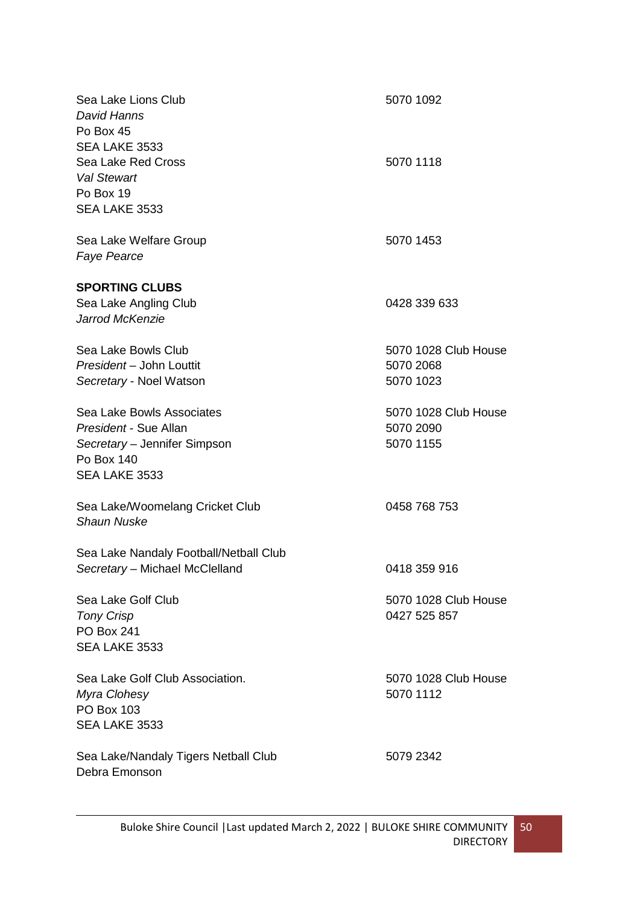Sea Lake Lions Club 5070 1092
*David Hanns*
Po Box 45
SEA LAKE 3533

Sea Lake Red Cross 5070 1118
*Val Stewart*
Po Box 19
SEA LAKE 3533

Sea Lake Welfare Group 5070 1453
*Faye Pearce*

**SPORTING CLUBS**

Sea Lake Angling Club 0428 339 633
*Jarrod McKenzie*

Sea Lake Bowls Club 5070 1028 Club House
*President* – John Louttit 5070 2068
*Secretary* - Noel Watson 5070 1023

Sea Lake Bowls Associates 5070 1028 Club House
*President* - Sue Allan 5070 2090
*Secretary* – Jennifer Simpson 5070 1155
Po Box 140
SEA LAKE 3533

Sea Lake/Woomelang Cricket Club 0458 768 753
*Shaun Nuske*

Sea Lake Nandaly Football/Netball Club
*Secretary* – Michael McClelland 0418 359 916

Sea Lake Golf Club 5070 1028 Club House
*Tony Crisp* 0427 525 857
PO Box 241
SEA LAKE 3533

Sea Lake Golf Club Association. 5070 1028 Club House
*Myra Clohesy* 5070 1112
PO Box 103
SEA LAKE 3533

Sea Lake/Nandaly Tigers Netball Club 5079 2342
Debra Emonson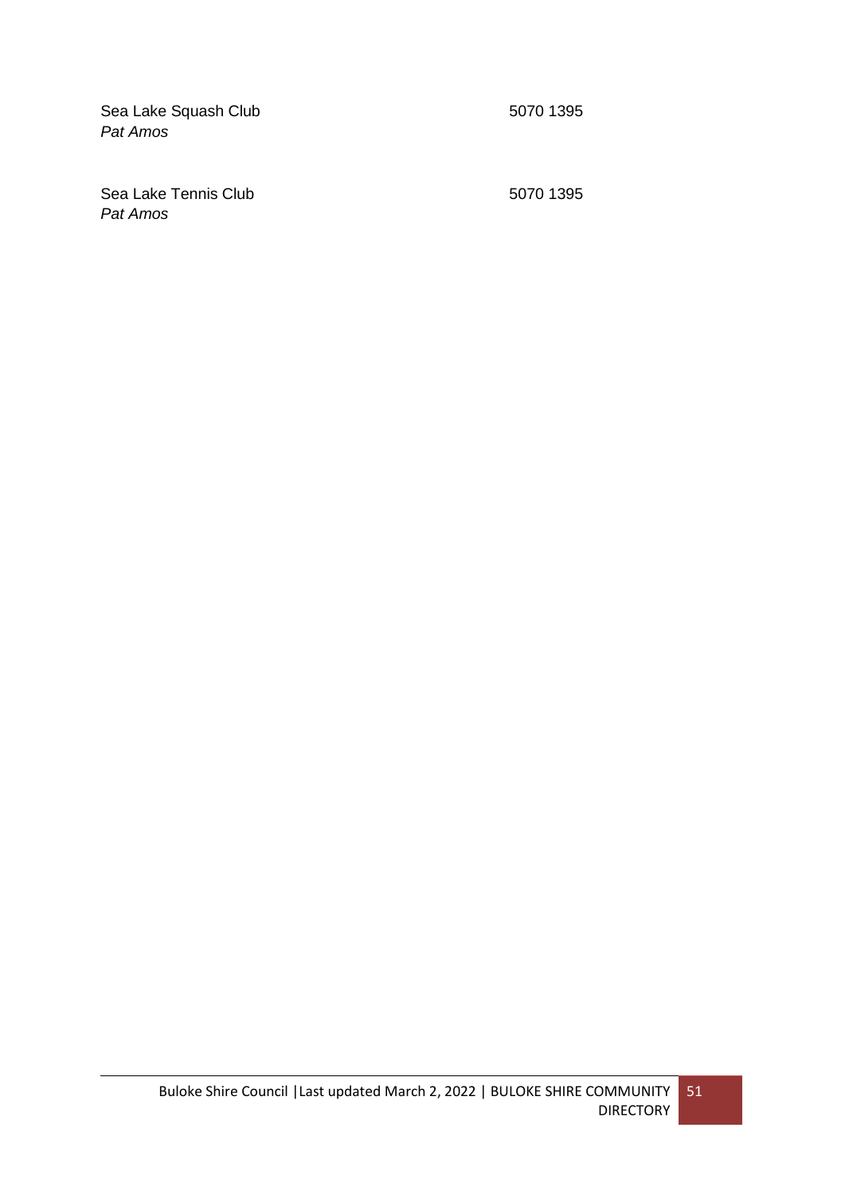Sea Lake Squash Club 5070 1395
*Pat Amos*

Sea Lake Tennis Club 5070 1395
*Pat Amos*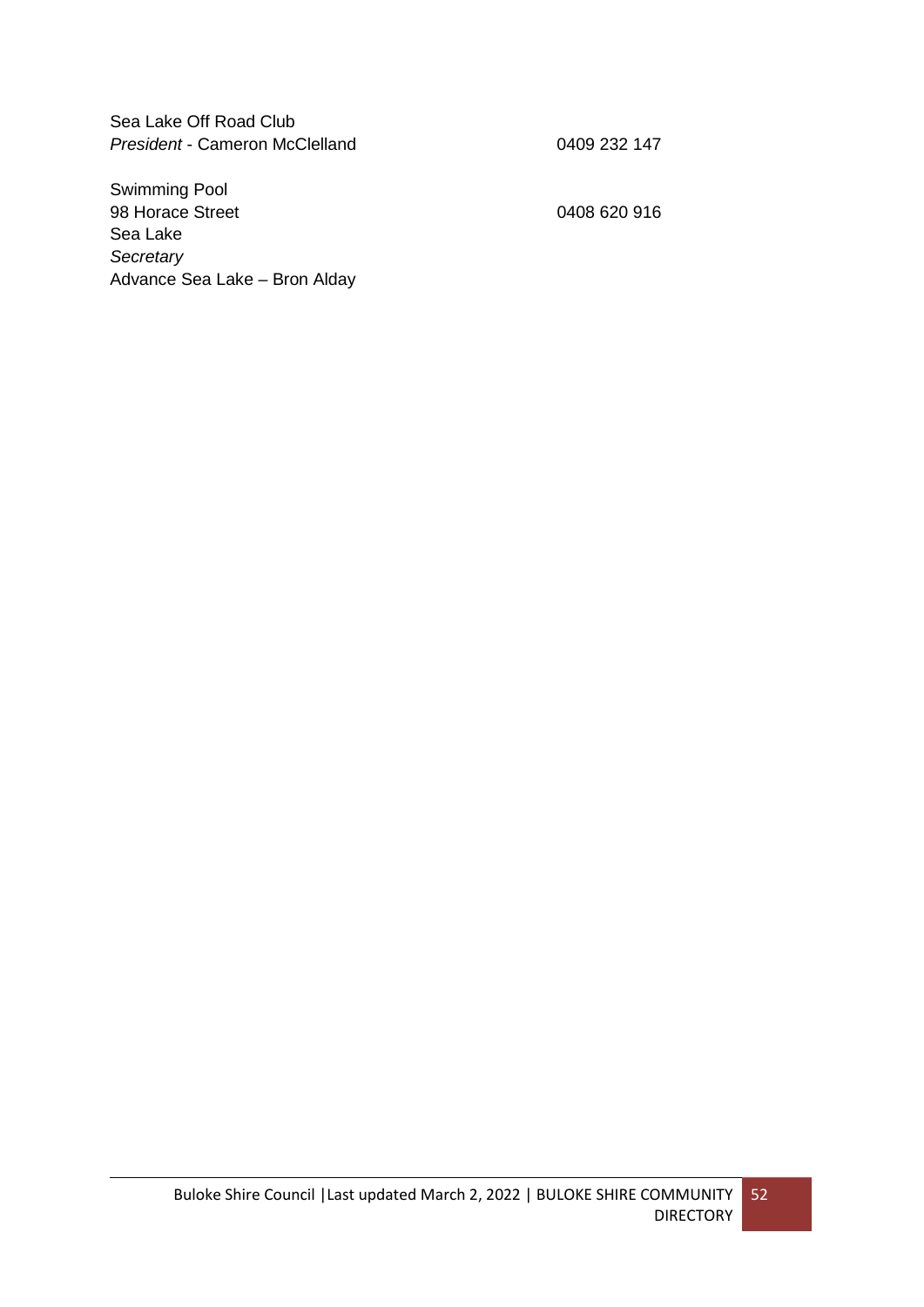Sea Lake Off Road Club
*President* - Cameron McClelland 0409 232 147

Swimming Pool
98 Horace Street 0408 620 916
Sea Lake
*Secretary*
Advance Sea Lake – Bron Alday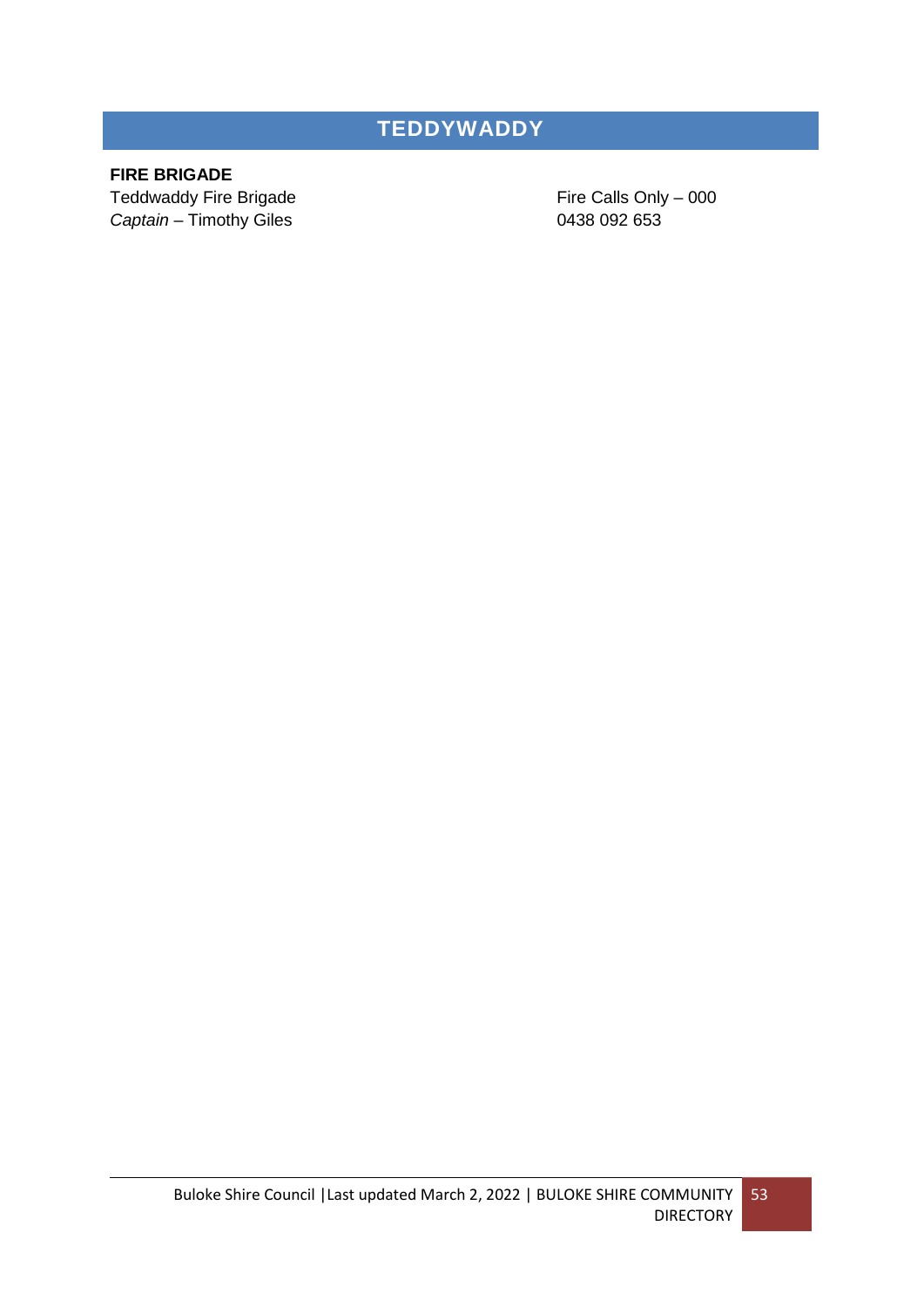# TEDDYWADDY

**FIRE BRIGADE**

Teddwaddy Fire Brigade — Fire Calls Only – 000

*Captain* – Timothy Giles — 0438 092 653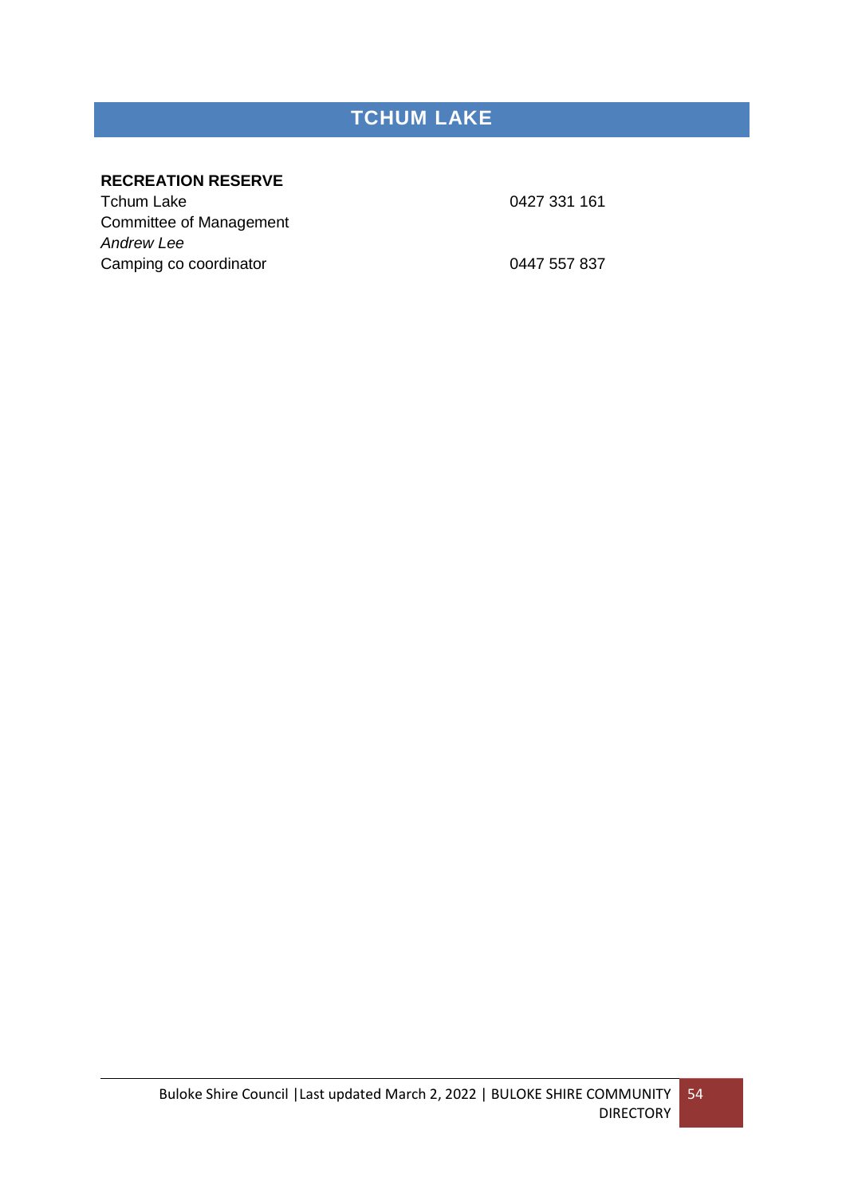# TCHUM LAKE

**RECREATION RESERVE**

Tchum Lake 0427 331 161
Committee of Management
*Andrew Lee*
Camping co coordinator 0447 557 837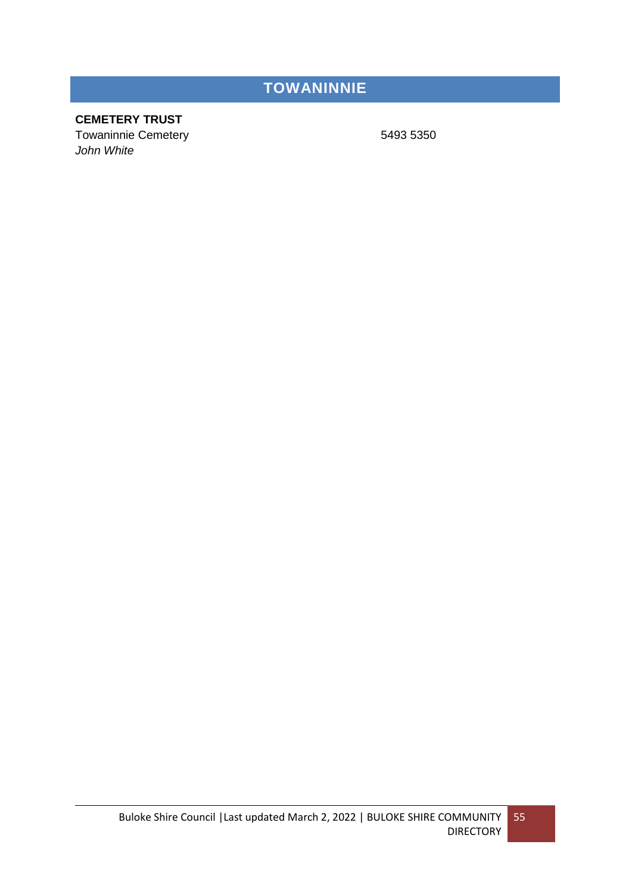# TOWANINNIE

**CEMETERY TRUST**

Towaninnie Cemetery 5493 5350
*John White*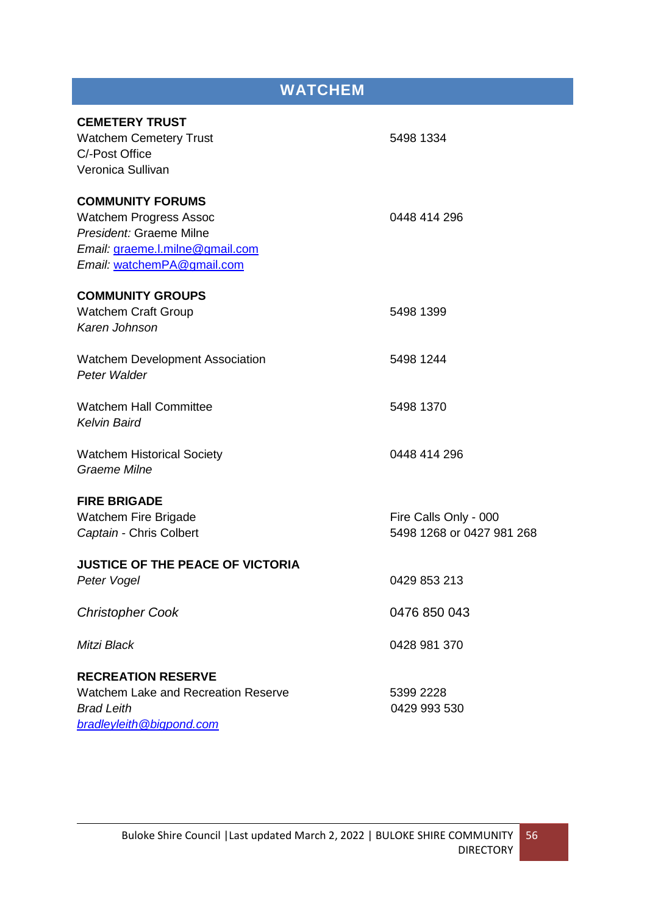## WATCHEM

**CEMETERY TRUST**
Watchem Cemetery Trust — 5498 1334
C/-Post Office
Veronica Sullivan

**COMMUNITY FORUMS**
Watchem Progress Assoc — 0448 414 296
*President:* Graeme Milne
*Email:* graeme.l.milne@gmail.com
*Email:* watchemPA@gmail.com

**COMMUNITY GROUPS**
Watchem Craft Group — 5498 1399
*Karen Johnson*

Watchem Development Association — 5498 1244
*Peter Walder*

Watchem Hall Committee — 5498 1370
*Kelvin Baird*

Watchem Historical Society — 0448 414 296
*Graeme Milne*

**FIRE BRIGADE**
Watchem Fire Brigade — Fire Calls Only - 000
*Captain* - Chris Colbert — 5498 1268 or 0427 981 268

**JUSTICE OF THE PEACE OF VICTORIA**
*Peter Vogel* — 0429 853 213

*Christopher Cook* — 0476 850 043

*Mitzi Black* — 0428 981 370

**RECREATION RESERVE**
Watchem Lake and Recreation Reserve — 5399 2228
*Brad Leith* — 0429 993 530
*bradleyleith@bigpond.com*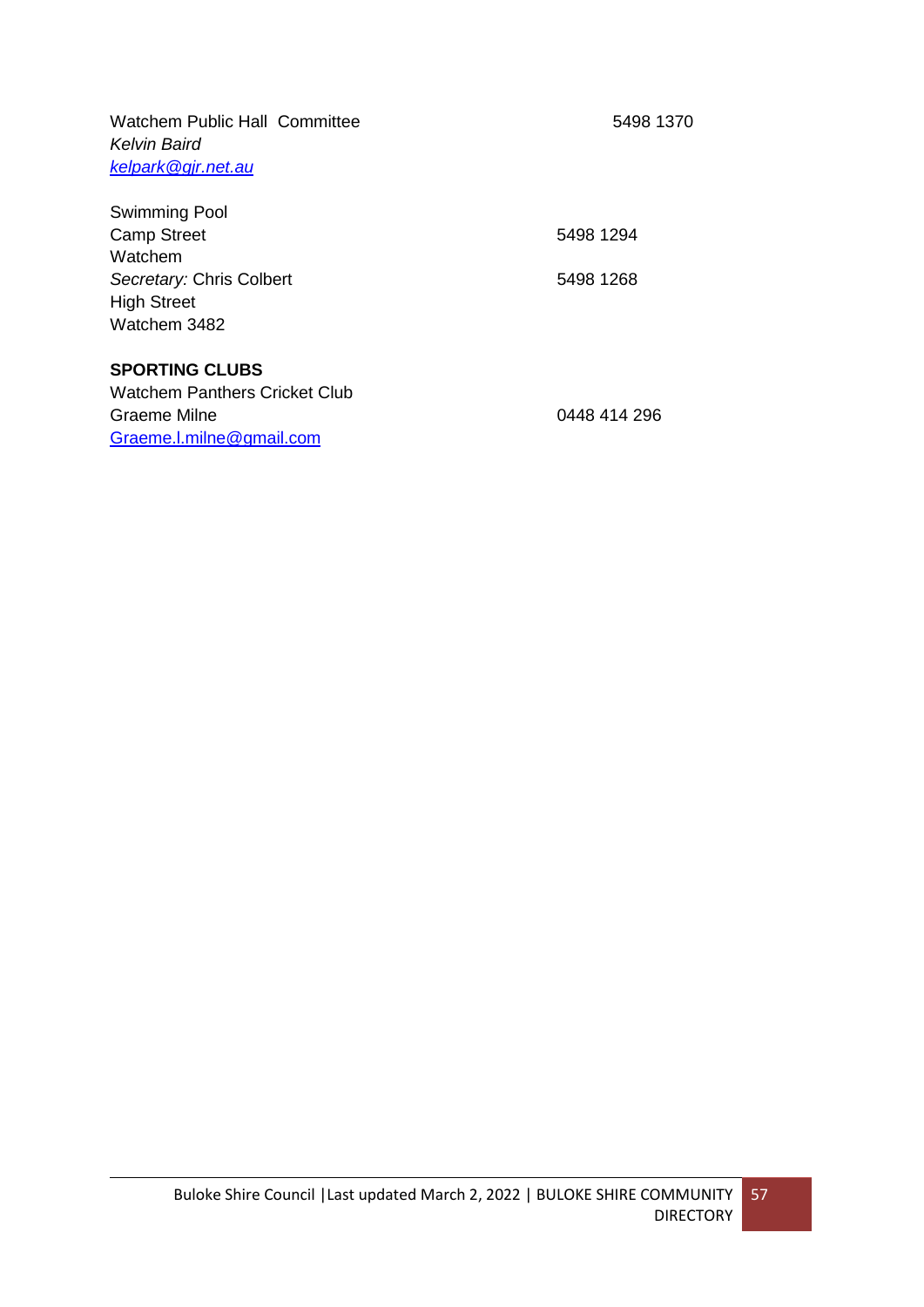Watchem Public Hall Committee 5498 1370
*Kelvin Baird*
*kelpark@gjr.net.au*

Swimming Pool
Camp Street 5498 1294
Watchem
*Secretary:* Chris Colbert 5498 1268
High Street
Watchem 3482

**SPORTING CLUBS**
Watchem Panthers Cricket Club
Graeme Milne 0448 414 296
Graeme.l.milne@gmail.com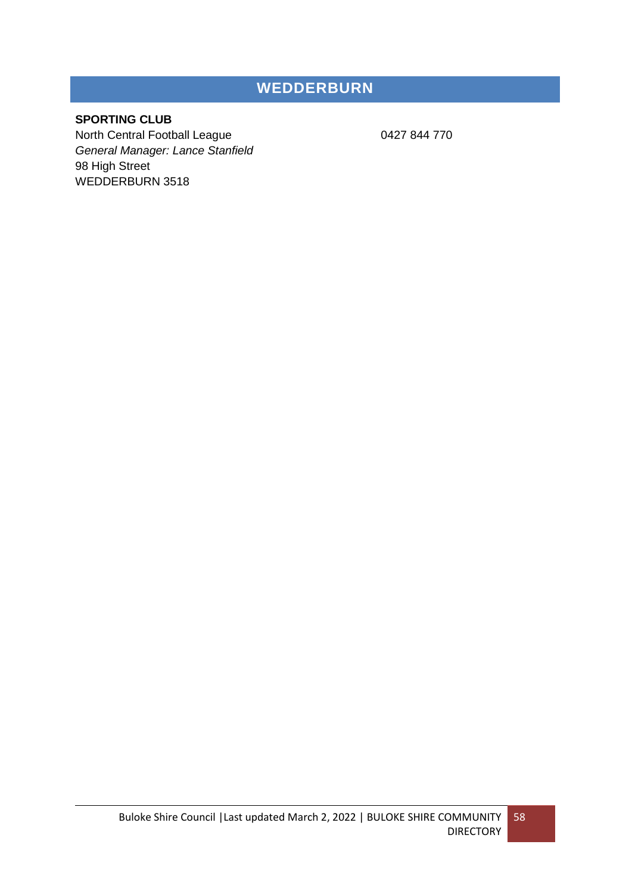# WEDDERBURN

**SPORTING CLUB**

North Central Football League 0427 844 770
*General Manager: Lance Stanfield*
98 High Street
WEDDERBURN 3518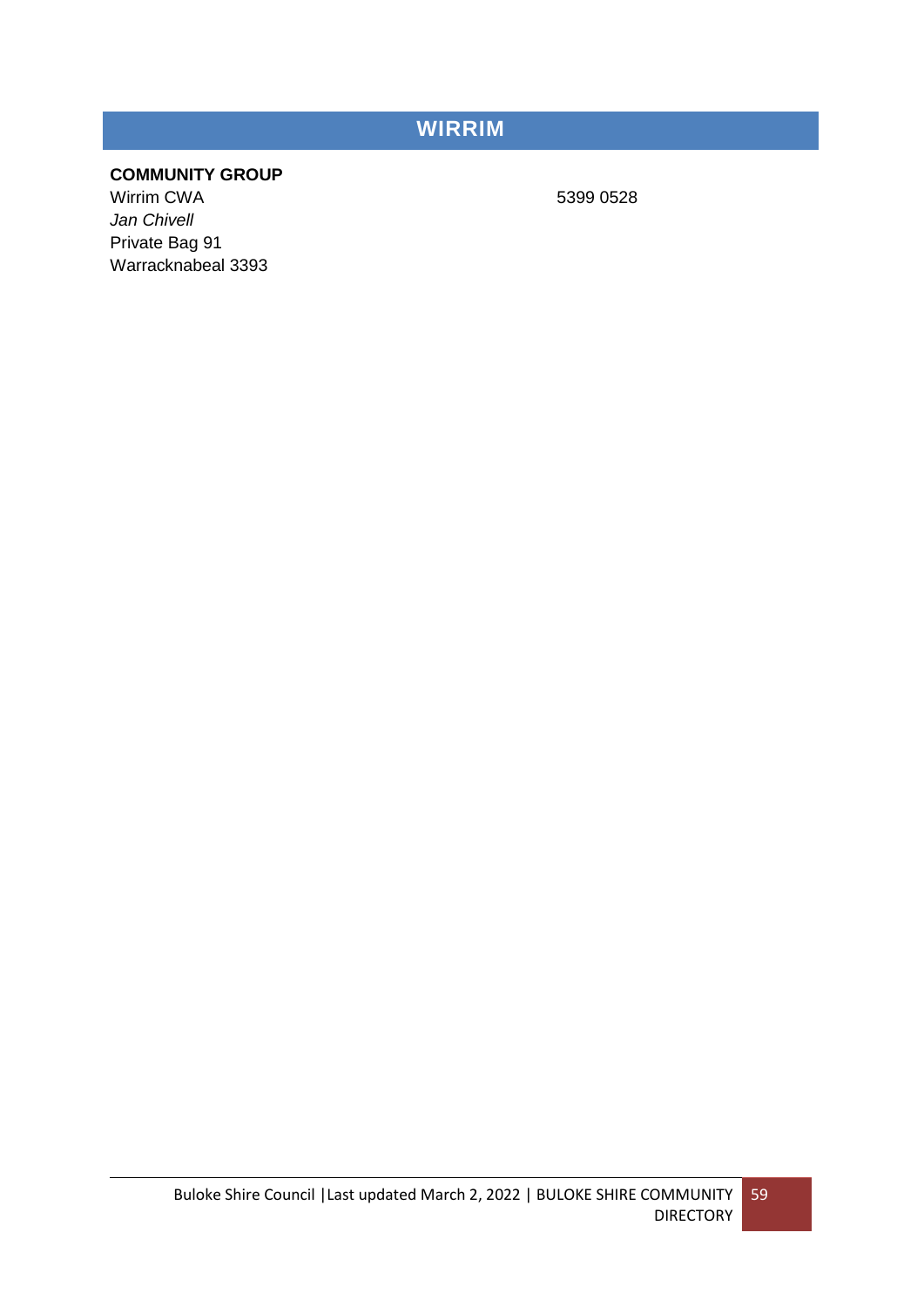# WIRRIM

**COMMUNITY GROUP**

Wirrim CWA 5399 0528
*Jan Chivell*
Private Bag 91
Warracknabeal 3393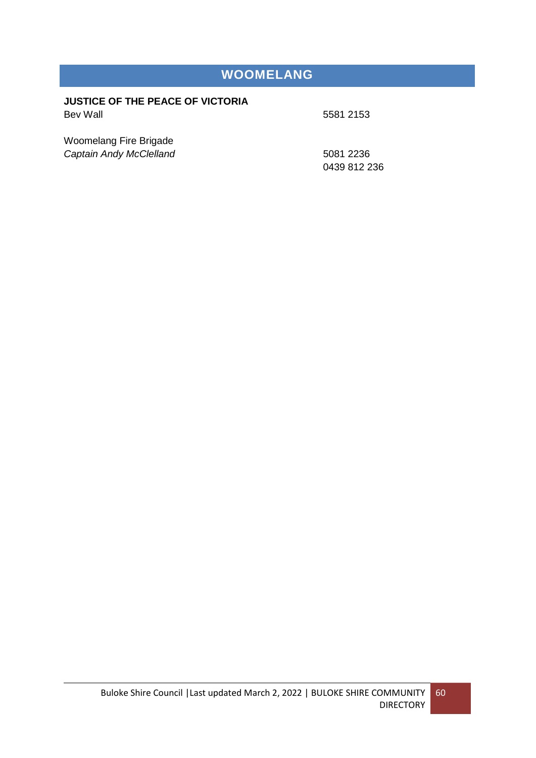# WOOMELANG

**JUSTICE OF THE PEACE OF VICTORIA**

Bev Wall 5581 2153

Woomelang Fire Brigade

*Captain Andy McClelland* 5081 2236

0439 812 236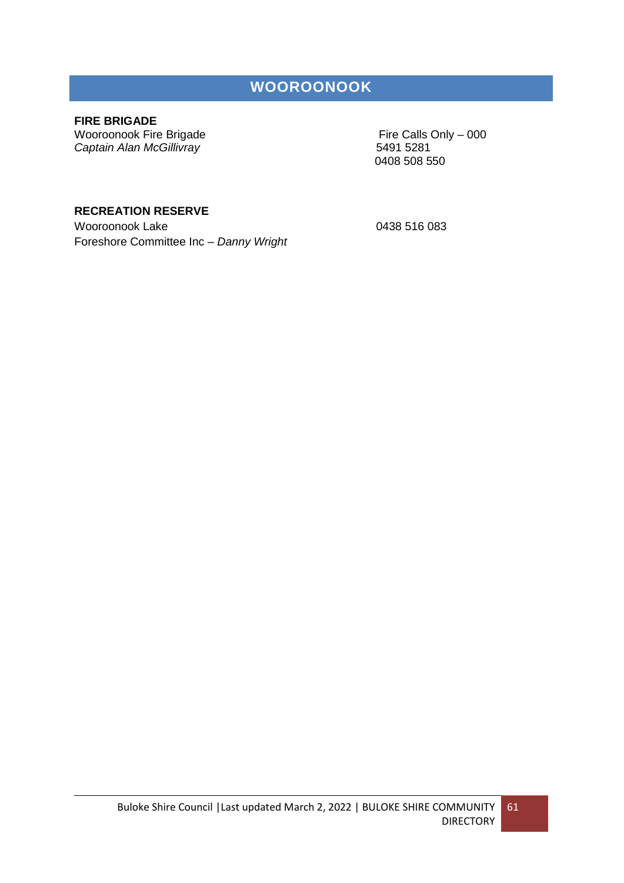# WOOROONOOK

**FIRE BRIGADE**

Wooroonook Fire Brigade — Fire Calls Only – 000

*Captain Alan McGillivray* — 5491 5281, 0408 508 550

**RECREATION RESERVE**

Wooroonook Lake Foreshore Committee Inc – *Danny Wright* — 0438 516 083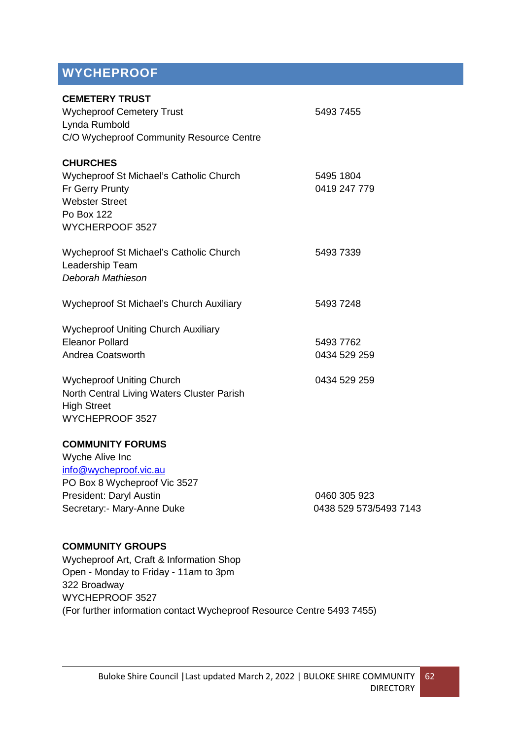# WYCHEPROOF

**CEMETERY TRUST**

Wycheproof Cemetery Trust — 5493 7455
Lynda Rumbold
C/O Wycheproof Community Resource Centre

**CHURCHES**

Wycheproof St Michael's Catholic Church — 5495 1804
Fr Gerry Prunty — 0419 247 779
Webster Street
Po Box 122
WYCHERPOOF 3527

Wycheproof St Michael's Catholic Church — 5493 7339
Leadership Team
*Deborah Mathieson*

Wycheproof St Michael's Church Auxiliary — 5493 7248

Wycheproof Uniting Church Auxiliary
Eleanor Pollard — 5493 7762
Andrea Coatsworth — 0434 529 259

Wycheproof Uniting Church — 0434 529 259
North Central Living Waters Cluster Parish
High Street
WYCHEPROOF 3527

**COMMUNITY FORUMS**

Wyche Alive Inc
info@wycheproof.vic.au
PO Box 8 Wycheproof Vic 3527
President: Daryl Austin — 0460 305 923
Secretary:- Mary-Anne Duke — 0438 529 573/5493 7143

**COMMUNITY GROUPS**

Wycheproof Art, Craft & Information Shop
Open - Monday to Friday - 11am to 3pm
322 Broadway
WYCHEPROOF 3527
(For further information contact Wycheproof Resource Centre 5493 7455)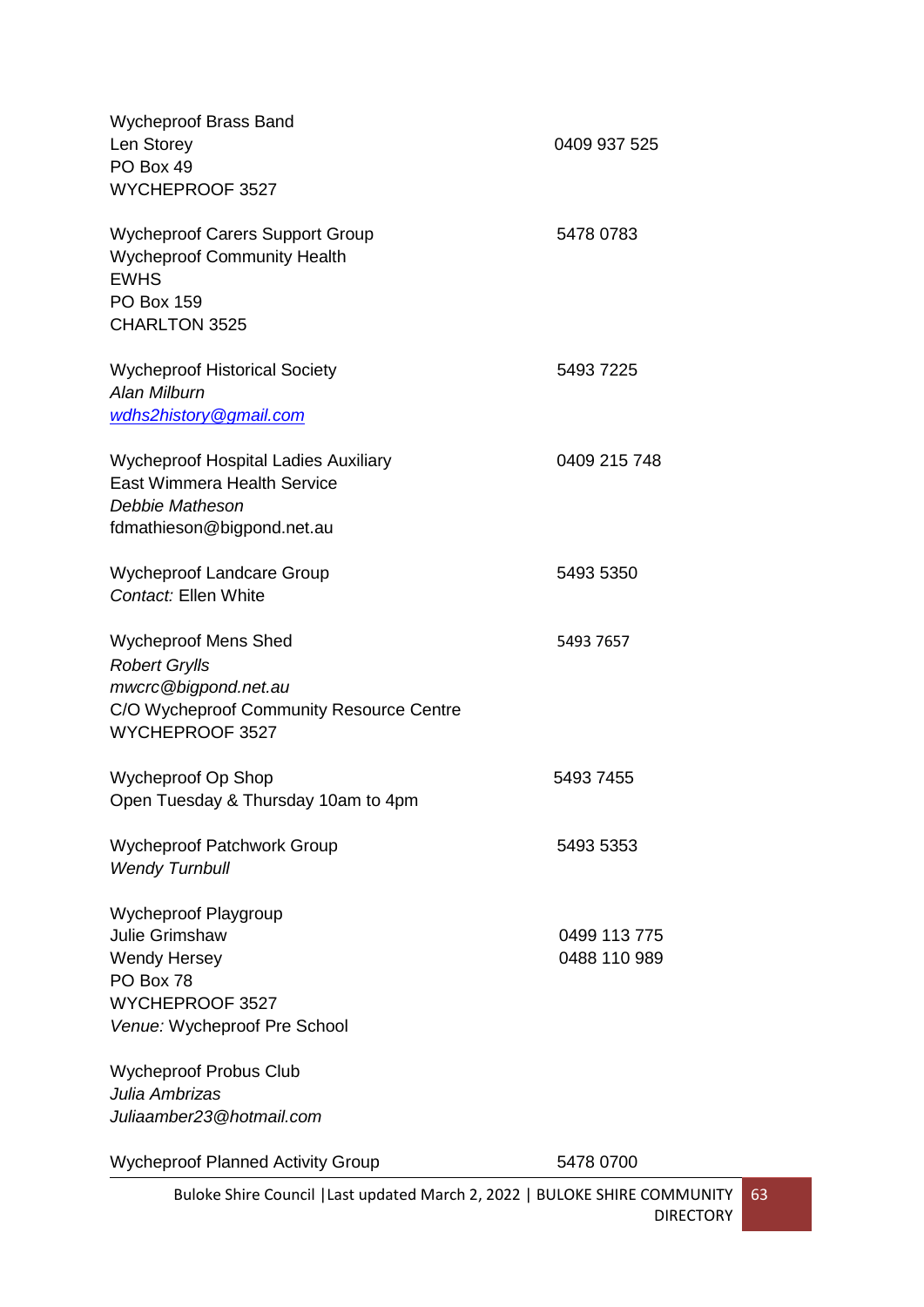Wycheproof Brass Band
Len Storey — 0409 937 525
PO Box 49
WYCHEPROOF 3527

Wycheproof Carers Support Group — 5478 0783
Wycheproof Community Health
EWHS
PO Box 159
CHARLTON 3525

Wycheproof Historical Society — 5493 7225
*Alan Milburn*
*wdhs2history@gmail.com*

Wycheproof Hospital Ladies Auxiliary — 0409 215 748
East Wimmera Health Service
*Debbie Matheson*
fdmathieson@bigpond.net.au

Wycheproof Landcare Group — 5493 5350
*Contact:* Ellen White

Wycheproof Mens Shed — 5493 7657
*Robert Grylls*
*mwcrc@bigpond.net.au*
C/O Wycheproof Community Resource Centre
WYCHEPROOF 3527

Wycheproof Op Shop — 5493 7455
Open Tuesday & Thursday 10am to 4pm

Wycheproof Patchwork Group — 5493 5353
*Wendy Turnbull*

Wycheproof Playgroup
Julie Grimshaw — 0499 113 775
Wendy Hersey — 0488 110 989
PO Box 78
WYCHEPROOF 3527
*Venue:* Wycheproof Pre School

Wycheproof Probus Club
*Julia Ambrizas*
*Juliaamber23@hotmail.com*

Wycheproof Planned Activity Group — 5478 0700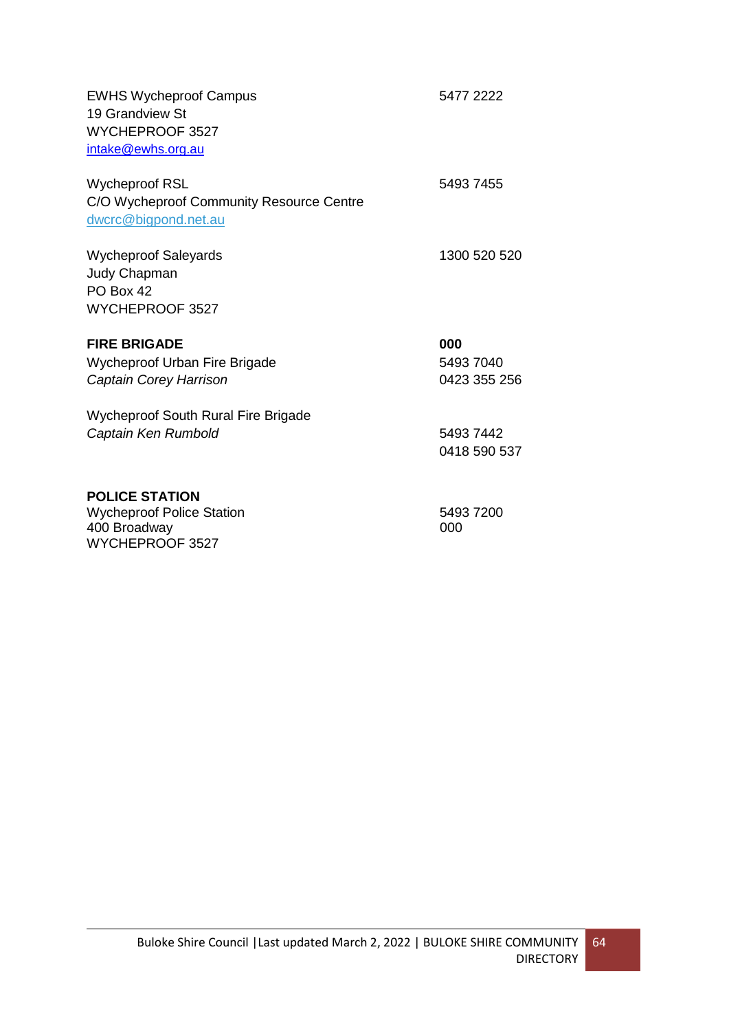EWHS Wycheproof Campus
19 Grandview St
WYCHEPROOF 3527
intake@ewhs.org.au

5477 2222

Wycheproof RSL
C/O Wycheproof Community Resource Centre
dwcrc@bigpond.net.au

5493 7455

Wycheproof Saleyards
Judy Chapman
PO Box 42
WYCHEPROOF 3527

1300 520 520

**FIRE BRIGADE** **000**

Wycheproof Urban Fire Brigade
*Captain Corey Harrison*

5493 7040
0423 355 256

Wycheproof South Rural Fire Brigade
*Captain Ken Rumbold*

5493 7442
0418 590 537

**POLICE STATION**

Wycheproof Police Station
400 Broadway
WYCHEPROOF 3527

5493 7200
000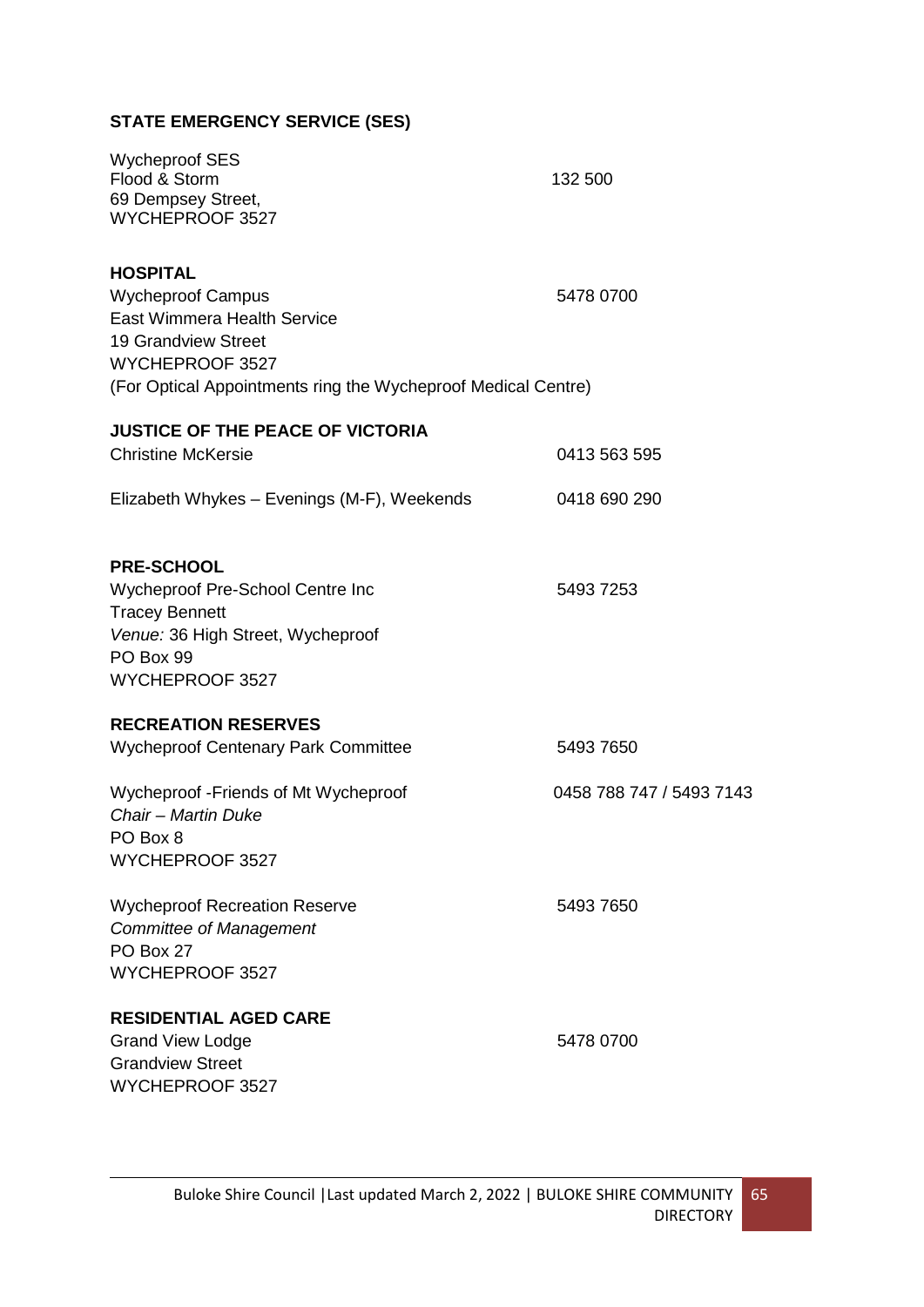**STATE EMERGENCY SERVICE (SES)**

Wycheproof SES
Flood & Storm — 132 500
69 Dempsey Street,
WYCHEPROOF 3527

**HOSPITAL**

Wycheproof Campus — 5478 0700
East Wimmera Health Service
19 Grandview Street
WYCHEPROOF 3527
(For Optical Appointments ring the Wycheproof Medical Centre)

**JUSTICE OF THE PEACE OF VICTORIA**

Christine McKersie — 0413 563 595

Elizabeth Whykes – Evenings (M-F), Weekends — 0418 690 290

**PRE-SCHOOL**

Wycheproof Pre-School Centre Inc — 5493 7253
Tracey Bennett
*Venue:* 36 High Street, Wycheproof
PO Box 99
WYCHEPROOF 3527

**RECREATION RESERVES**

Wycheproof Centenary Park Committee — 5493 7650

Wycheproof -Friends of Mt Wycheproof — 0458 788 747 / 5493 7143
*Chair – Martin Duke*
PO Box 8
WYCHEPROOF 3527

Wycheproof Recreation Reserve — 5493 7650
*Committee of Management*
PO Box 27
WYCHEPROOF 3527

**RESIDENTIAL AGED CARE**

Grand View Lodge — 5478 0700
Grandview Street
WYCHEPROOF 3527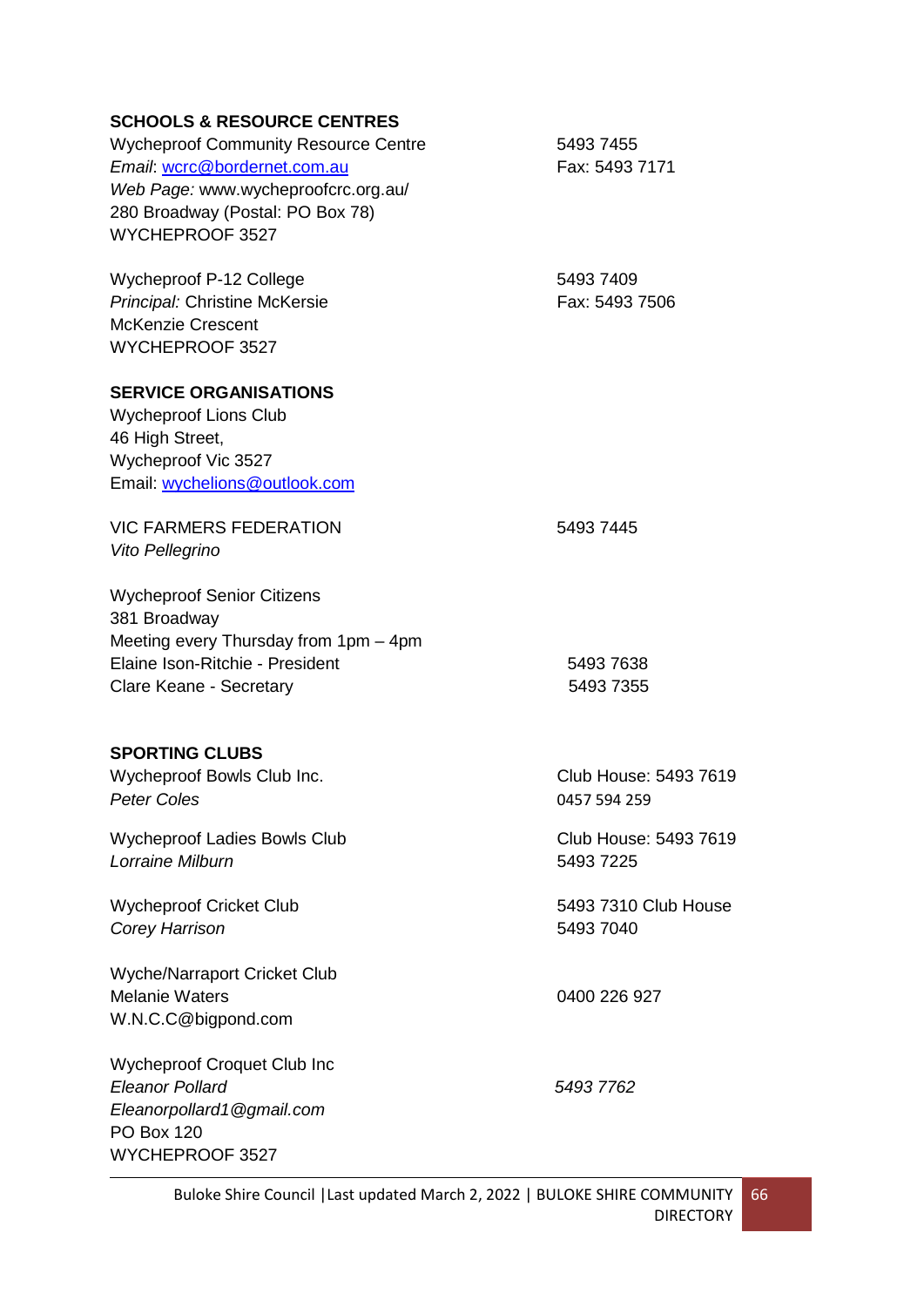## SCHOOLS & RESOURCE CENTRES

Wycheproof Community Resource Centre — 5493 7455
*Email*: wcrc@bordernet.com.au — Fax: 5493 7171
*Web Page:* www.wycheproofcrc.org.au/
280 Broadway (Postal: PO Box 78)
WYCHEPROOF 3527

Wycheproof P-12 College — 5493 7409
*Principal:* Christine McKersie — Fax: 5493 7506
McKenzie Crescent
WYCHEPROOF 3527

## SERVICE ORGANISATIONS

Wycheproof Lions Club
46 High Street,
Wycheproof Vic 3527
Email: wychelions@outlook.com

VIC FARMERS FEDERATION — 5493 7445
*Vito Pellegrino*

Wycheproof Senior Citizens
381 Broadway
Meeting every Thursday from 1pm – 4pm
Elaine Ison-Ritchie - President — 5493 7638
Clare Keane - Secretary — 5493 7355

## SPORTING CLUBS

Wycheproof Bowls Club Inc. — Club House: 5493 7619
*Peter Coles* — 0457 594 259

Wycheproof Ladies Bowls Club — Club House: 5493 7619
*Lorraine Milburn* — 5493 7225

Wycheproof Cricket Club — 5493 7310 Club House
*Corey Harrison* — 5493 7040

Wyche/Narraport Cricket Club
Melanie Waters — 0400 226 927
W.N.C.C@bigpond.com

Wycheproof Croquet Club Inc
*Eleanor Pollard* — *5493 7762*
*Eleanorpollard1@gmail.com*
PO Box 120
WYCHEPROOF 3527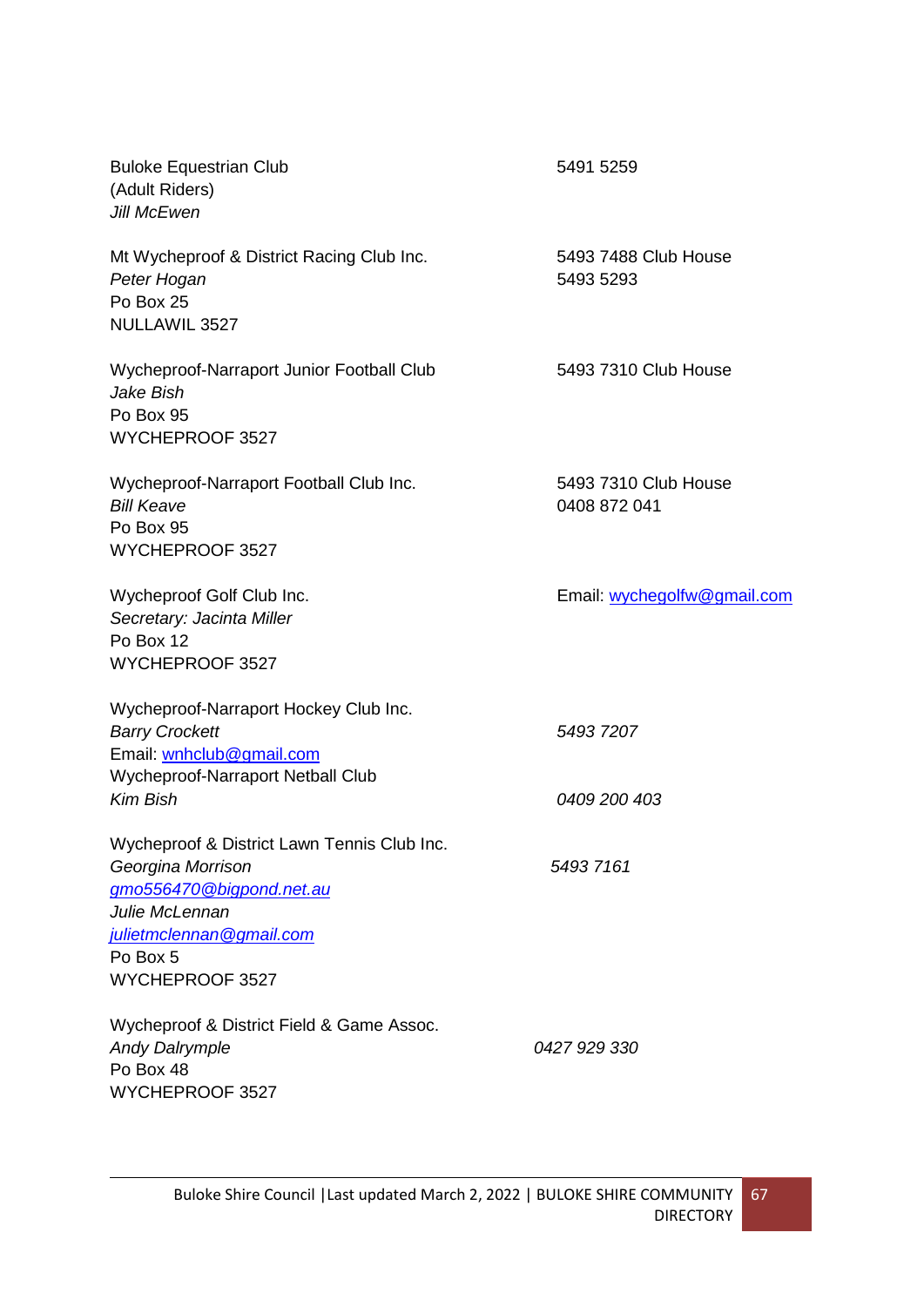Buloke Equestrian Club  
(Adult Riders)  
*Jill McEwen*  
5491 5259

Mt Wycheproof & District Racing Club Inc.  
*Peter Hogan*  
Po Box 25  
NULLAWIL 3527  
5493 7488 Club House  
5493 5293

Wycheproof-Narraport Junior Football Club  
*Jake Bish*  
Po Box 95  
WYCHEPROOF 3527  
5493 7310 Club House

Wycheproof-Narraport Football Club Inc.  
*Bill Keave*  
Po Box 95  
WYCHEPROOF 3527  
5493 7310 Club House  
0408 872 041

Wycheproof Golf Club Inc.  
*Secretary: Jacinta Miller*  
Po Box 12  
WYCHEPROOF 3527  
Email: wychegolfw@gmail.com

Wycheproof-Narraport Hockey Club Inc.  
*Barry Crockett*  
Email: wnhclub@gmail.com  
*5493 7207*

Wycheproof-Narraport Netball Club  
*Kim Bish*  
*0409 200 403*

Wycheproof & District Lawn Tennis Club Inc.  
*Georgina Morrison*  
*gmo556470@bigpond.net.au*  
*Julie McLennan*  
*julietmclennan@gmail.com*  
Po Box 5  
WYCHEPROOF 3527  
*5493 7161*

Wycheproof & District Field & Game Assoc.  
*Andy Dalrymple*  
Po Box 48  
WYCHEPROOF 3527  
*0427 929 330*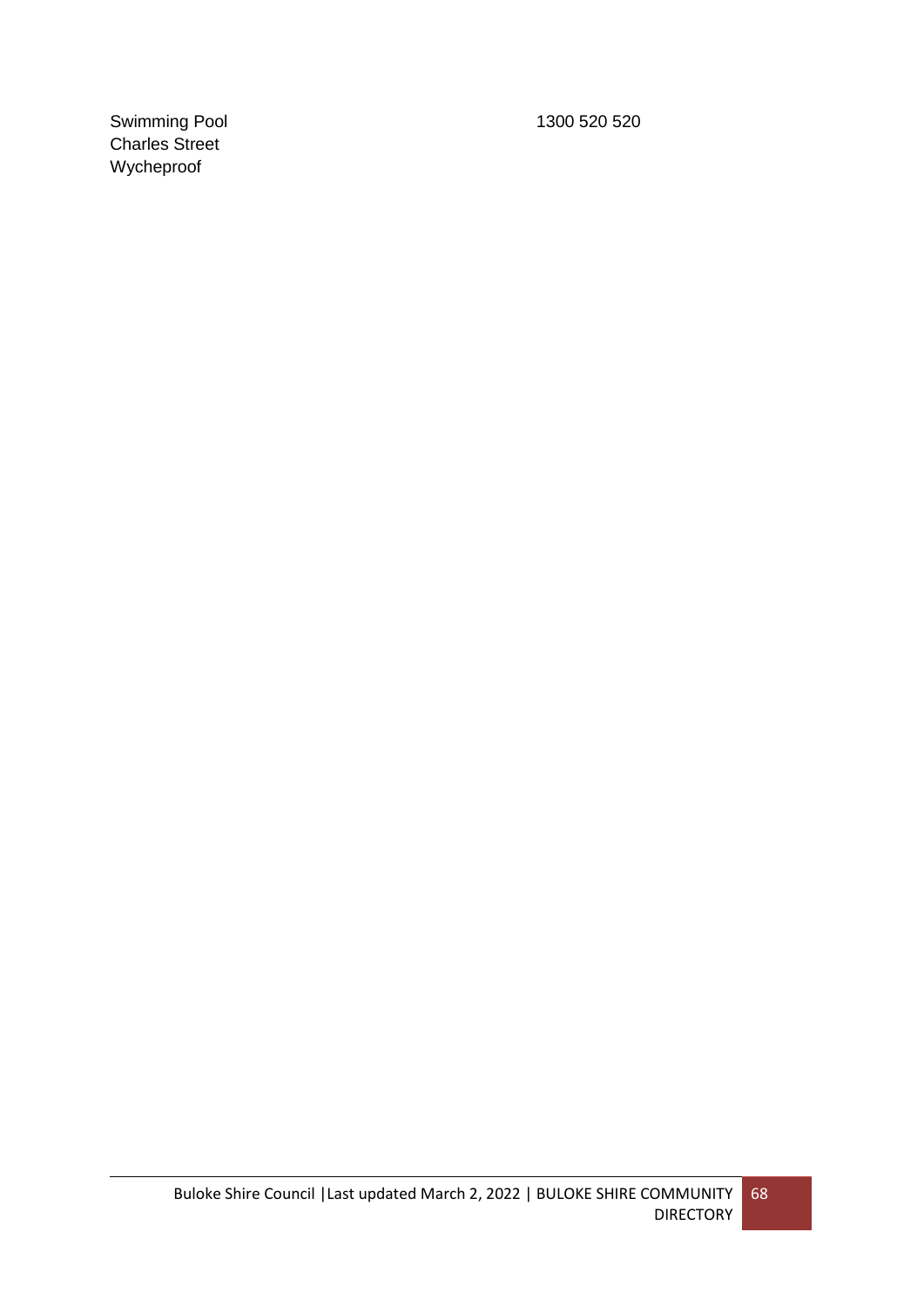Swimming Pool  
Charles Street  
Wycheproof

1300 520 520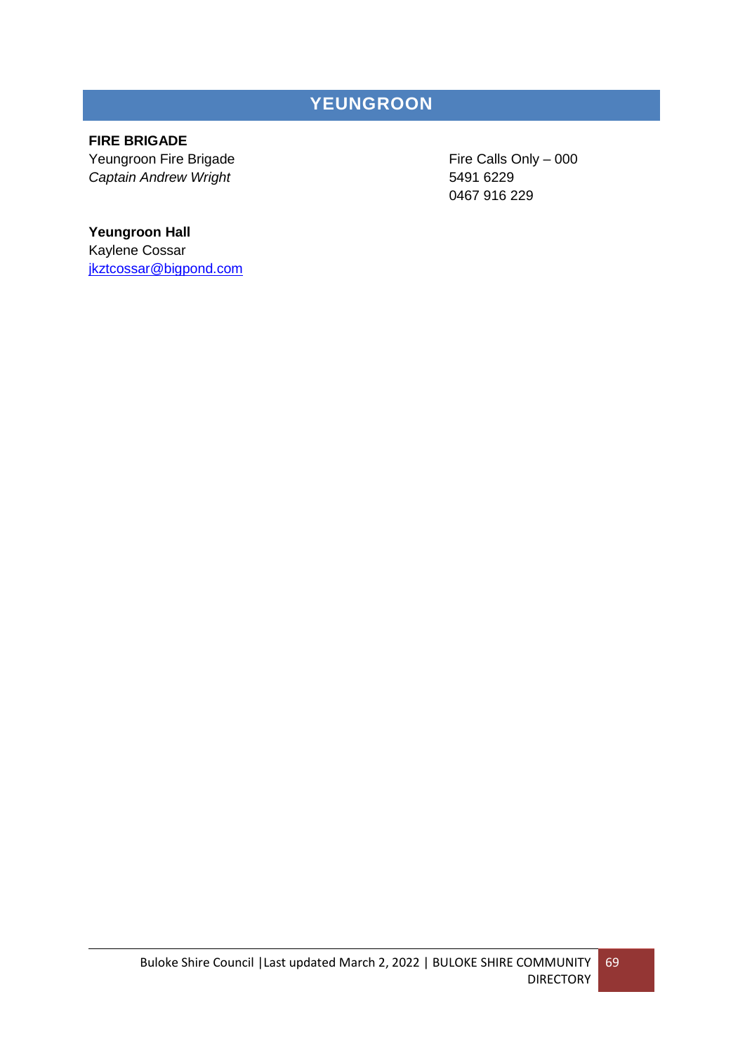# YEUNGROON

**FIRE BRIGADE**

Yeungroon Fire Brigade
*Captain Andrew Wright*

Fire Calls Only – 000
5491 6229
0467 916 229

**Yeungroon Hall**

Kaylene Cossar
jkztcossar@bigpond.com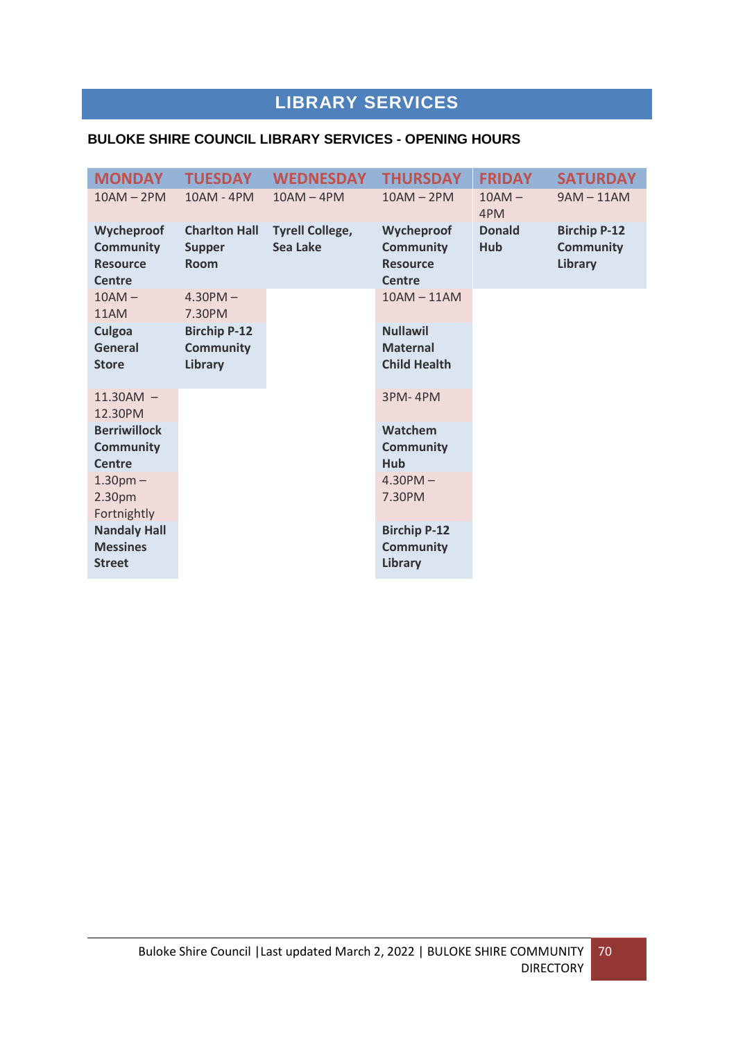# LIBRARY SERVICES

### BULOKE SHIRE COUNCIL LIBRARY SERVICES - OPENING HOURS

| MONDAY | TUESDAY | WEDNESDAY | THURSDAY | FRIDAY | SATURDAY |
|---|---|---|---|---|---|
| 10AM – 2PM | 10AM - 4PM | 10AM – 4PM | 10AM – 2PM | 10AM – 4PM | 9AM – 11AM |
| **Wycheproof Community Resource Centre** | **Charlton Hall Supper Room** | **Tyrell College, Sea Lake** | **Wycheproof Community Resource Centre** | **Donald Hub** | **Birchip P-12 Community Library** |
| 10AM – 11AM | 4.30PM – 7.30PM | | 10AM – 11AM | | |
| **Culgoa General Store** | **Birchip P-12 Community Library** | | **Nullawil Maternal Child Health** | | |
| 11.30AM – 12.30PM | | | 3PM- 4PM | | |
| **Berriwillock Community Centre** | | | **Watchem Community Hub** | | |
| 1.30pm – 2.30pm Fortnightly | | | 4.30PM – 7.30PM | | |
| **Nandaly Hall Messines Street** | | | **Birchip P-12 Community Library** | | |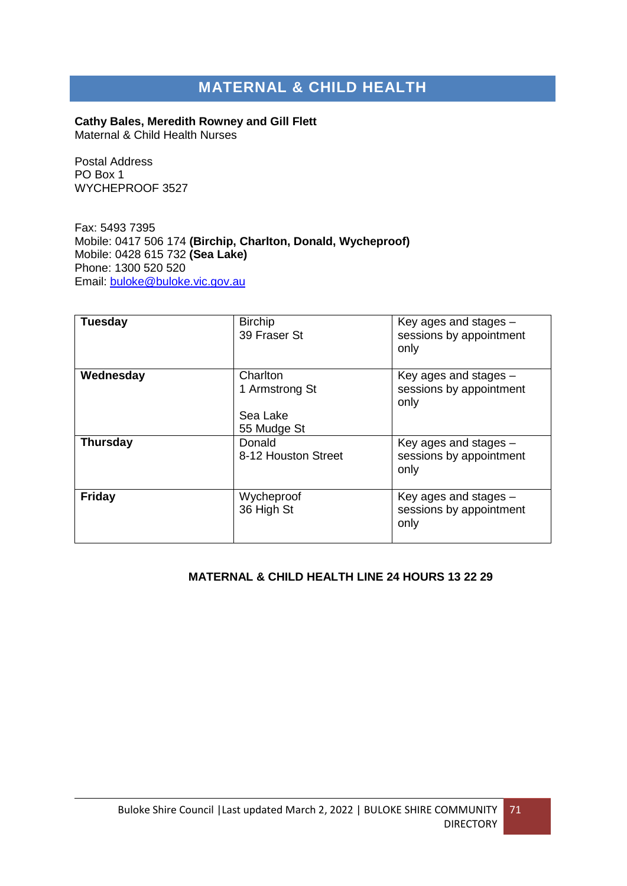# MATERNAL & CHILD HEALTH

**Cathy Bales, Meredith Rowney and Gill Flett**
Maternal & Child Health Nurses

Postal Address
PO Box 1
WYCHEPROOF 3527

Fax: 5493 7395
Mobile: 0417 506 174 **(Birchip, Charlton, Donald, Wycheproof)**
Mobile: 0428 615 732 **(Sea Lake)**
Phone: 1300 520 520
Email: buloke@buloke.vic.gov.au

| | | |
|---|---|---|
| **Tuesday** | Birchip<br>39 Fraser St | Key ages and stages – sessions by appointment only |
| **Wednesday** | Charlton<br>1 Armstrong St<br><br>Sea Lake<br>55 Mudge St | Key ages and stages – sessions by appointment only |
| **Thursday** | Donald<br>8-12 Houston Street | Key ages and stages – sessions by appointment only |
| **Friday** | Wycheproof<br>36 High St | Key ages and stages – sessions by appointment only |

**MATERNAL & CHILD HEALTH LINE 24 HOURS 13 22 29**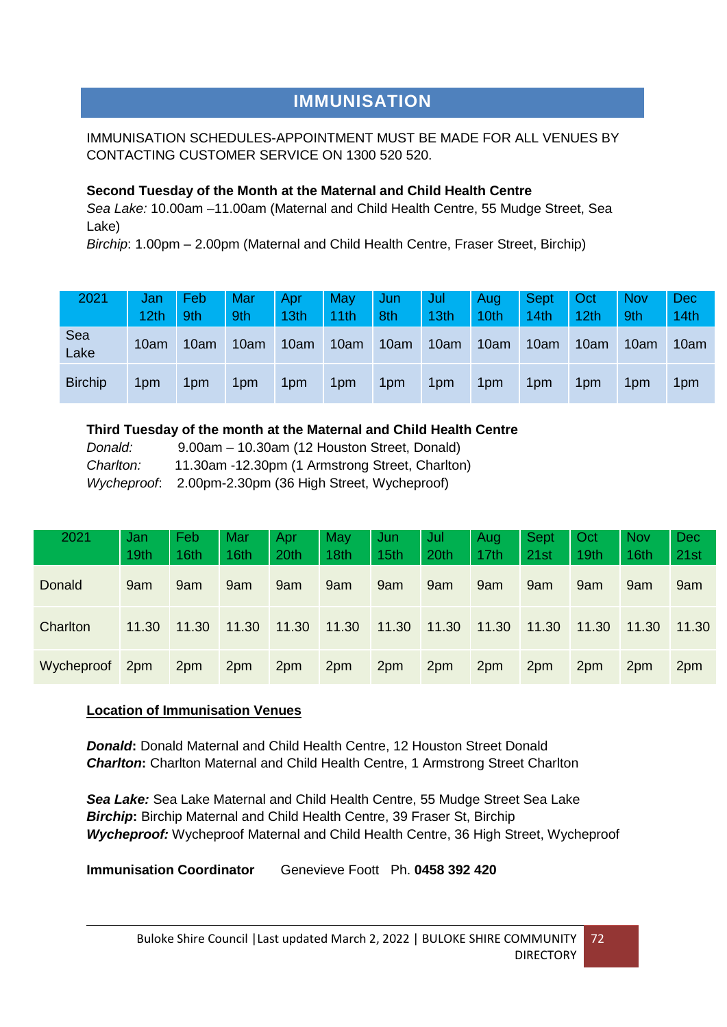# IMMUNISATION

IMMUNISATION SCHEDULES-APPOINTMENT MUST BE MADE FOR ALL VENUES BY CONTACTING CUSTOMER SERVICE ON 1300 520 520.

**Second Tuesday of the Month at the Maternal and Child Health Centre**

*Sea Lake:* 10.00am –11.00am (Maternal and Child Health Centre, 55 Mudge Street, Sea Lake)

*Birchip*: 1.00pm – 2.00pm (Maternal and Child Health Centre, Fraser Street, Birchip)

| 2021 | Jan 12th | Feb 9th | Mar 9th | Apr 13th | May 11th | Jun 8th | Jul 13th | Aug 10th | Sept 14th | Oct 12th | Nov 9th | Dec 14th |
|---|---|---|---|---|---|---|---|---|---|---|---|---|
| Sea Lake | 10am | 10am | 10am | 10am | 10am | 10am | 10am | 10am | 10am | 10am | 10am | 10am |
| Birchip | 1pm | 1pm | 1pm | 1pm | 1pm | 1pm | 1pm | 1pm | 1pm | 1pm | 1pm | 1pm |

**Third Tuesday of the month at the Maternal and Child Health Centre**

*Donald:* 9.00am – 10.30am (12 Houston Street, Donald)

*Charlton:* 11.30am -12.30pm (1 Armstrong Street, Charlton)

*Wycheproof*: 2.00pm-2.30pm (36 High Street, Wycheproof)

| 2021 | Jan 19th | Feb 16th | Mar 16th | Apr 20th | May 18th | Jun 15th | Jul 20th | Aug 17th | Sept 21st | Oct 19th | Nov 16th | Dec 21st |
|---|---|---|---|---|---|---|---|---|---|---|---|---|
| Donald | 9am | 9am | 9am | 9am | 9am | 9am | 9am | 9am | 9am | 9am | 9am | 9am |
| Charlton | 11.30 | 11.30 | 11.30 | 11.30 | 11.30 | 11.30 | 11.30 | 11.30 | 11.30 | 11.30 | 11.30 | 11.30 |
| Wycheproof | 2pm | 2pm | 2pm | 2pm | 2pm | 2pm | 2pm | 2pm | 2pm | 2pm | 2pm | 2pm |

**Location of Immunisation Venues**

***Donald*****:** Donald Maternal and Child Health Centre, 12 Houston Street Donald
***Charlton*****:** Charlton Maternal and Child Health Centre, 1 Armstrong Street Charlton

***Sea Lake:*** Sea Lake Maternal and Child Health Centre, 55 Mudge Street Sea Lake
***Birchip*****:** Birchip Maternal and Child Health Centre, 39 Fraser St, Birchip
***Wycheproof:*** Wycheproof Maternal and Child Health Centre, 36 High Street, Wycheproof

**Immunisation Coordinator** Genevieve Foott Ph. **0458 392 420**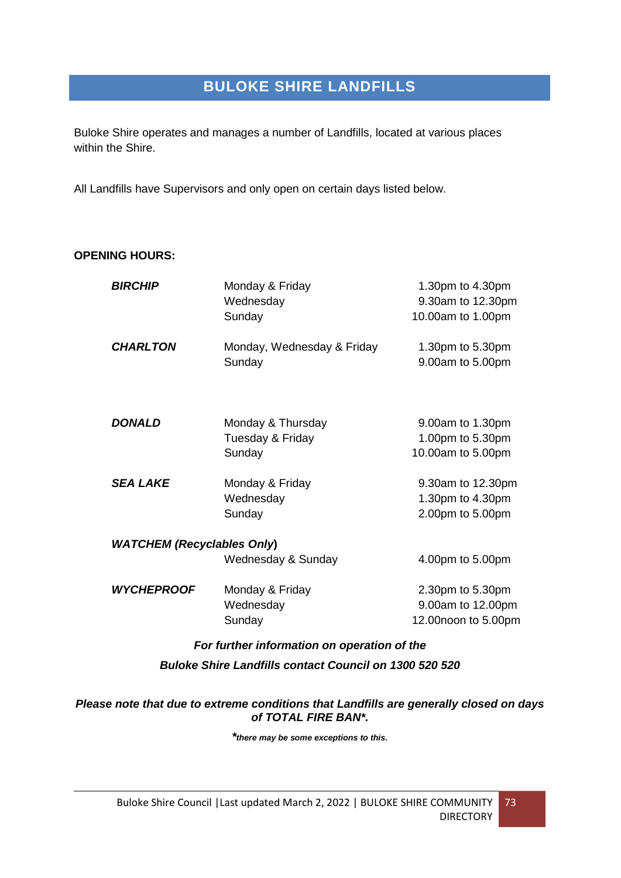# BULOKE SHIRE LANDFILLS

Buloke Shire operates and manages a number of Landfills, located at various places within the Shire.

All Landfills have Supervisors and only open on certain days listed below.

**OPENING HOURS:**

| Landfill | Days | Hours |
|---|---|---|
| ***BIRCHIP*** | Monday & Friday | 1.30pm to 4.30pm |
| | Wednesday | 9.30am to 12.30pm |
| | Sunday | 10.00am to 1.00pm |
| ***CHARLTON*** | Monday, Wednesday & Friday | 1.30pm to 5.30pm |
| | Sunday | 9.00am to 5.00pm |
| ***DONALD*** | Monday & Thursday | 9.00am to 1.30pm |
| | Tuesday & Friday | 1.00pm to 5.30pm |
| | Sunday | 10.00am to 5.00pm |
| ***SEA LAKE*** | Monday & Friday | 9.30am to 12.30pm |
| | Wednesday | 1.30pm to 4.30pm |
| | Sunday | 2.00pm to 5.00pm |
| ***WATCHEM (Recyclables Only)*** | Wednesday & Sunday | 4.00pm to 5.00pm |
| ***WYCHEPROOF*** | Monday & Friday | 2.30pm to 5.30pm |
| | Wednesday | 9.00am to 12.00pm |
| | Sunday | 12.00noon to 5.00pm |

***For further information on operation of the Buloke Shire Landfills contact Council on 1300 520 520***

***Please note that due to extreme conditions that Landfills are generally closed on days of TOTAL FIRE BAN*.***

****there may be some exceptions to this.***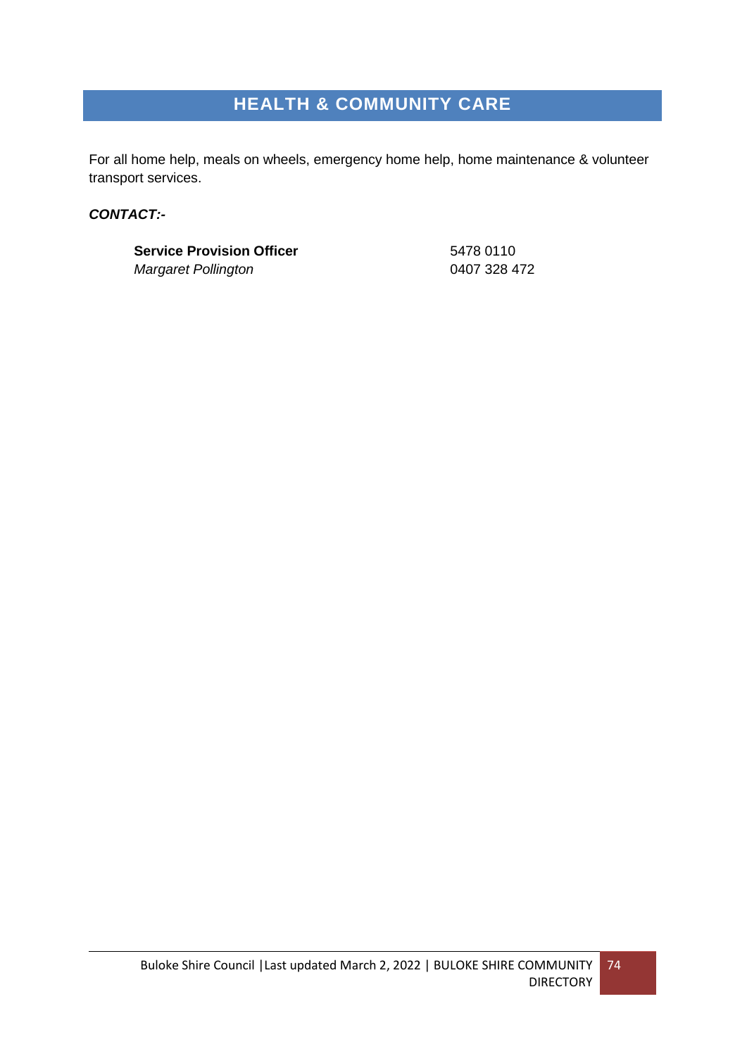# HEALTH & COMMUNITY CARE

For all home help, meals on wheels, emergency home help, home maintenance & volunteer transport services.

***CONTACT:-***

| | |
|---|---|
| **Service Provision Officer** | 5478 0110 |
| *Margaret Pollington* | 0407 328 472 |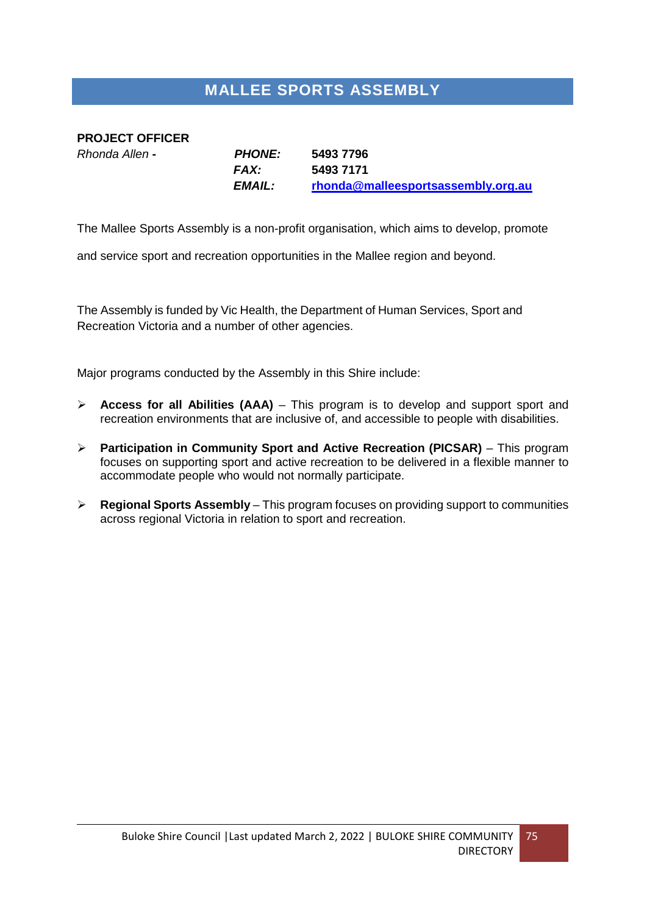# MALLEE SPORTS ASSEMBLY

**PROJECT OFFICER**

| | | |
|---|---|---|
| *Rhonda Allen* **-** | ***PHONE:*** | **5493 7796** |
| | ***FAX:*** | **5493 7171** |
| | ***EMAIL:*** | **rhonda@malleesportsassembly.org.au** |

The Mallee Sports Assembly is a non-profit organisation, which aims to develop, promote and service sport and recreation opportunities in the Mallee region and beyond.

The Assembly is funded by Vic Health, the Department of Human Services, Sport and Recreation Victoria and a number of other agencies.

Major programs conducted by the Assembly in this Shire include:

- **Access for all Abilities (AAA)** – This program is to develop and support sport and recreation environments that are inclusive of, and accessible to people with disabilities.
- **Participation in Community Sport and Active Recreation (PICSAR)** – This program focuses on supporting sport and active recreation to be delivered in a flexible manner to accommodate people who would not normally participate.
- **Regional Sports Assembly** – This program focuses on providing support to communities across regional Victoria in relation to sport and recreation.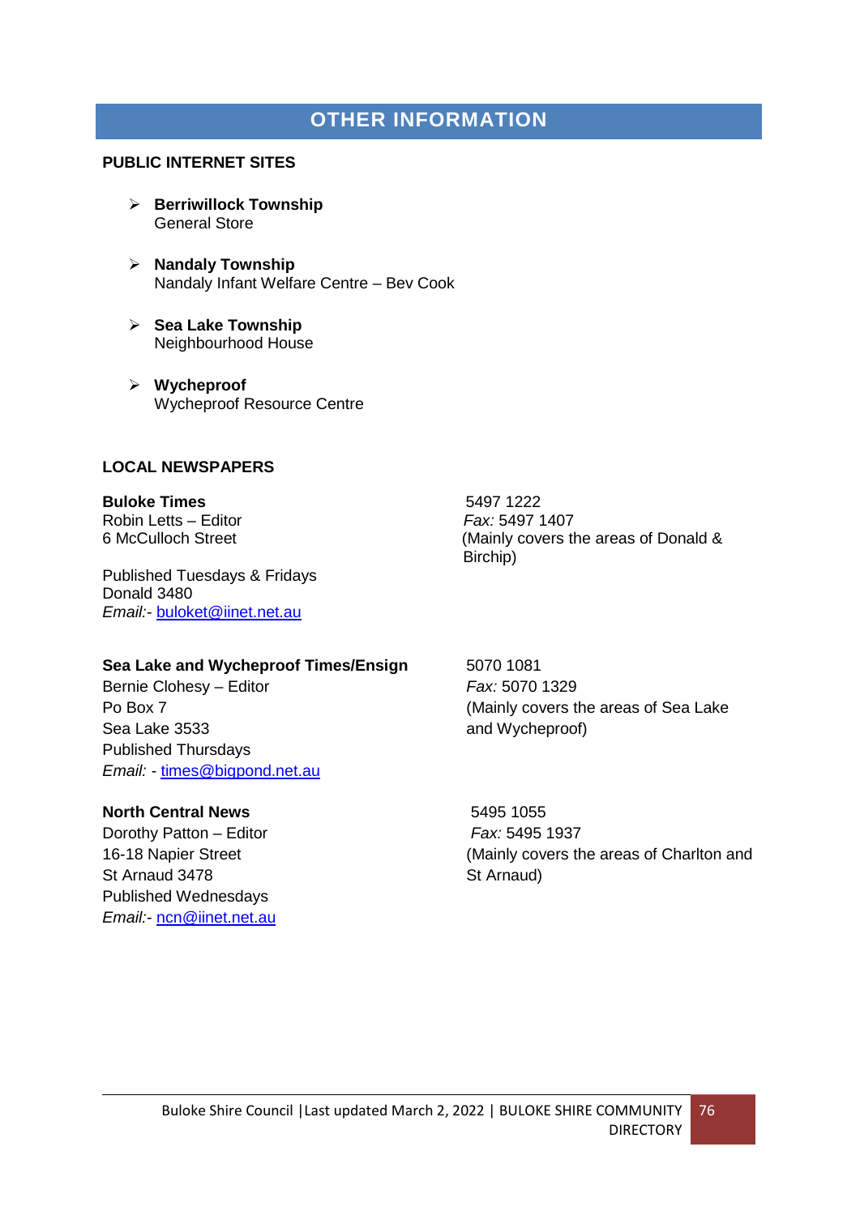## OTHER INFORMATION

### PUBLIC INTERNET SITES

- **Berriwillock Township**
  General Store

- **Nandaly Township**
  Nandaly Infant Welfare Centre – Bev Cook

- **Sea Lake Township**
  Neighbourhood House

- **Wycheproof**
  Wycheproof Resource Centre

### LOCAL NEWSPAPERS

**Buloke Times**
Robin Letts – Editor
6 McCulloch Street

Published Tuesdays & Fridays
Donald 3480
*Email:*- buloket@iinet.net.au

5497 1222
*Fax:* 5497 1407
(Mainly covers the areas of Donald & Birchip)

**Sea Lake and Wycheproof Times/Ensign**
Bernie Clohesy – Editor
Po Box 7
Sea Lake 3533
Published Thursdays
*Email:* - times@bigpond.net.au

5070 1081
*Fax:* 5070 1329
(Mainly covers the areas of Sea Lake and Wycheproof)

**North Central News**
Dorothy Patton – Editor
16-18 Napier Street
St Arnaud 3478
Published Wednesdays
*Email:*- ncn@iinet.net.au

5495 1055
*Fax:* 5495 1937
(Mainly covers the areas of Charlton and St Arnaud)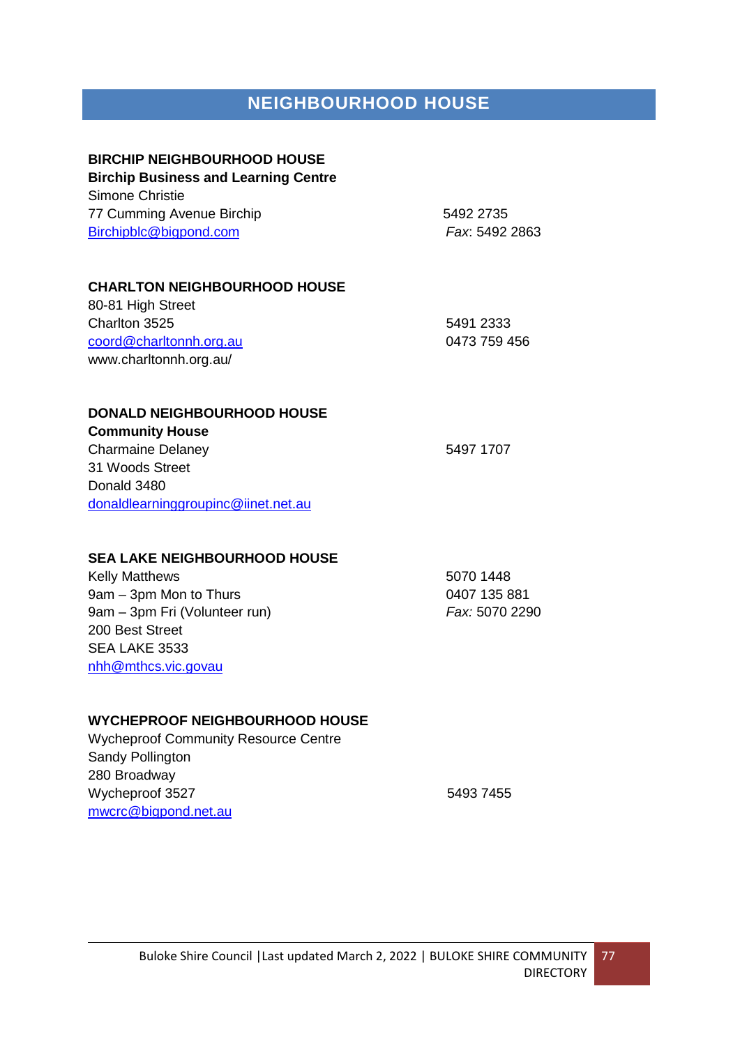# NEIGHBOURHOOD HOUSE

**BIRCHIP NEIGHBOURHOOD HOUSE**
**Birchip Business and Learning Centre**
Simone Christie
77 Cumming Avenue Birchip
Birchipblc@bigpond.com

5492 2735
*Fax*: 5492 2863

**CHARLTON NEIGHBOURHOOD HOUSE**
80-81 High Street
Charlton 3525
coord@charltonnh.org.au
www.charltonnh.org.au/

5491 2333
0473 759 456

**DONALD NEIGHBOURHOOD HOUSE**
**Community House**
Charmaine Delaney
31 Woods Street
Donald 3480
donaldlearninggroupinc@iinet.net.au

5497 1707

**SEA LAKE NEIGHBOURHOOD HOUSE**
Kelly Matthews
9am – 3pm Mon to Thurs
9am – 3pm Fri (Volunteer run)
200 Best Street
SEA LAKE 3533
nhh@mthcs.vic.govau

5070 1448
0407 135 881
*Fax:* 5070 2290

**WYCHEPROOF NEIGHBOURHOOD HOUSE**
Wycheproof Community Resource Centre
Sandy Pollington
280 Broadway
Wycheproof 3527
mwcrc@bigpond.net.au

5493 7455